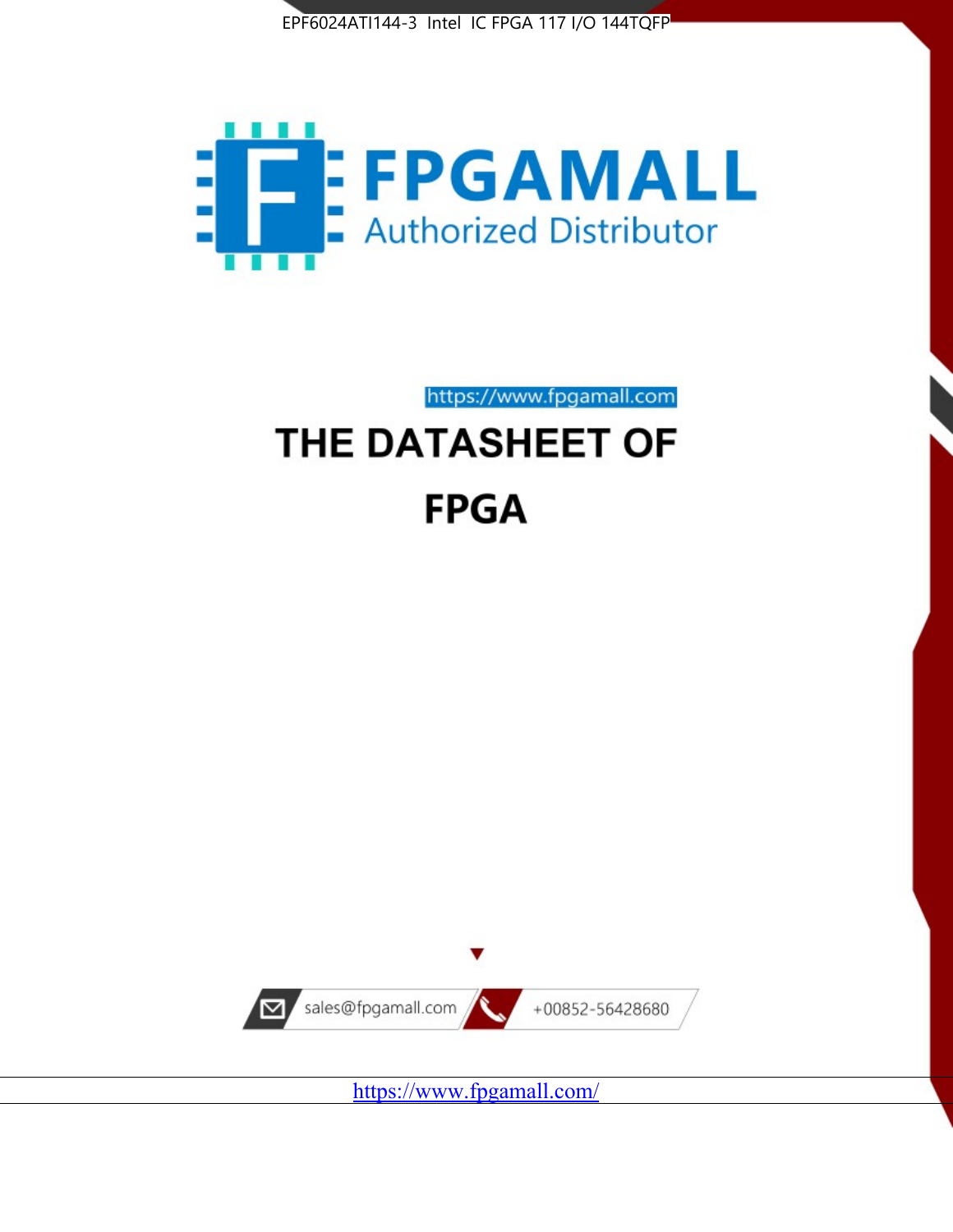EPF6024ATI144-3 Intel IC FPGA 117 I/O 144TQFP

# FPGAMALL

Authorized Distributor

https://www.fpgamall.com

# THE DATASHEET OF

# FPGA

sales@fpgamall.com

+00852-56428680

https://www.fpgamall.com/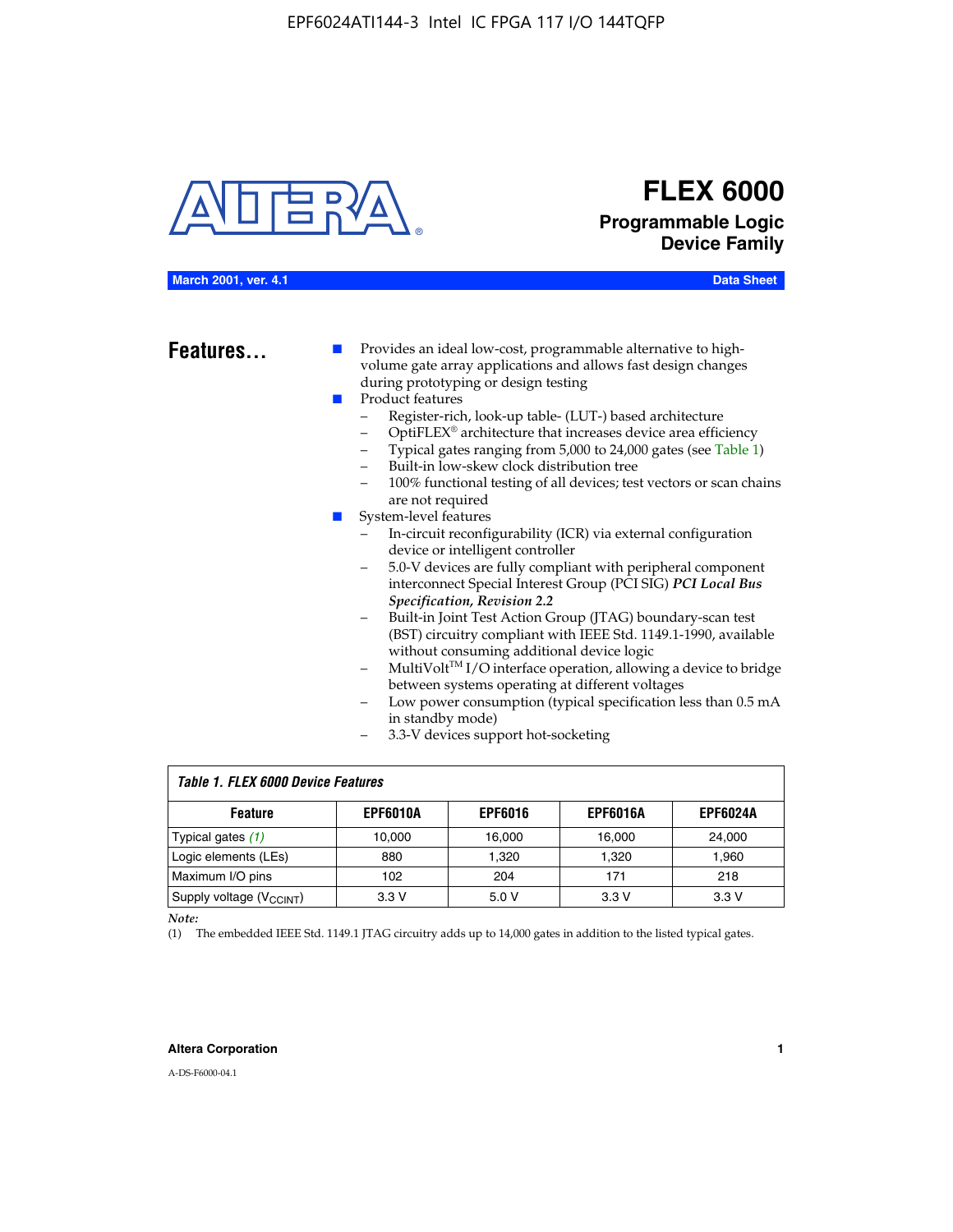# FLEX 6000

## Programmable Logic Device Family

**March 2001, ver. 4.1** **Data Sheet**

## Features...

- Provides an ideal low-cost, programmable alternative to high-volume gate array applications and allows fast design changes during prototyping or design testing
- Product features
  - Register-rich, look-up table- (LUT-) based architecture
  - OptiFLEX® architecture that increases device area efficiency
  - Typical gates ranging from 5,000 to 24,000 gates (see Table 1)
  - Built-in low-skew clock distribution tree
  - 100% functional testing of all devices; test vectors or scan chains are not required
- System-level features
  - In-circuit reconfigurability (ICR) via external configuration device or intelligent controller
  - 5.0-V devices are fully compliant with peripheral component interconnect Special Interest Group (PCI SIG) ***PCI Local Bus Specification, Revision 2.2***
  - Built-in Joint Test Action Group (JTAG) boundary-scan test (BST) circuitry compliant with IEEE Std. 1149.1-1990, available without consuming additional device logic
  - MultiVolt™ I/O interface operation, allowing a device to bridge between systems operating at different voltages
  - Low power consumption (typical specification less than 0.5 mA in standby mode)
  - 3.3-V devices support hot-socketing

*Table 1. FLEX 6000 Device Features*

| Feature | EPF6010A | EPF6016 | EPF6016A | EPF6024A |
|---|---|---|---|---|
| Typical gates *(1)* | 10,000 | 16,000 | 16,000 | 24,000 |
| Logic elements (LEs) | 880 | 1,320 | 1,320 | 1,960 |
| Maximum I/O pins | 102 | 204 | 171 | 218 |
| Supply voltage ($V_{CCINT}$) | 3.3 V | 5.0 V | 3.3 V | 3.3 V |

*Note:*

(1) The embedded IEEE Std. 1149.1 JTAG circuitry adds up to 14,000 gates in addition to the listed typical gates.

A-DS-F6000-04.1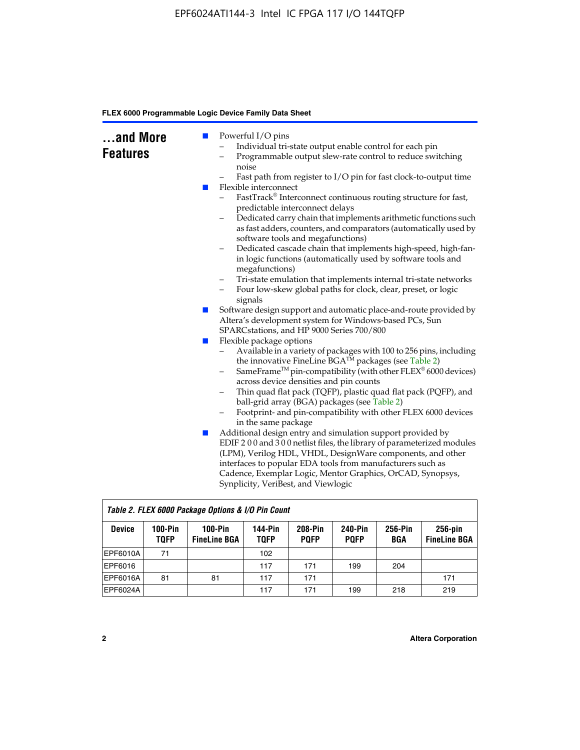## ...and More Features

- Powerful I/O pins
  - Individual tri-state output enable control for each pin
  - Programmable output slew-rate control to reduce switching noise
  - Fast path from register to I/O pin for fast clock-to-output time
- Flexible interconnect
  - FastTrack® Interconnect continuous routing structure for fast, predictable interconnect delays
  - Dedicated carry chain that implements arithmetic functions such as fast adders, counters, and comparators (automatically used by software tools and megafunctions)
  - Dedicated cascade chain that implements high-speed, high-fan-in logic functions (automatically used by software tools and megafunctions)
  - Tri-state emulation that implements internal tri-state networks
  - Four low-skew global paths for clock, clear, preset, or logic signals
- Software design support and automatic place-and-route provided by Altera's development system for Windows-based PCs, Sun SPARCstations, and HP 9000 Series 700/800
- Flexible package options
  - Available in a variety of packages with 100 to 256 pins, including the innovative FineLine BGA™ packages (see Table 2)
  - SameFrame™ pin-compatibility (with other FLEX® 6000 devices) across device densities and pin counts
  - Thin quad flat pack (TQFP), plastic quad flat pack (PQFP), and ball-grid array (BGA) packages (see Table 2)
  - Footprint- and pin-compatibility with other FLEX 6000 devices in the same package
- Additional design entry and simulation support provided by EDIF 2 0 0 and 3 0 0 netlist files, the library of parameterized modules (LPM), Verilog HDL, VHDL, DesignWare components, and other interfaces to popular EDA tools from manufacturers such as Cadence, Exemplar Logic, Mentor Graphics, OrCAD, Synopsys, Synplicity, VeriBest, and Viewlogic

*Table 2. FLEX 6000 Package Options & I/O Pin Count*

| Device | 100-Pin TQFP | 100-Pin FineLine BGA | 144-Pin TQFP | 208-Pin PQFP | 240-Pin PQFP | 256-Pin BGA | 256-pin FineLine BGA |
|---|---|---|---|---|---|---|---|
| EPF6010A | 71 | | 102 | | | | |
| EPF6016 | | | 117 | 171 | 199 | 204 | |
| EPF6016A | 81 | 81 | 117 | 171 | | | 171 |
| EPF6024A | | | 117 | 171 | 199 | 218 | 219 |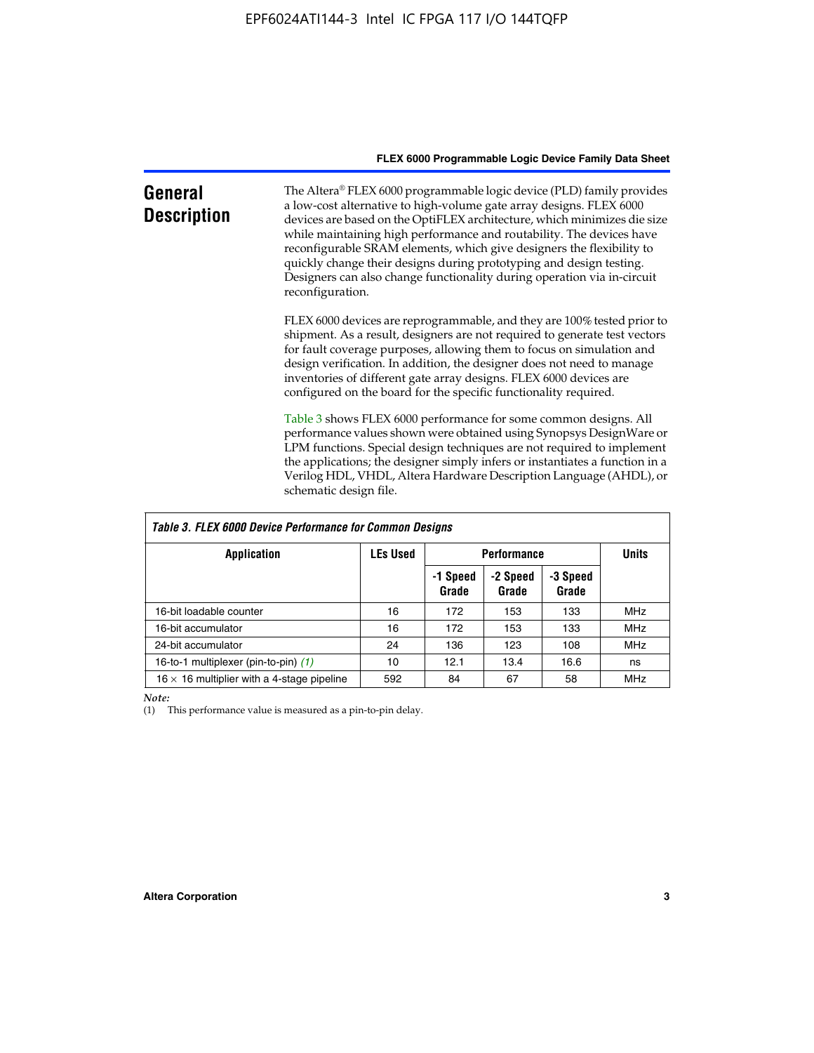## General Description

The Altera® FLEX 6000 programmable logic device (PLD) family provides a low-cost alternative to high-volume gate array designs. FLEX 6000 devices are based on the OptiFLEX architecture, which minimizes die size while maintaining high performance and routability. The devices have reconfigurable SRAM elements, which give designers the flexibility to quickly change their designs during prototyping and design testing. Designers can also change functionality during operation via in-circuit reconfiguration.

FLEX 6000 devices are reprogrammable, and they are 100% tested prior to shipment. As a result, designers are not required to generate test vectors for fault coverage purposes, allowing them to focus on simulation and design verification. In addition, the designer does not need to manage inventories of different gate array designs. FLEX 6000 devices are configured on the board for the specific functionality required.

Table 3 shows FLEX 6000 performance for some common designs. All performance values shown were obtained using Synopsys DesignWare or LPM functions. Special design techniques are not required to implement the applications; the designer simply infers or instantiates a function in a Verilog HDL, VHDL, Altera Hardware Description Language (AHDL), or schematic design file.

*Table 3. FLEX 6000 Device Performance for Common Designs*

| Application | LEs Used | Performance | | | Units |
|---|---|---|---|---|---|
| | | -1 Speed Grade | -2 Speed Grade | -3 Speed Grade | |
| 16-bit loadable counter | 16 | 172 | 153 | 133 | MHz |
| 16-bit accumulator | 16 | 172 | 153 | 133 | MHz |
| 24-bit accumulator | 24 | 136 | 123 | 108 | MHz |
| 16-to-1 multiplexer (pin-to-pin) *(1)* | 10 | 12.1 | 13.4 | 16.6 | ns |
| 16 × 16 multiplier with a 4-stage pipeline | 592 | 84 | 67 | 58 | MHz |

*Note:*
(1) This performance value is measured as a pin-to-pin delay.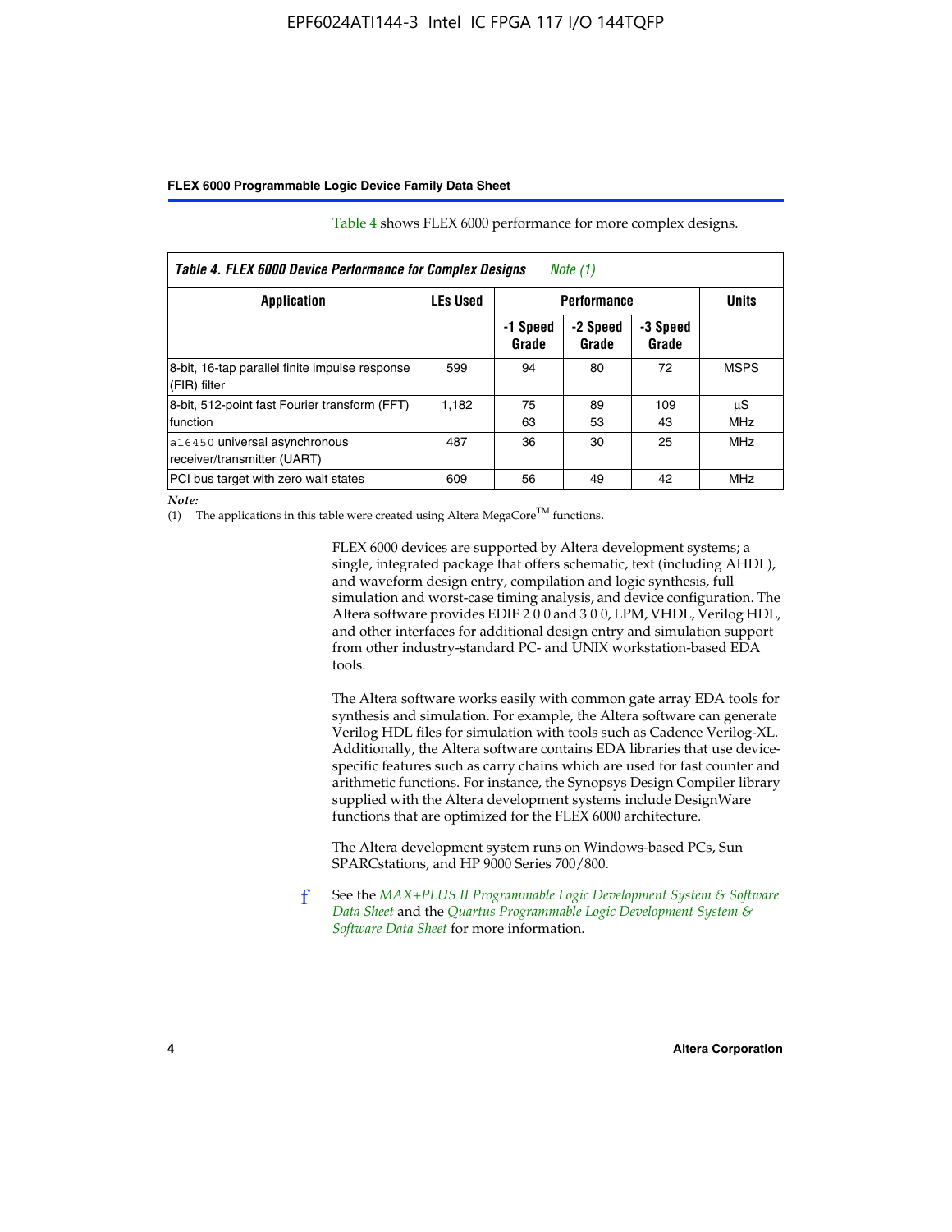Table 4 shows FLEX 6000 performance for more complex designs.

**Table 4. FLEX 6000 Device Performance for Complex Designs** *Note (1)*

| Application | LEs Used | Performance | | | Units |
|---|---|---|---|---|---|
| | | -1 Speed Grade | -2 Speed Grade | -3 Speed Grade | |
| 8-bit, 16-tap parallel finite impulse response (FIR) filter | 599 | 94 | 80 | 72 | MSPS |
| 8-bit, 512-point fast Fourier transform (FFT) function | 1,182 | 75<br>63 | 89<br>53 | 109<br>43 | µS<br>MHz |
| `a16450` universal asynchronous receiver/transmitter (UART) | 487 | 36 | 30 | 25 | MHz |
| PCI bus target with zero wait states | 609 | 56 | 49 | 42 | MHz |

*Note:*

(1) The applications in this table were created using Altera MegaCore™ functions.

FLEX 6000 devices are supported by Altera development systems; a single, integrated package that offers schematic, text (including AHDL), and waveform design entry, compilation and logic synthesis, full simulation and worst-case timing analysis, and device configuration. The Altera software provides EDIF 2 0 0 and 3 0 0, LPM, VHDL, Verilog HDL, and other interfaces for additional design entry and simulation support from other industry-standard PC- and UNIX workstation-based EDA tools.

The Altera software works easily with common gate array EDA tools for synthesis and simulation. For example, the Altera software can generate Verilog HDL files for simulation with tools such as Cadence Verilog-XL. Additionally, the Altera software contains EDA libraries that use device-specific features such as carry chains which are used for fast counter and arithmetic functions. For instance, the Synopsys Design Compiler library supplied with the Altera development systems include DesignWare functions that are optimized for the FLEX 6000 architecture.

The Altera development system runs on Windows-based PCs, Sun SPARCstations, and HP 9000 Series 700/800.

See the *MAX+PLUS II Programmable Logic Development System & Software Data Sheet* and the *Quartus Programmable Logic Development System & Software Data Sheet* for more information.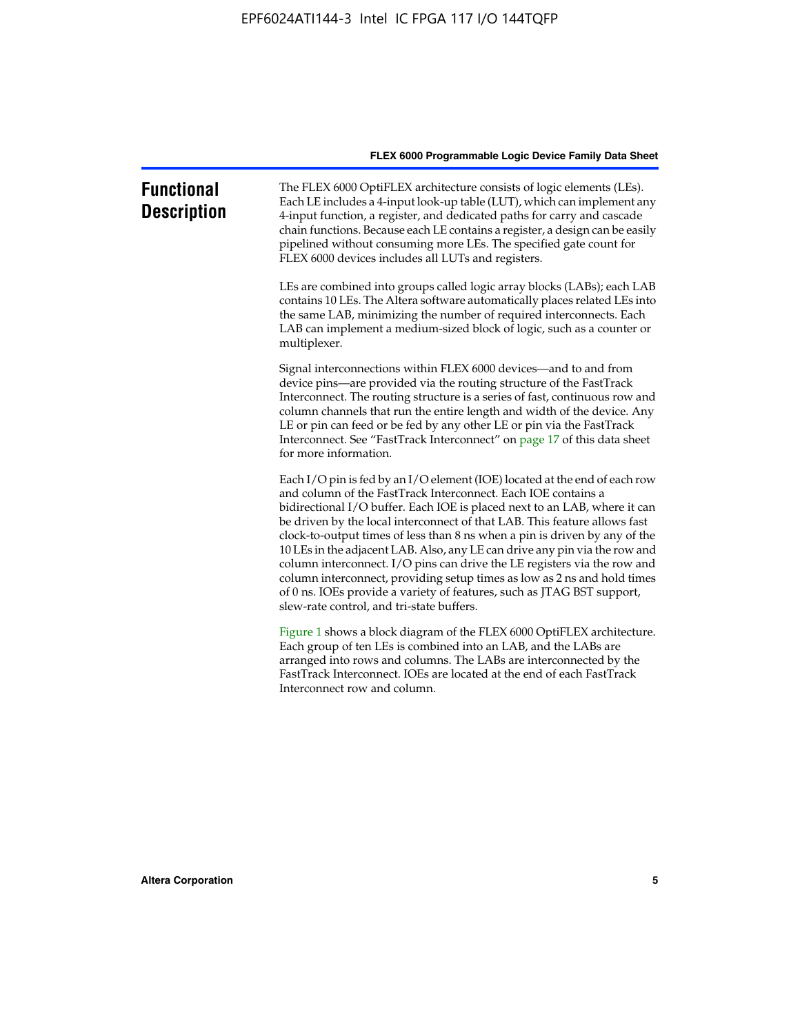## Functional Description

The FLEX 6000 OptiFLEX architecture consists of logic elements (LEs). Each LE includes a 4-input look-up table (LUT), which can implement any 4-input function, a register, and dedicated paths for carry and cascade chain functions. Because each LE contains a register, a design can be easily pipelined without consuming more LEs. The specified gate count for FLEX 6000 devices includes all LUTs and registers.

LEs are combined into groups called logic array blocks (LABs); each LAB contains 10 LEs. The Altera software automatically places related LEs into the same LAB, minimizing the number of required interconnects. Each LAB can implement a medium-sized block of logic, such as a counter or multiplexer.

Signal interconnections within FLEX 6000 devices—and to and from device pins—are provided via the routing structure of the FastTrack Interconnect. The routing structure is a series of fast, continuous row and column channels that run the entire length and width of the device. Any LE or pin can feed or be fed by any other LE or pin via the FastTrack Interconnect. See "FastTrack Interconnect" on page 17 of this data sheet for more information.

Each I/O pin is fed by an I/O element (IOE) located at the end of each row and column of the FastTrack Interconnect. Each IOE contains a bidirectional I/O buffer. Each IOE is placed next to an LAB, where it can be driven by the local interconnect of that LAB. This feature allows fast clock-to-output times of less than 8 ns when a pin is driven by any of the 10 LEs in the adjacent LAB. Also, any LE can drive any pin via the row and column interconnect. I/O pins can drive the LE registers via the row and column interconnect, providing setup times as low as 2 ns and hold times of 0 ns. IOEs provide a variety of features, such as JTAG BST support, slew-rate control, and tri-state buffers.

Figure 1 shows a block diagram of the FLEX 6000 OptiFLEX architecture. Each group of ten LEs is combined into an LAB, and the LABs are arranged into rows and columns. The LABs are interconnected by the FastTrack Interconnect. IOEs are located at the end of each FastTrack Interconnect row and column.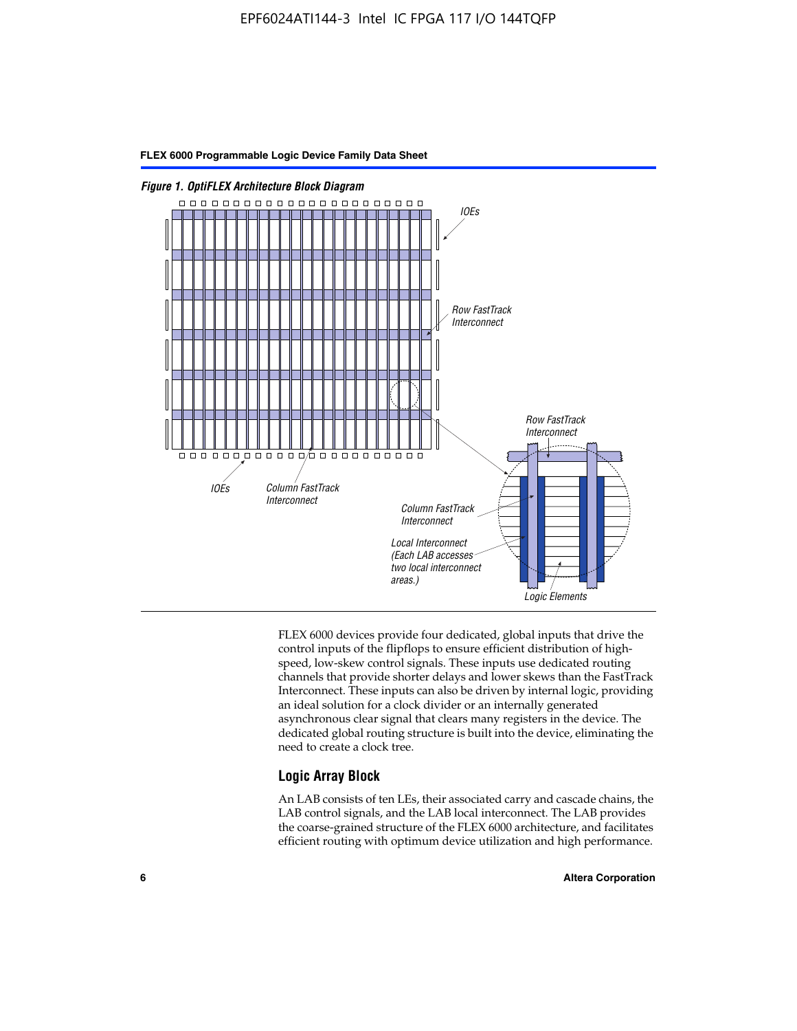*Figure 1. OptiFLEX Architecture Block Diagram*

FLEX 6000 devices provide four dedicated, global inputs that drive the control inputs of the flipflops to ensure efficient distribution of high-speed, low-skew control signals. These inputs use dedicated routing channels that provide shorter delays and lower skews than the FastTrack Interconnect. These inputs can also be driven by internal logic, providing an ideal solution for a clock divider or an internally generated asynchronous clear signal that clears many registers in the device. The dedicated global routing structure is built into the device, eliminating the need to create a clock tree.

## Logic Array Block

An LAB consists of ten LEs, their associated carry and cascade chains, the LAB control signals, and the LAB local interconnect. The LAB provides the coarse-grained structure of the FLEX 6000 architecture, and facilitates efficient routing with optimum device utilization and high performance.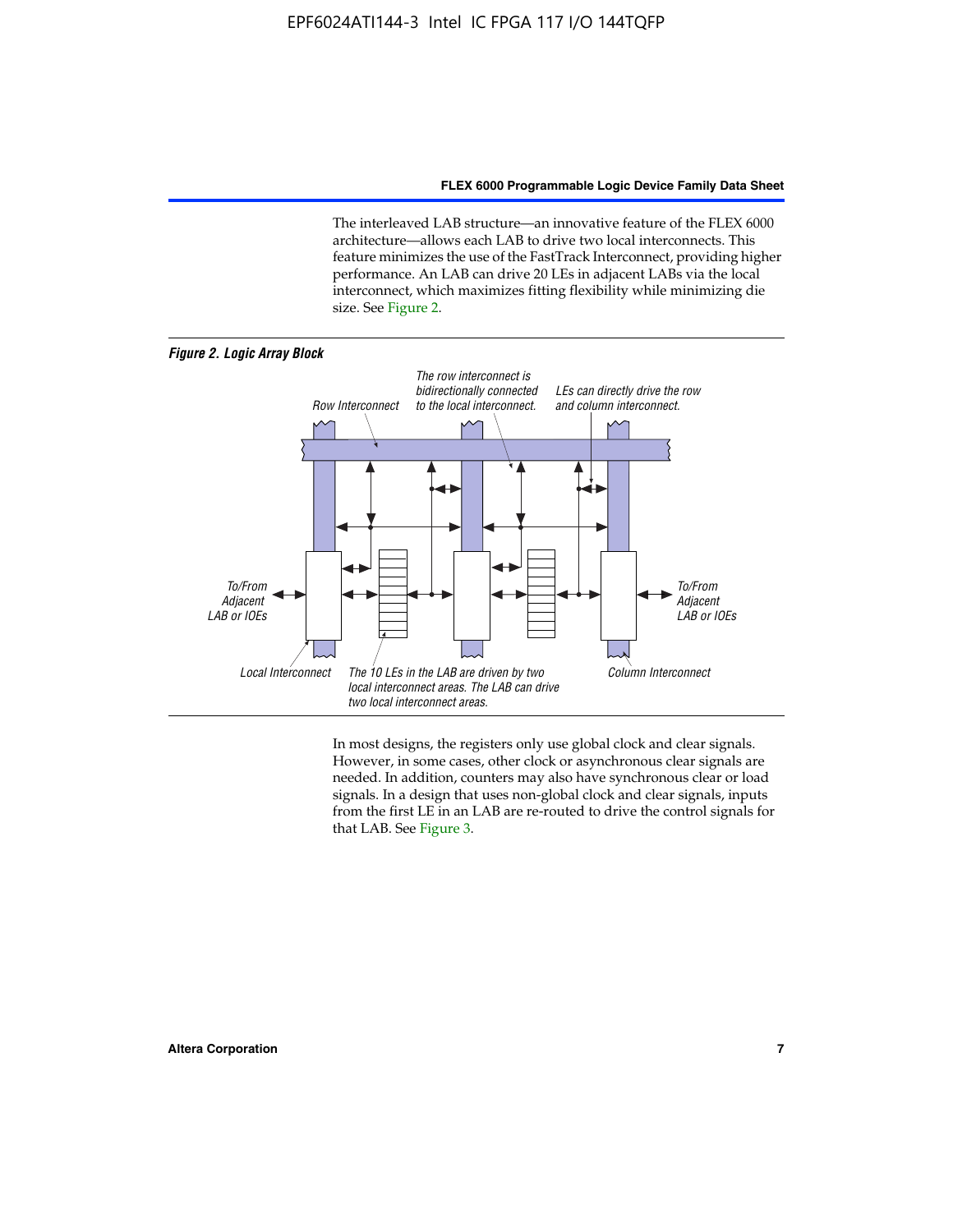The interleaved LAB structure—an innovative feature of the FLEX 6000 architecture—allows each LAB to drive two local interconnects. This feature minimizes the use of the FastTrack Interconnect, providing higher performance. An LAB can drive 20 LEs in adjacent LABs via the local interconnect, which maximizes fitting flexibility while minimizing die size. See Figure 2.

***Figure 2. Logic Array Block***

Row Interconnect

The row interconnect is bidirectionally connected to the local interconnect.

LEs can directly drive the row and column interconnect.

To/From Adjacent LAB or IOEs

To/From Adjacent LAB or IOEs

Local Interconnect

The 10 LEs in the LAB are driven by two local interconnect areas. The LAB can drive two local interconnect areas.

Column Interconnect

In most designs, the registers only use global clock and clear signals. However, in some cases, other clock or asynchronous clear signals are needed. In addition, counters may also have synchronous clear or load signals. In a design that uses non-global clock and clear signals, inputs from the first LE in an LAB are re-routed to drive the control signals for that LAB. See Figure 3.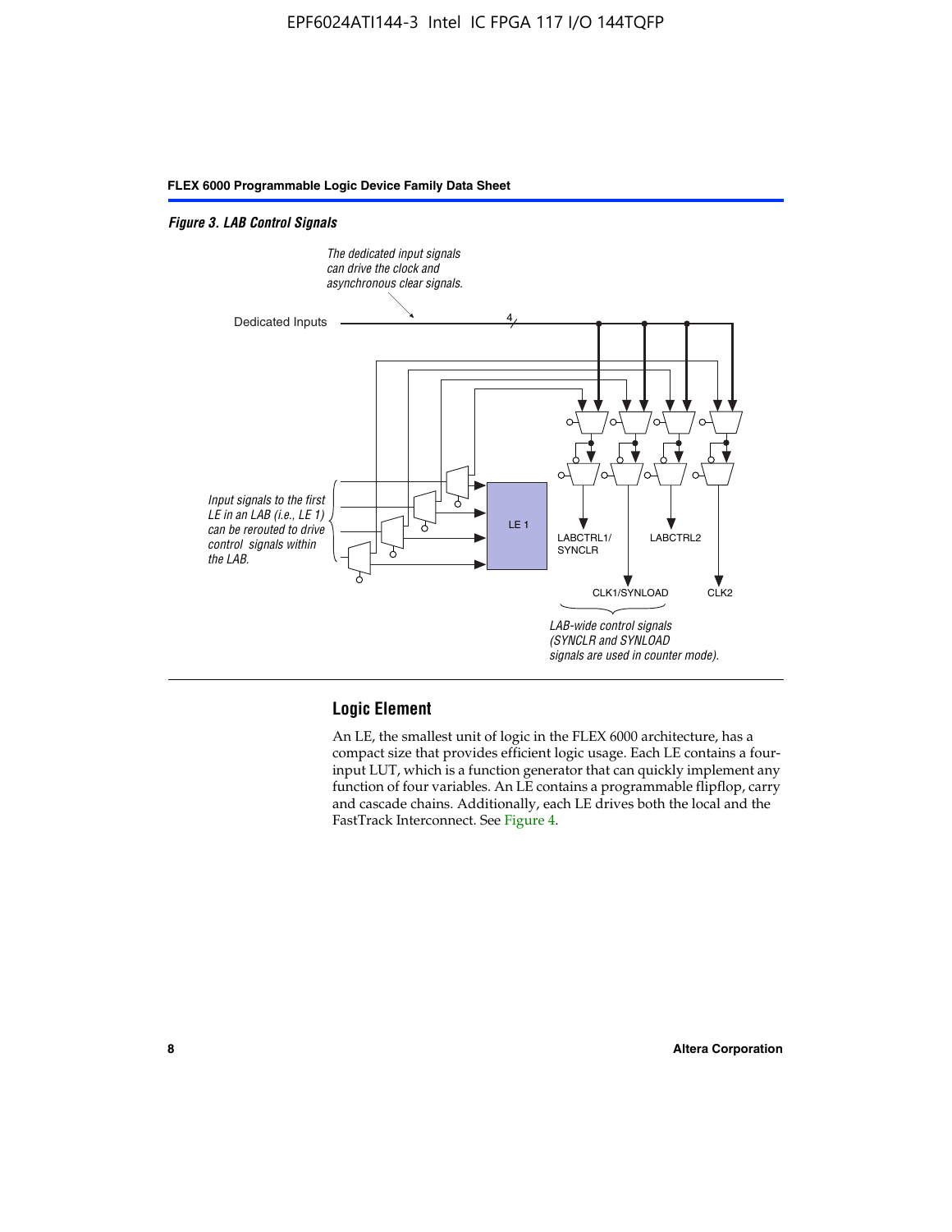*Figure 3. LAB Control Signals*

## Logic Element

An LE, the smallest unit of logic in the FLEX 6000 architecture, has a compact size that provides efficient logic usage. Each LE contains a four-input LUT, which is a function generator that can quickly implement any function of four variables. An LE contains a programmable flipflop, carry and cascade chains. Additionally, each LE drives both the local and the FastTrack Interconnect. See Figure 4.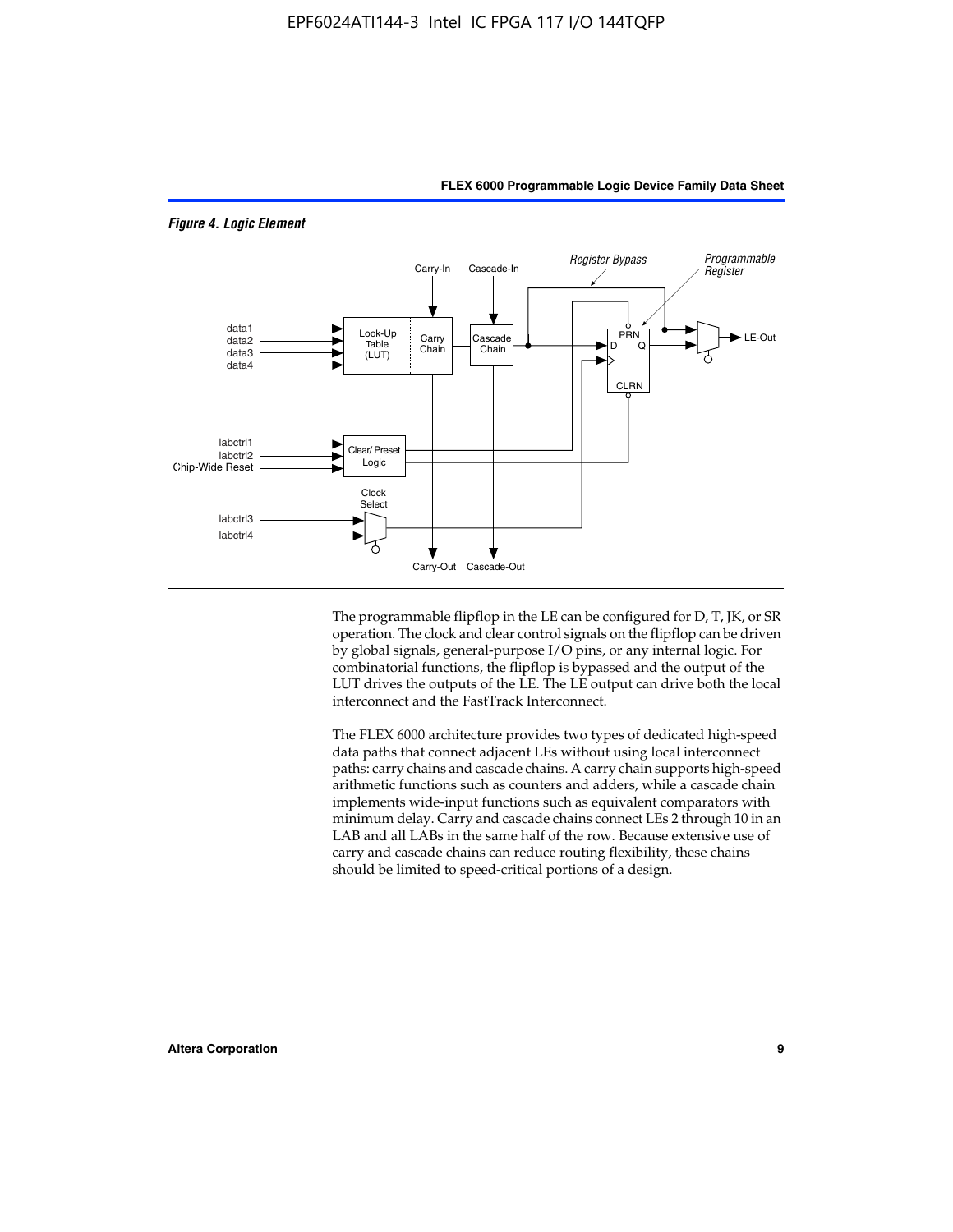*Figure 4. Logic Element*

The programmable flipflop in the LE can be configured for D, T, JK, or SR operation. The clock and clear control signals on the flipflop can be driven by global signals, general-purpose I/O pins, or any internal logic. For combinatorial functions, the flipflop is bypassed and the output of the LUT drives the outputs of the LE. The LE output can drive both the local interconnect and the FastTrack Interconnect.

The FLEX 6000 architecture provides two types of dedicated high-speed data paths that connect adjacent LEs without using local interconnect paths: carry chains and cascade chains. A carry chain supports high-speed arithmetic functions such as counters and adders, while a cascade chain implements wide-input functions such as equivalent comparators with minimum delay. Carry and cascade chains connect LEs 2 through 10 in an LAB and all LABs in the same half of the row. Because extensive use of carry and cascade chains can reduce routing flexibility, these chains should be limited to speed-critical portions of a design.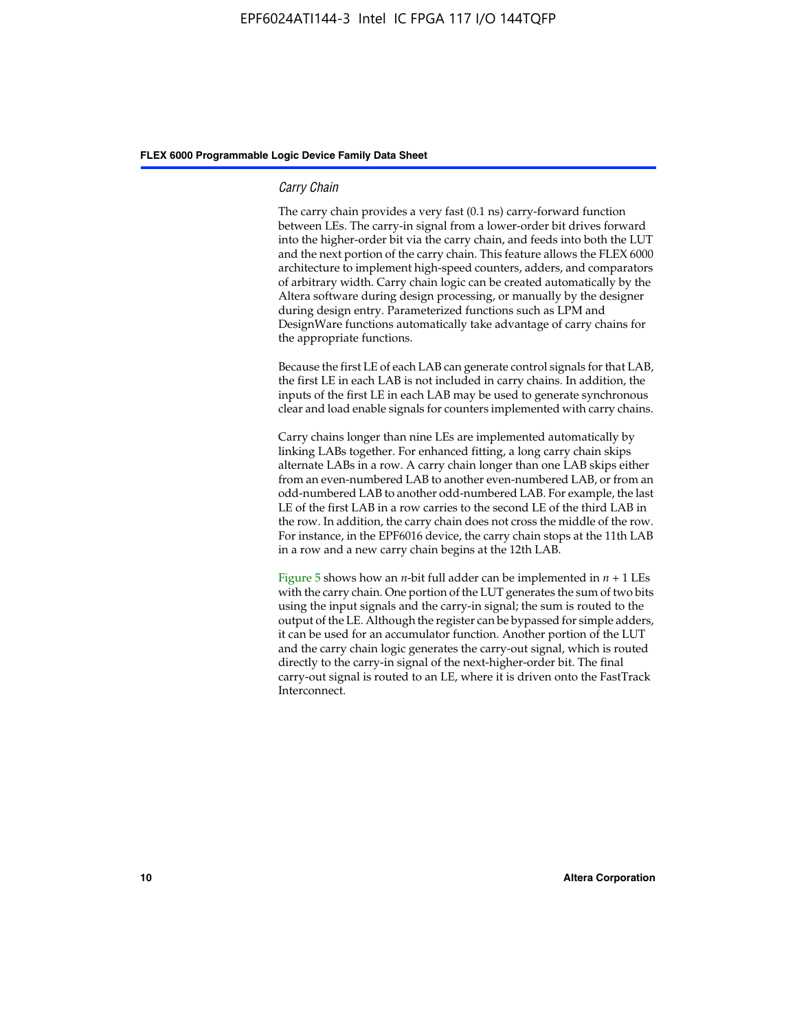### *Carry Chain*

The carry chain provides a very fast (0.1 ns) carry-forward function between LEs. The carry-in signal from a lower-order bit drives forward into the higher-order bit via the carry chain, and feeds into both the LUT and the next portion of the carry chain. This feature allows the FLEX 6000 architecture to implement high-speed counters, adders, and comparators of arbitrary width. Carry chain logic can be created automatically by the Altera software during design processing, or manually by the designer during design entry. Parameterized functions such as LPM and DesignWare functions automatically take advantage of carry chains for the appropriate functions.

Because the first LE of each LAB can generate control signals for that LAB, the first LE in each LAB is not included in carry chains. In addition, the inputs of the first LE in each LAB may be used to generate synchronous clear and load enable signals for counters implemented with carry chains.

Carry chains longer than nine LEs are implemented automatically by linking LABs together. For enhanced fitting, a long carry chain skips alternate LABs in a row. A carry chain longer than one LAB skips either from an even-numbered LAB to another even-numbered LAB, or from an odd-numbered LAB to another odd-numbered LAB. For example, the last LE of the first LAB in a row carries to the second LE of the third LAB in the row. In addition, the carry chain does not cross the middle of the row. For instance, in the EPF6016 device, the carry chain stops at the 11th LAB in a row and a new carry chain begins at the 12th LAB.

Figure 5 shows how an $n$-bit full adder can be implemented in $n + 1$ LEs with the carry chain. One portion of the LUT generates the sum of two bits using the input signals and the carry-in signal; the sum is routed to the output of the LE. Although the register can be bypassed for simple adders, it can be used for an accumulator function. Another portion of the LUT and the carry chain logic generates the carry-out signal, which is routed directly to the carry-in signal of the next-higher-order bit. The final carry-out signal is routed to an LE, where it is driven onto the FastTrack Interconnect.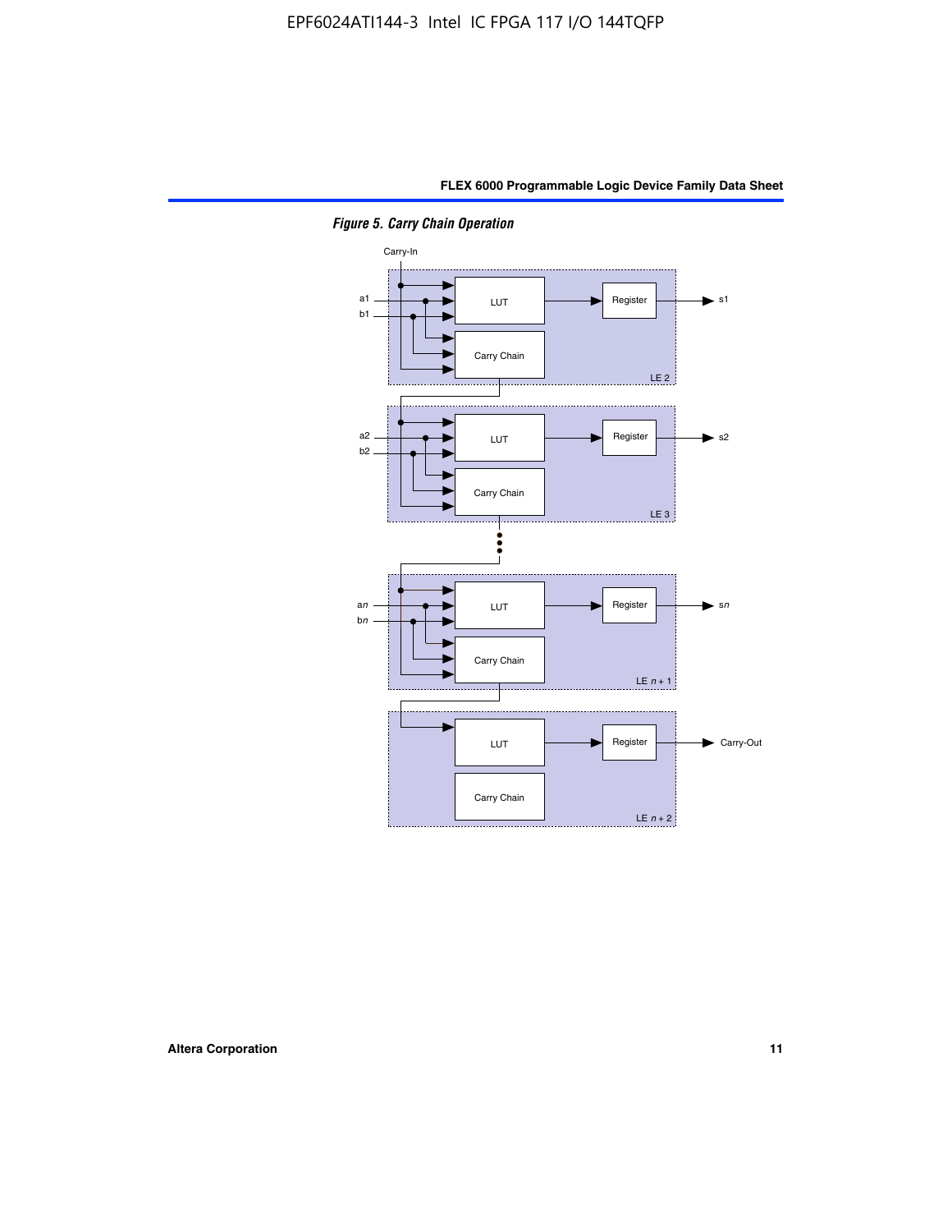*Figure 5. Carry Chain Operation*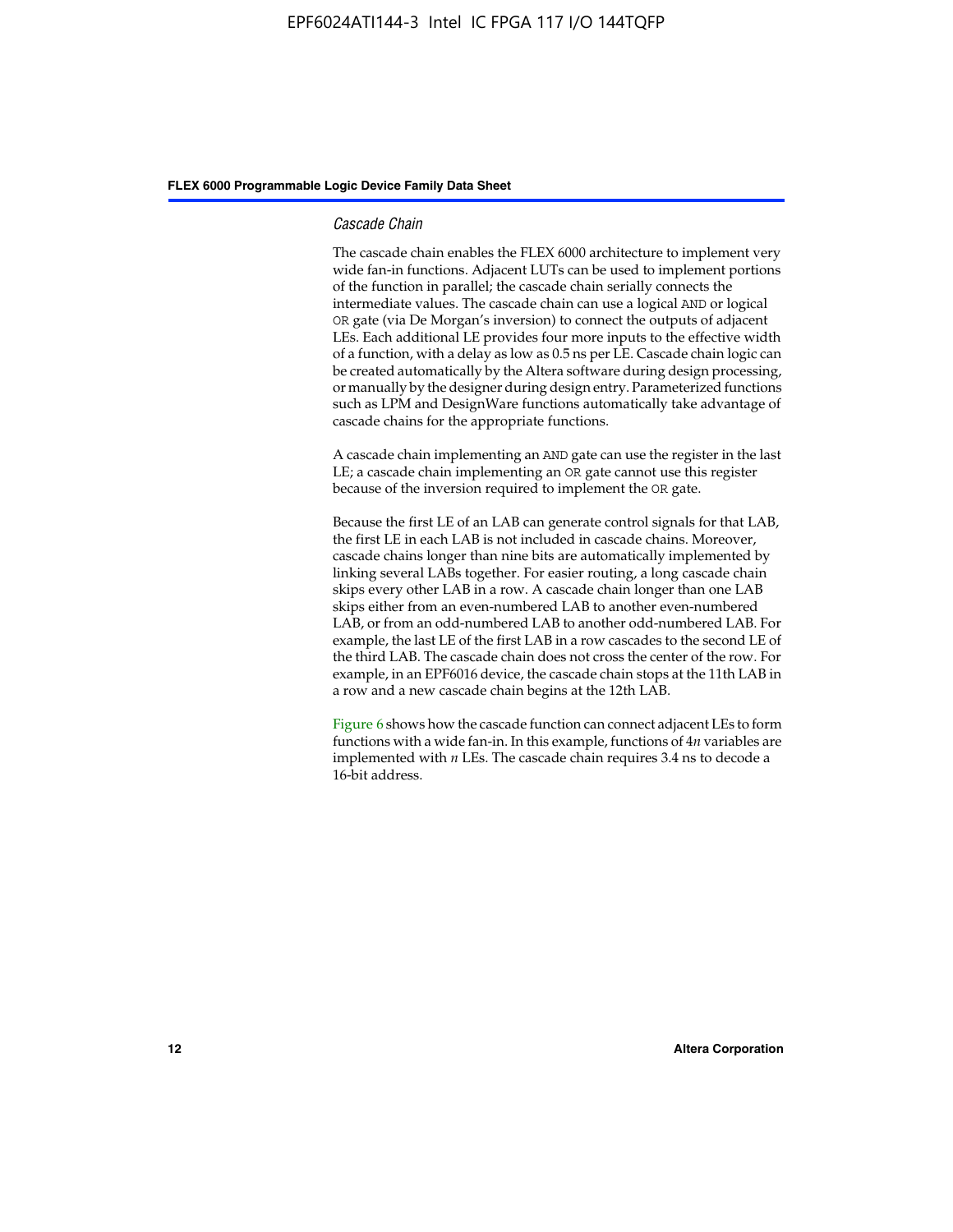### *Cascade Chain*

The cascade chain enables the FLEX 6000 architecture to implement very wide fan-in functions. Adjacent LUTs can be used to implement portions of the function in parallel; the cascade chain serially connects the intermediate values. The cascade chain can use a logical `AND` or logical `OR` gate (via De Morgan's inversion) to connect the outputs of adjacent LEs. Each additional LE provides four more inputs to the effective width of a function, with a delay as low as 0.5 ns per LE. Cascade chain logic can be created automatically by the Altera software during design processing, or manually by the designer during design entry. Parameterized functions such as LPM and DesignWare functions automatically take advantage of cascade chains for the appropriate functions.

A cascade chain implementing an `AND` gate can use the register in the last LE; a cascade chain implementing an `OR` gate cannot use this register because of the inversion required to implement the `OR` gate.

Because the first LE of an LAB can generate control signals for that LAB, the first LE in each LAB is not included in cascade chains. Moreover, cascade chains longer than nine bits are automatically implemented by linking several LABs together. For easier routing, a long cascade chain skips every other LAB in a row. A cascade chain longer than one LAB skips either from an even-numbered LAB to another even-numbered LAB, or from an odd-numbered LAB to another odd-numbered LAB. For example, the last LE of the first LAB in a row cascades to the second LE of the third LAB. The cascade chain does not cross the center of the row. For example, in an EPF6016 device, the cascade chain stops at the 11th LAB in a row and a new cascade chain begins at the 12th LAB.

Figure 6 shows how the cascade function can connect adjacent LEs to form functions with a wide fan-in. In this example, functions of $4n$ variables are implemented with $n$ LEs. The cascade chain requires 3.4 ns to decode a 16-bit address.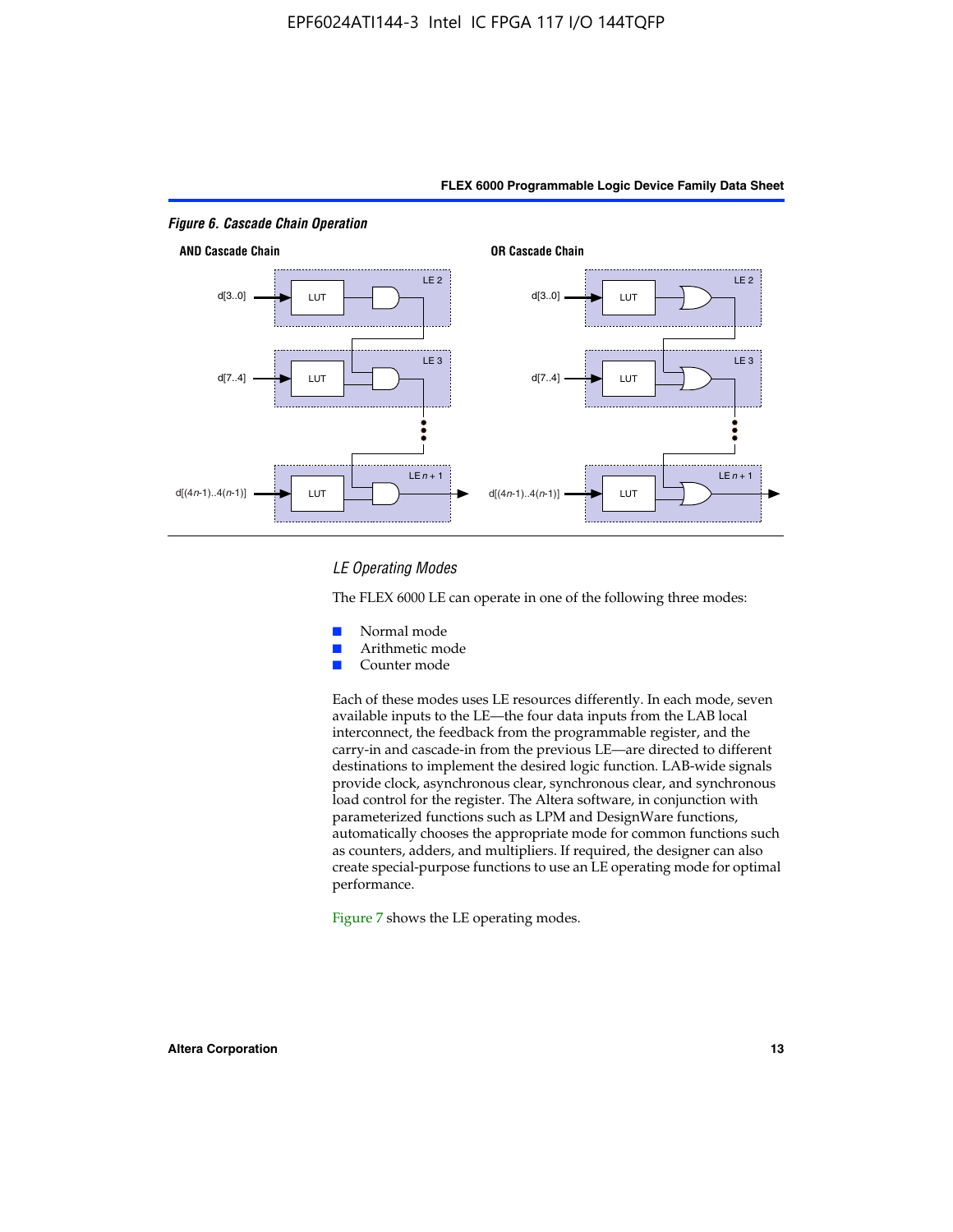*Figure 6. Cascade Chain Operation*

**AND Cascade Chain**

LE 2: d[3..0] → LUT

LE 3: d[7..4] → LUT

LE *n* + 1: d[(4*n*-1)..4(*n*-1)] → LUT

**OR Cascade Chain**

LE 2: d[3..0] → LUT

LE 3: d[7..4] → LUT

LE *n* + 1: d[(4*n*-1)..4(*n*-1)] → LUT

### *LE Operating Modes*

The FLEX 6000 LE can operate in one of the following three modes:

- Normal mode
- Arithmetic mode
- Counter mode

Each of these modes uses LE resources differently. In each mode, seven available inputs to the LE—the four data inputs from the LAB local interconnect, the feedback from the programmable register, and the carry-in and cascade-in from the previous LE—are directed to different destinations to implement the desired logic function. LAB-wide signals provide clock, asynchronous clear, synchronous clear, and synchronous load control for the register. The Altera software, in conjunction with parameterized functions such as LPM and DesignWare functions, automatically chooses the appropriate mode for common functions such as counters, adders, and multipliers. If required, the designer can also create special-purpose functions to use an LE operating mode for optimal performance.

Figure 7 shows the LE operating modes.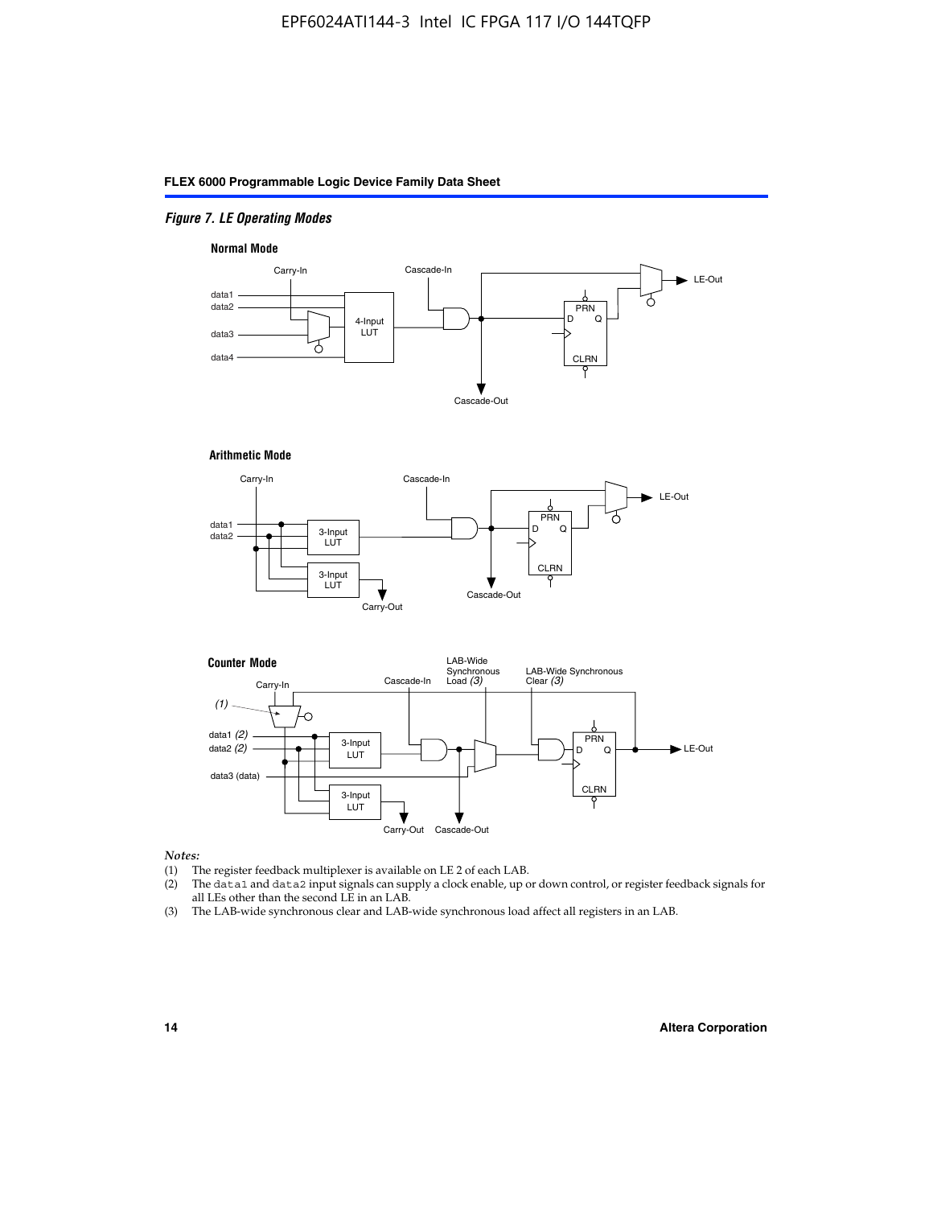*Figure 7. LE Operating Modes*

**Normal Mode**

Carry-In, Cascade-In, data1, data2, data3, data4, 4-Input LUT, PRN, D, Q, CLRN, LE-Out, Cascade-Out

**Arithmetic Mode**

Carry-In, Cascade-In, data1, data2, 3-Input LUT, 3-Input LUT, PRN, D, Q, CLRN, LE-Out, Cascade-Out, Carry-Out

**Counter Mode**

Carry-In, (1), Cascade-In, LAB-Wide Synchronous Load (3), LAB-Wide Synchronous Clear (3), data1 (2), data2 (2), data3 (data), 3-Input LUT, 3-Input LUT, PRN, D, Q, CLRN, LE-Out, Carry-Out, Cascade-Out

*Notes:*

(1) The register feedback multiplexer is available on LE 2 of each LAB.

(2) The `data1` and `data2` input signals can supply a clock enable, up or down control, or register feedback signals for all LEs other than the second LE in an LAB.

(3) The LAB-wide synchronous clear and LAB-wide synchronous load affect all registers in an LAB.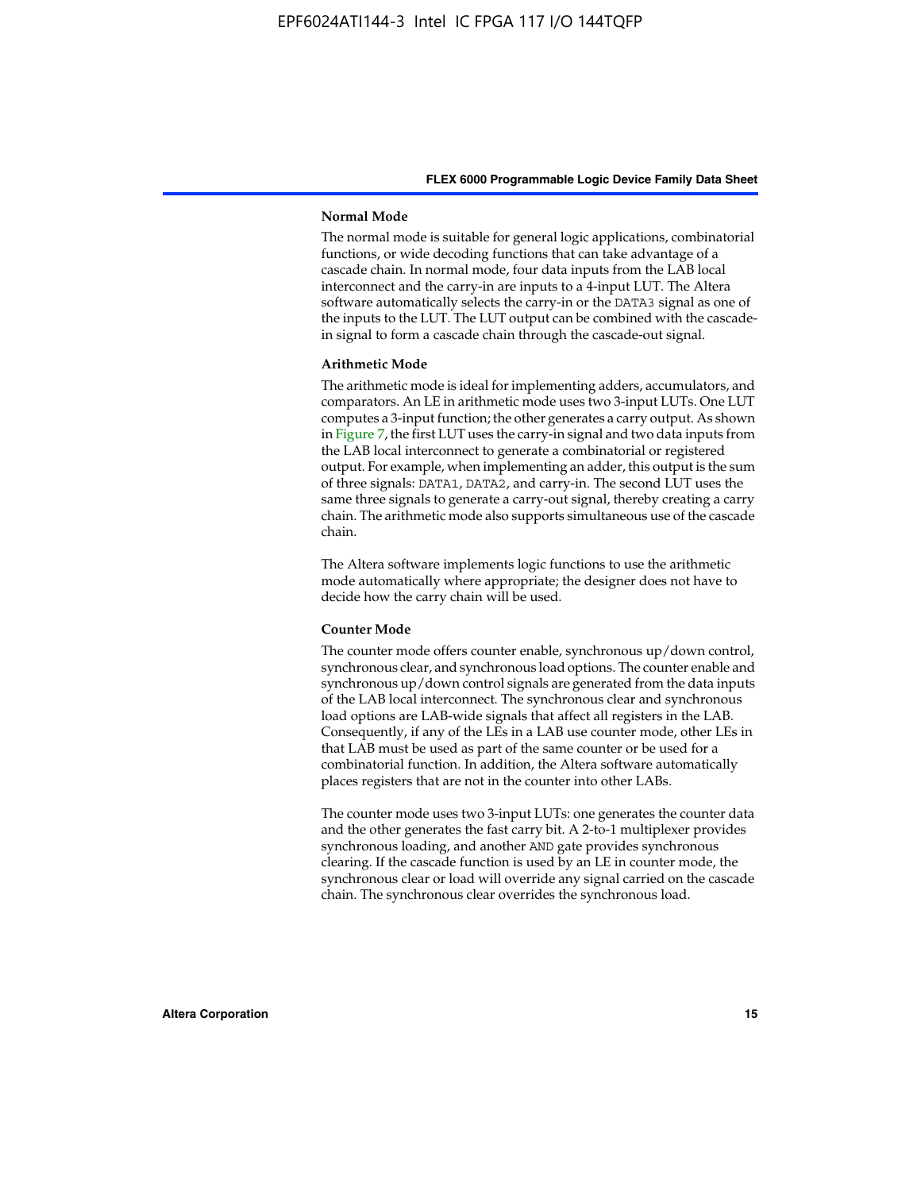#### Normal Mode

The normal mode is suitable for general logic applications, combinatorial functions, or wide decoding functions that can take advantage of a cascade chain. In normal mode, four data inputs from the LAB local interconnect and the carry-in are inputs to a 4-input LUT. The Altera software automatically selects the carry-in or the DATA3 signal as one of the inputs to the LUT. The LUT output can be combined with the cascade-in signal to form a cascade chain through the cascade-out signal.

#### Arithmetic Mode

The arithmetic mode is ideal for implementing adders, accumulators, and comparators. An LE in arithmetic mode uses two 3-input LUTs. One LUT computes a 3-input function; the other generates a carry output. As shown in Figure 7, the first LUT uses the carry-in signal and two data inputs from the LAB local interconnect to generate a combinatorial or registered output. For example, when implementing an adder, this output is the sum of three signals: DATA1, DATA2, and carry-in. The second LUT uses the same three signals to generate a carry-out signal, thereby creating a carry chain. The arithmetic mode also supports simultaneous use of the cascade chain.

The Altera software implements logic functions to use the arithmetic mode automatically where appropriate; the designer does not have to decide how the carry chain will be used.

#### Counter Mode

The counter mode offers counter enable, synchronous up/down control, synchronous clear, and synchronous load options. The counter enable and synchronous up/down control signals are generated from the data inputs of the LAB local interconnect. The synchronous clear and synchronous load options are LAB-wide signals that affect all registers in the LAB. Consequently, if any of the LEs in a LAB use counter mode, other LEs in that LAB must be used as part of the same counter or be used for a combinatorial function. In addition, the Altera software automatically places registers that are not in the counter into other LABs.

The counter mode uses two 3-input LUTs: one generates the counter data and the other generates the fast carry bit. A 2-to-1 multiplexer provides synchronous loading, and another AND gate provides synchronous clearing. If the cascade function is used by an LE in counter mode, the synchronous clear or load will override any signal carried on the cascade chain. The synchronous clear overrides the synchronous load.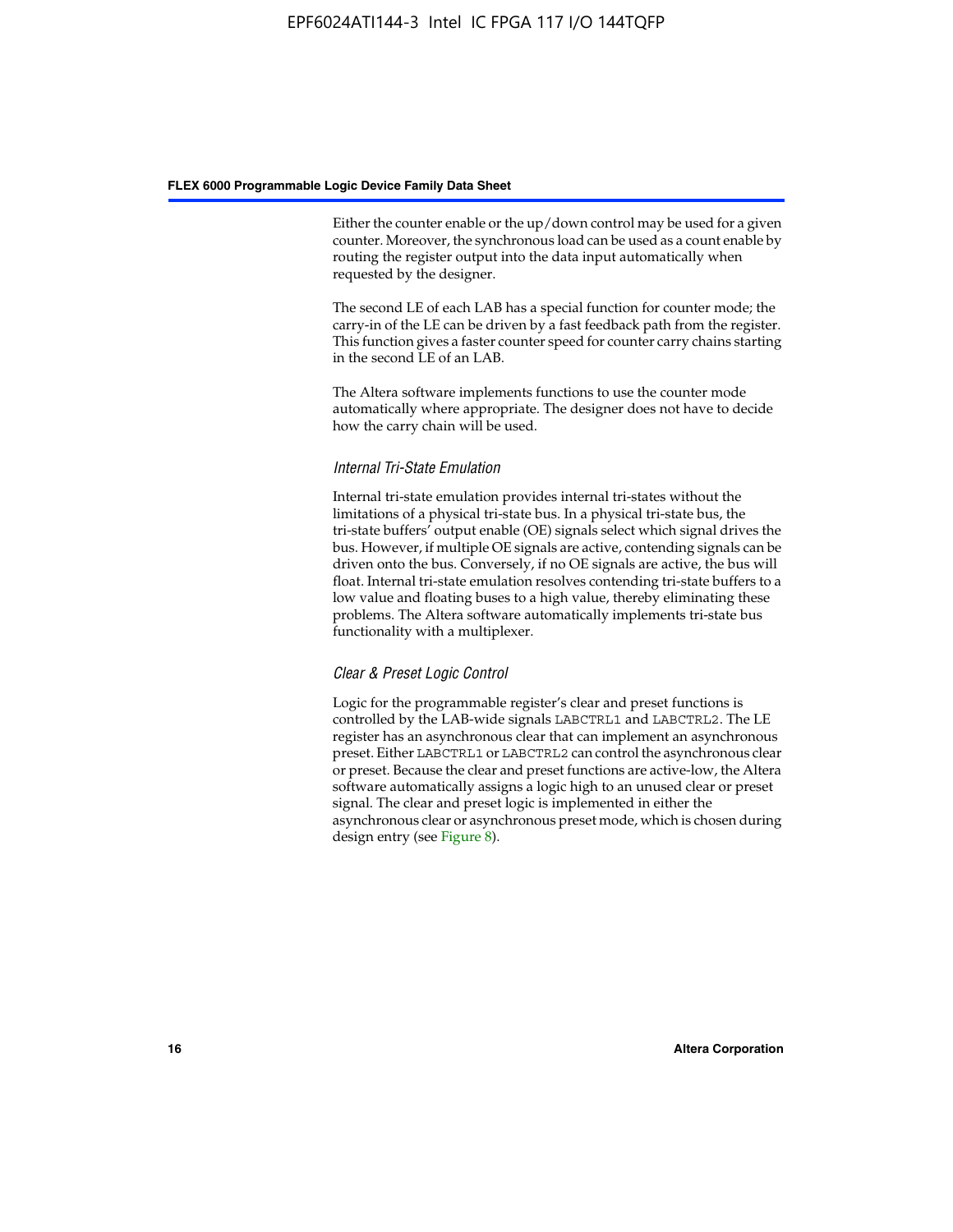Either the counter enable or the up/down control may be used for a given counter. Moreover, the synchronous load can be used as a count enable by routing the register output into the data input automatically when requested by the designer.

The second LE of each LAB has a special function for counter mode; the carry-in of the LE can be driven by a fast feedback path from the register. This function gives a faster counter speed for counter carry chains starting in the second LE of an LAB.

The Altera software implements functions to use the counter mode automatically where appropriate. The designer does not have to decide how the carry chain will be used.

#### *Internal Tri-State Emulation*

Internal tri-state emulation provides internal tri-states without the limitations of a physical tri-state bus. In a physical tri-state bus, the tri-state buffers' output enable (OE) signals select which signal drives the bus. However, if multiple OE signals are active, contending signals can be driven onto the bus. Conversely, if no OE signals are active, the bus will float. Internal tri-state emulation resolves contending tri-state buffers to a low value and floating buses to a high value, thereby eliminating these problems. The Altera software automatically implements tri-state bus functionality with a multiplexer.

#### *Clear & Preset Logic Control*

Logic for the programmable register's clear and preset functions is controlled by the LAB-wide signals `LABCTRL1` and `LABCTRL2`. The LE register has an asynchronous clear that can implement an asynchronous preset. Either `LABCTRL1` or `LABCTRL2` can control the asynchronous clear or preset. Because the clear and preset functions are active-low, the Altera software automatically assigns a logic high to an unused clear or preset signal. The clear and preset logic is implemented in either the asynchronous clear or asynchronous preset mode, which is chosen during design entry (see Figure 8).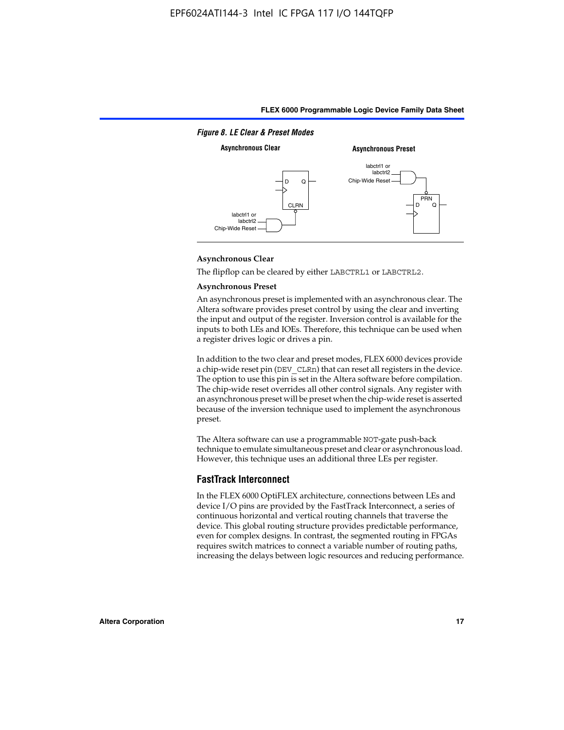*Figure 8. LE Clear & Preset Modes*

**Asynchronous Clear**

The flipflop can be cleared by either LABCTRL1 or LABCTRL2.

**Asynchronous Preset**

An asynchronous preset is implemented with an asynchronous clear. The Altera software provides preset control by using the clear and inverting the input and output of the register. Inversion control is available for the inputs to both LEs and IOEs. Therefore, this technique can be used when a register drives logic or drives a pin.

In addition to the two clear and preset modes, FLEX 6000 devices provide a chip-wide reset pin (DEV_CLRn) that can reset all registers in the device. The option to use this pin is set in the Altera software before compilation. The chip-wide reset overrides all other control signals. Any register with an asynchronous preset will be preset when the chip-wide reset is asserted because of the inversion technique used to implement the asynchronous preset.

The Altera software can use a programmable NOT-gate push-back technique to emulate simultaneous preset and clear or asynchronous load. However, this technique uses an additional three LEs per register.

## FastTrack Interconnect

In the FLEX 6000 OptiFLEX architecture, connections between LEs and device I/O pins are provided by the FastTrack Interconnect, a series of continuous horizontal and vertical routing channels that traverse the device. This global routing structure provides predictable performance, even for complex designs. In contrast, the segmented routing in FPGAs requires switch matrices to connect a variable number of routing paths, increasing the delays between logic resources and reducing performance.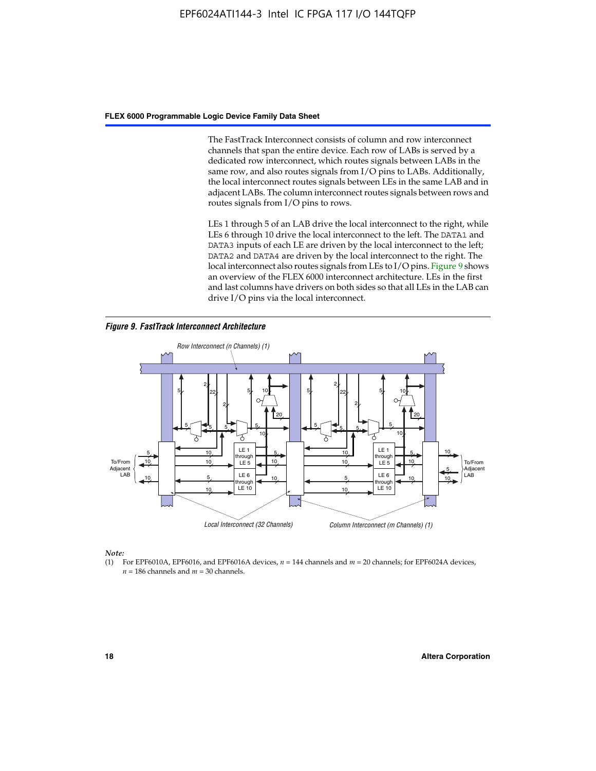The FastTrack Interconnect consists of column and row interconnect channels that span the entire device. Each row of LABs is served by a dedicated row interconnect, which routes signals between LABs in the same row, and also routes signals from I/O pins to LABs. Additionally, the local interconnect routes signals between LEs in the same LAB and in adjacent LABs. The column interconnect routes signals between rows and routes signals from I/O pins to rows.

LEs 1 through 5 of an LAB drive the local interconnect to the right, while LEs 6 through 10 drive the local interconnect to the left. The DATA1 and DATA3 inputs of each LE are driven by the local interconnect to the left; DATA2 and DATA4 are driven by the local interconnect to the right. The local interconnect also routes signals from LEs to I/O pins. Figure 9 shows an overview of the FLEX 6000 interconnect architecture. LEs in the first and last columns have drivers on both sides so that all LEs in the LAB can drive I/O pins via the local interconnect.

***Figure 9. FastTrack Interconnect Architecture***

*Note:*

(1) For EPF6010A, EPF6016, and EPF6016A devices, $n$ = 144 channels and $m$ = 20 channels; for EPF6024A devices, $n$ = 186 channels and $m$ = 30 channels.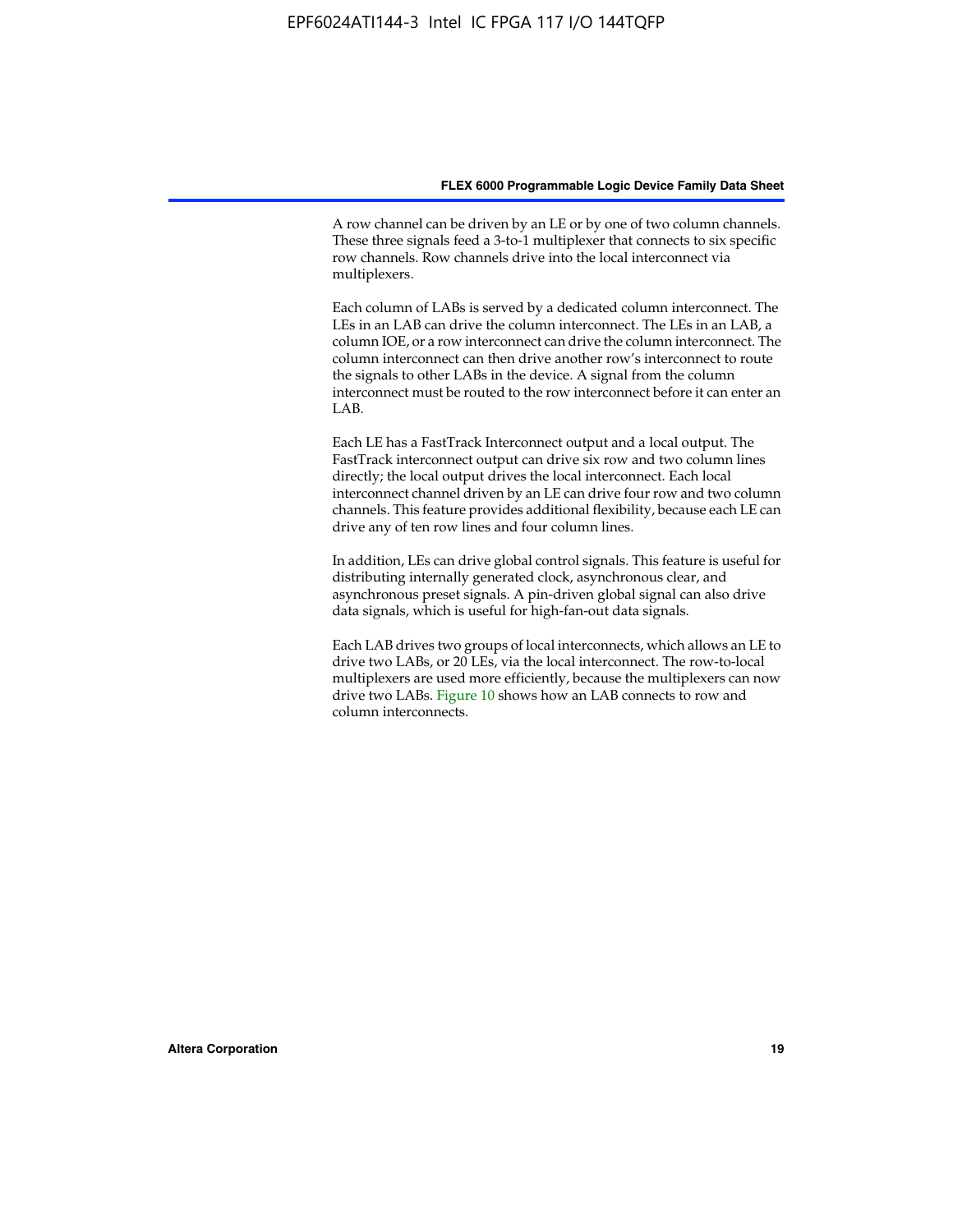A row channel can be driven by an LE or by one of two column channels. These three signals feed a 3-to-1 multiplexer that connects to six specific row channels. Row channels drive into the local interconnect via multiplexers.

Each column of LABs is served by a dedicated column interconnect. The LEs in an LAB can drive the column interconnect. The LEs in an LAB, a column IOE, or a row interconnect can drive the column interconnect. The column interconnect can then drive another row's interconnect to route the signals to other LABs in the device. A signal from the column interconnect must be routed to the row interconnect before it can enter an LAB.

Each LE has a FastTrack Interconnect output and a local output. The FastTrack interconnect output can drive six row and two column lines directly; the local output drives the local interconnect. Each local interconnect channel driven by an LE can drive four row and two column channels. This feature provides additional flexibility, because each LE can drive any of ten row lines and four column lines.

In addition, LEs can drive global control signals. This feature is useful for distributing internally generated clock, asynchronous clear, and asynchronous preset signals. A pin-driven global signal can also drive data signals, which is useful for high-fan-out data signals.

Each LAB drives two groups of local interconnects, which allows an LE to drive two LABs, or 20 LEs, via the local interconnect. The row-to-local multiplexers are used more efficiently, because the multiplexers can now drive two LABs. Figure 10 shows how an LAB connects to row and column interconnects.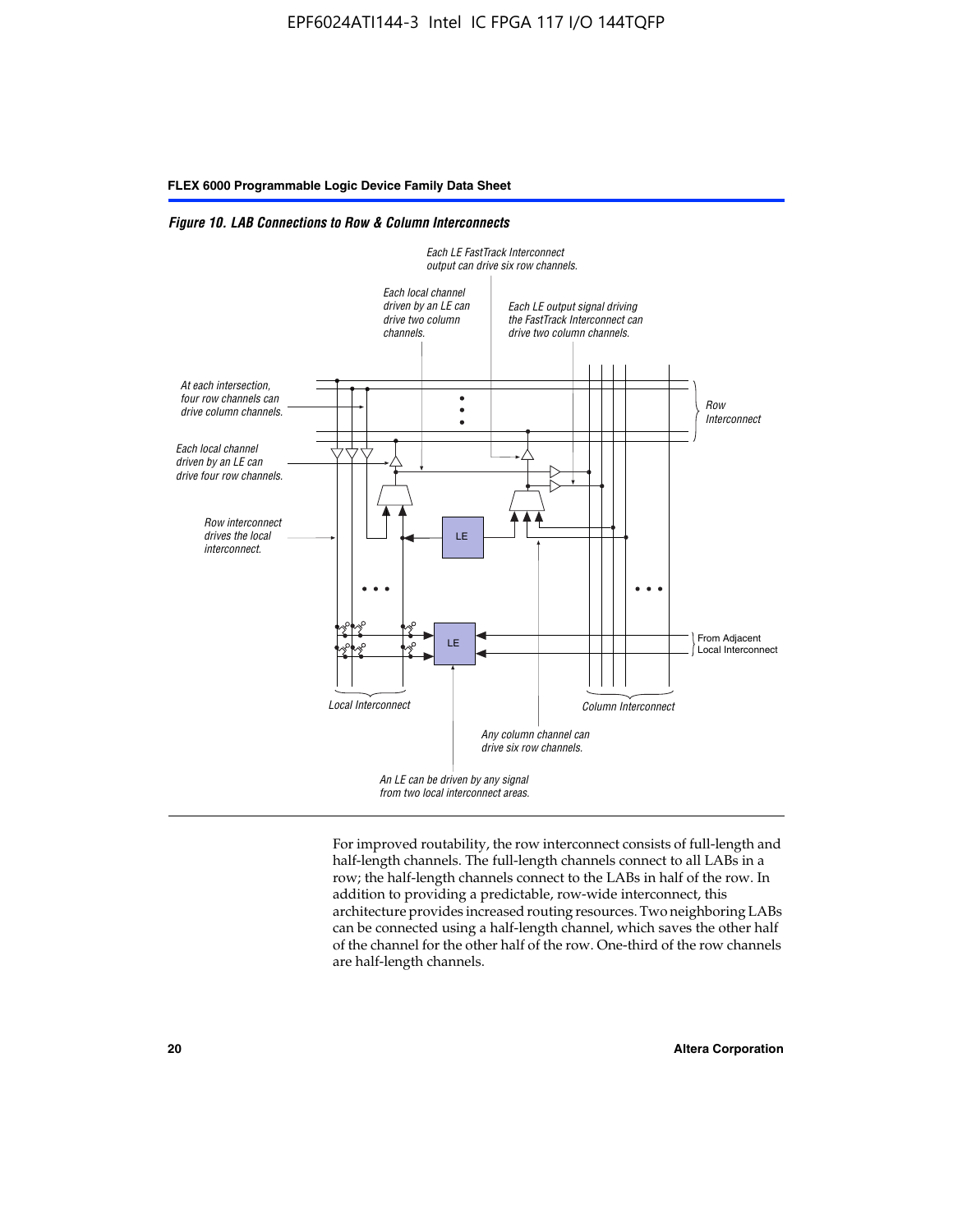*Figure 10. LAB Connections to Row & Column Interconnects*

For improved routability, the row interconnect consists of full-length and half-length channels. The full-length channels connect to all LABs in a row; the half-length channels connect to the LABs in half of the row. In addition to providing a predictable, row-wide interconnect, this architecture provides increased routing resources. Two neighboring LABs can be connected using a half-length channel, which saves the other half of the channel for the other half of the row. One-third of the row channels are half-length channels.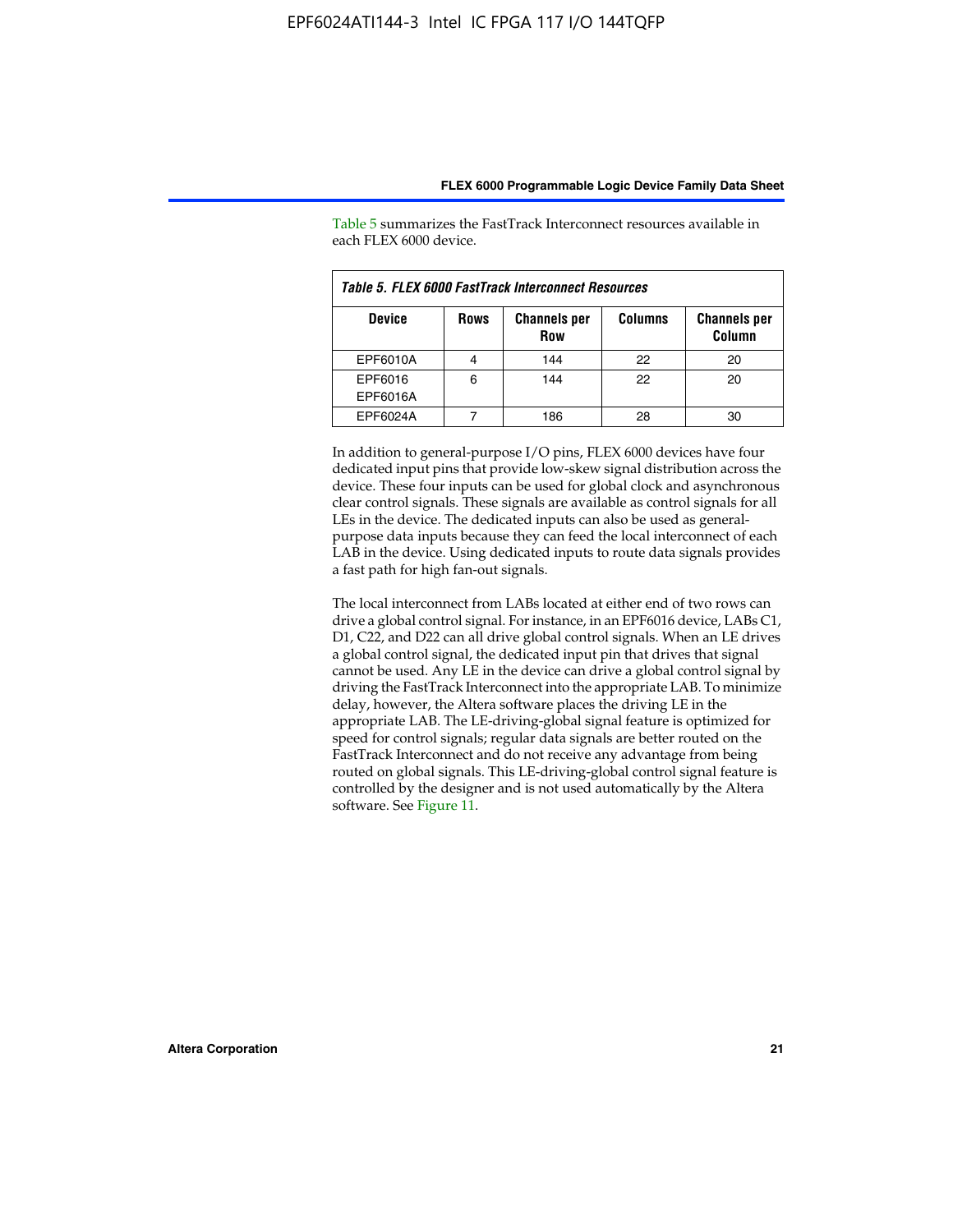Table 5 summarizes the FastTrack Interconnect resources available in each FLEX 6000 device.

*Table 5. FLEX 6000 FastTrack Interconnect Resources*

| Device | Rows | Channels per Row | Columns | Channels per Column |
|---|---|---|---|---|
| EPF6010A | 4 | 144 | 22 | 20 |
| EPF6016<br>EPF6016A | 6 | 144 | 22 | 20 |
| EPF6024A | 7 | 186 | 28 | 30 |

In addition to general-purpose I/O pins, FLEX 6000 devices have four dedicated input pins that provide low-skew signal distribution across the device. These four inputs can be used for global clock and asynchronous clear control signals. These signals are available as control signals for all LEs in the device. The dedicated inputs can also be used as general-purpose data inputs because they can feed the local interconnect of each LAB in the device. Using dedicated inputs to route data signals provides a fast path for high fan-out signals.

The local interconnect from LABs located at either end of two rows can drive a global control signal. For instance, in an EPF6016 device, LABs C1, D1, C22, and D22 can all drive global control signals. When an LE drives a global control signal, the dedicated input pin that drives that signal cannot be used. Any LE in the device can drive a global control signal by driving the FastTrack Interconnect into the appropriate LAB. To minimize delay, however, the Altera software places the driving LE in the appropriate LAB. The LE-driving-global signal feature is optimized for speed for control signals; regular data signals are better routed on the FastTrack Interconnect and do not receive any advantage from being routed on global signals. This LE-driving-global control signal feature is controlled by the designer and is not used automatically by the Altera software. See Figure 11.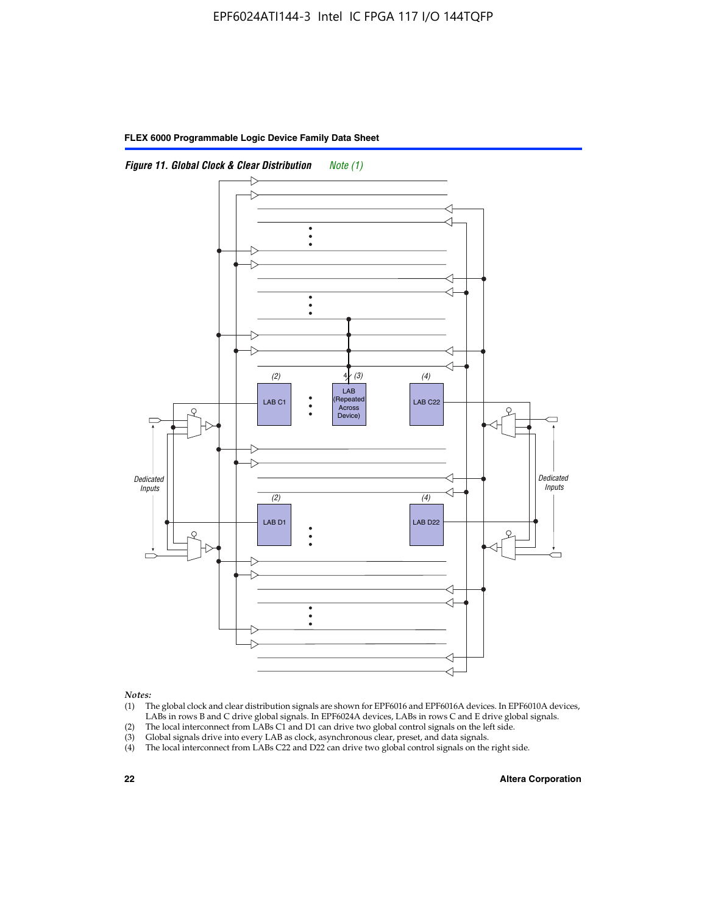*Figure 11. Global Clock & Clear Distribution* *Note (1)*

*Notes:*

(1) The global clock and clear distribution signals are shown for EPF6016 and EPF6016A devices. In EPF6010A devices, LABs in rows B and C drive global signals. In EPF6024A devices, LABs in rows C and E drive global signals.
(2) The local interconnect from LABs C1 and D1 can drive two global control signals on the left side.
(3) Global signals drive into every LAB as clock, asynchronous clear, preset, and data signals.
(4) The local interconnect from LABs C22 and D22 can drive two global control signals on the right side.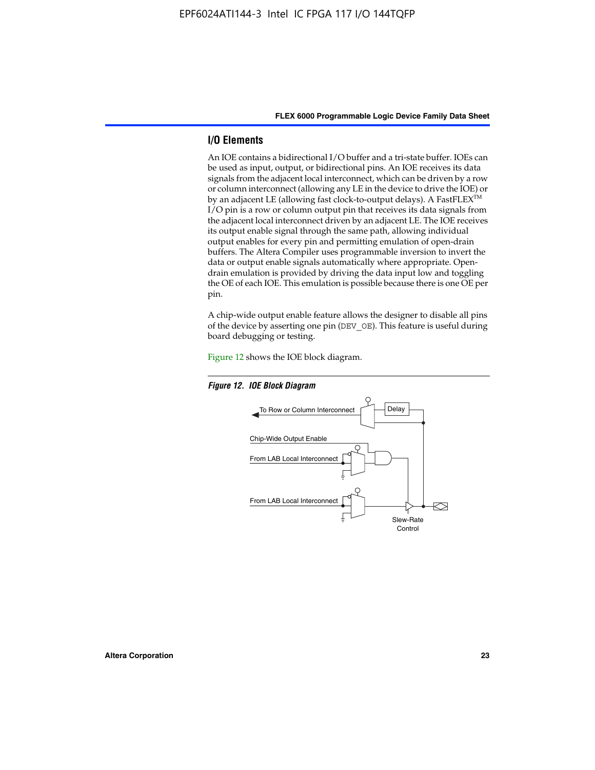## I/O Elements

An IOE contains a bidirectional I/O buffer and a tri-state buffer. IOEs can be used as input, output, or bidirectional pins. An IOE receives its data signals from the adjacent local interconnect, which can be driven by a row or column interconnect (allowing any LE in the device to drive the IOE) or by an adjacent LE (allowing fast clock-to-output delays). A FastFLEX™ I/O pin is a row or column output pin that receives its data signals from the adjacent local interconnect driven by an adjacent LE. The IOE receives its output enable signal through the same path, allowing individual output enables for every pin and permitting emulation of open-drain buffers. The Altera Compiler uses programmable inversion to invert the data or output enable signals automatically where appropriate. Open-drain emulation is provided by driving the data input low and toggling the OE of each IOE. This emulation is possible because there is one OE per pin.

A chip-wide output enable feature allows the designer to disable all pins of the device by asserting one pin (`DEV_OE`). This feature is useful during board debugging or testing.

Figure 12 shows the IOE block diagram.

*Figure 12. IOE Block Diagram*

To Row or Column Interconnect

Delay

Chip-Wide Output Enable

From LAB Local Interconnect

From LAB Local Interconnect

Slew-Rate Control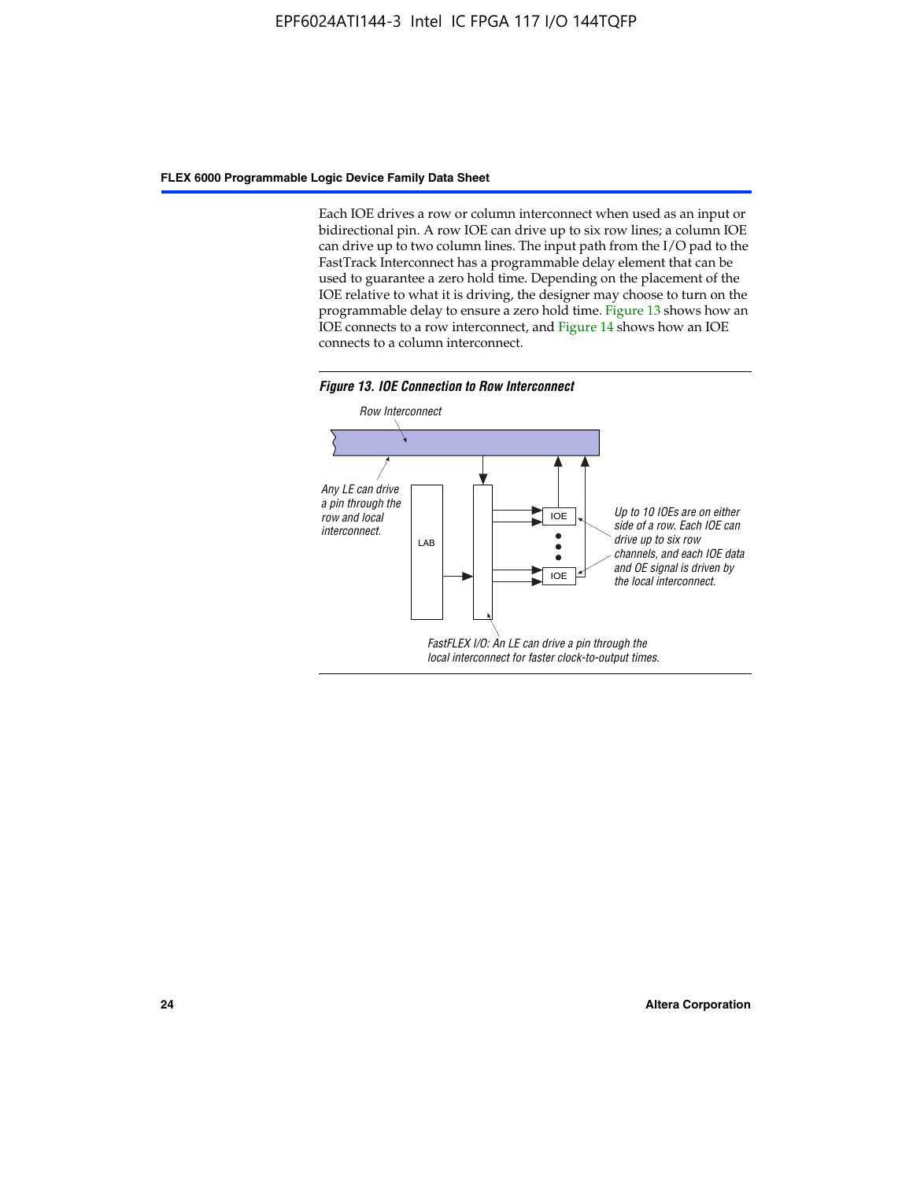Each IOE drives a row or column interconnect when used as an input or bidirectional pin. A row IOE can drive up to six row lines; a column IOE can drive up to two column lines. The input path from the I/O pad to the FastTrack Interconnect has a programmable delay element that can be used to guarantee a zero hold time. Depending on the placement of the IOE relative to what it is driving, the designer may choose to turn on the programmable delay to ensure a zero hold time. Figure 13 shows how an IOE connects to a row interconnect, and Figure 14 shows how an IOE connects to a column interconnect.

***Figure 13. IOE Connection to Row Interconnect***

*Row Interconnect*

*Any LE can drive a pin through the row and local interconnect.*

LAB

IOE

IOE

*Up to 10 IOEs are on either side of a row. Each IOE can drive up to six row channels, and each IOE data and OE signal is driven by the local interconnect.*

*FastFLEX I/O: An LE can drive a pin through the local interconnect for faster clock-to-output times.*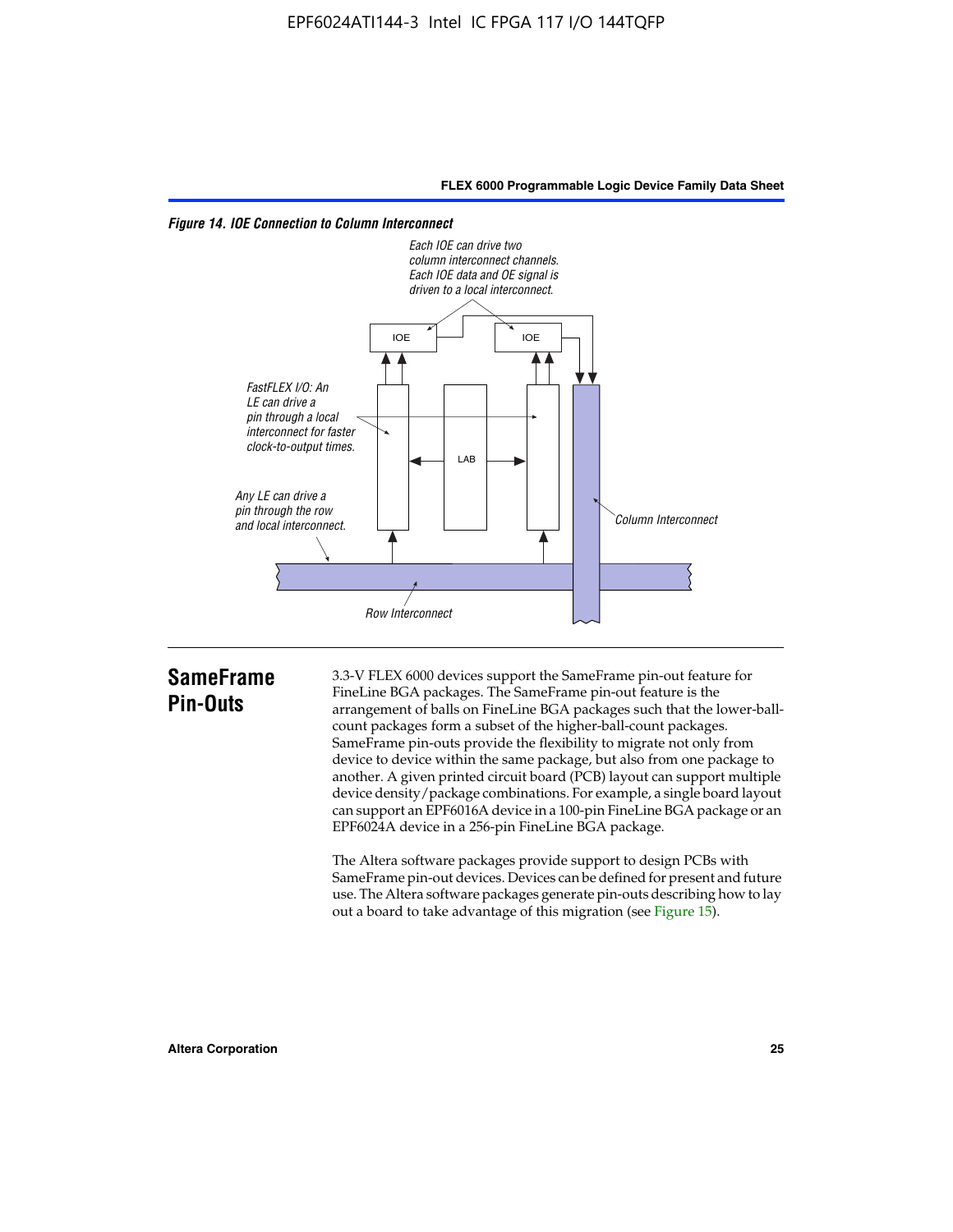*Figure 14. IOE Connection to Column Interconnect*

Each IOE can drive two column interconnect channels. Each IOE data and OE signal is driven to a local interconnect.

FastFLEX I/O: An LE can drive a pin through a local interconnect for faster clock-to-output times.

Any LE can drive a pin through the row and local interconnect.

IOE

IOE

LAB

Column Interconnect

Row Interconnect

## SameFrame Pin-Outs

3.3-V FLEX 6000 devices support the SameFrame pin-out feature for FineLine BGA packages. The SameFrame pin-out feature is the arrangement of balls on FineLine BGA packages such that the lower-ball-count packages form a subset of the higher-ball-count packages. SameFrame pin-outs provide the flexibility to migrate not only from device to device within the same package, but also from one package to another. A given printed circuit board (PCB) layout can support multiple device density/package combinations. For example, a single board layout can support an EPF6016A device in a 100-pin FineLine BGA package or an EPF6024A device in a 256-pin FineLine BGA package.

The Altera software packages provide support to design PCBs with SameFrame pin-out devices. Devices can be defined for present and future use. The Altera software packages generate pin-outs describing how to lay out a board to take advantage of this migration (see Figure 15).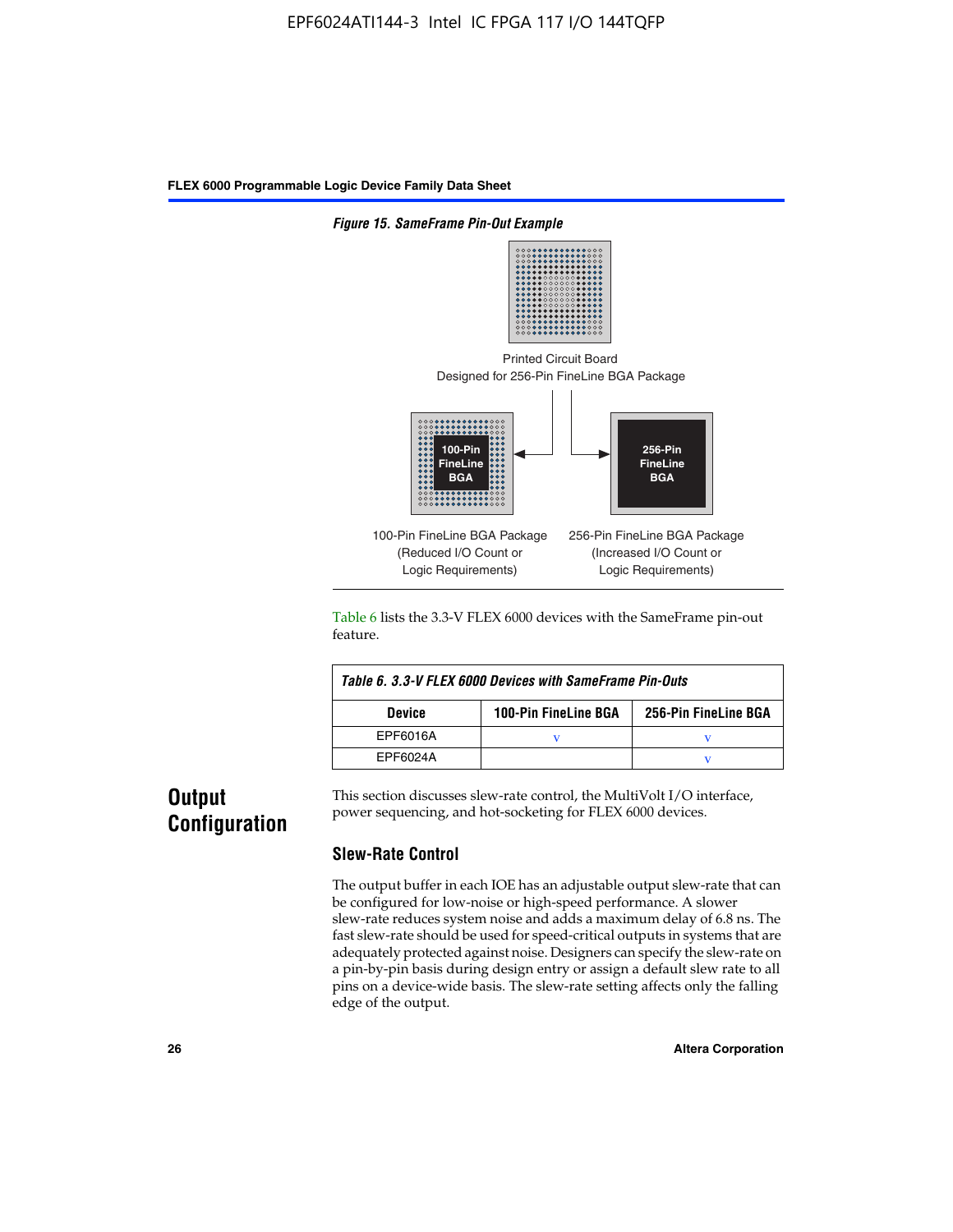*Figure 15. SameFrame Pin-Out Example*

Printed Circuit Board
Designed for 256-Pin FineLine BGA Package

100-Pin FineLine BGA

256-Pin FineLine BGA

100-Pin FineLine BGA Package
(Reduced I/O Count or
Logic Requirements)

256-Pin FineLine BGA Package
(Increased I/O Count or
Logic Requirements)

Table 6 lists the 3.3-V FLEX 6000 devices with the SameFrame pin-out feature.

*Table 6. 3.3-V FLEX 6000 Devices with SameFrame Pin-Outs*

| Device | 100-Pin FineLine BGA | 256-Pin FineLine BGA |
|---|---|---|
| EPF6016A | v | v |
| EPF6024A | | v |

# Output Configuration

This section discusses slew-rate control, the MultiVolt I/O interface, power sequencing, and hot-socketing for FLEX 6000 devices.

## Slew-Rate Control

The output buffer in each IOE has an adjustable output slew-rate that can be configured for low-noise or high-speed performance. A slower slew-rate reduces system noise and adds a maximum delay of 6.8 ns. The fast slew-rate should be used for speed-critical outputs in systems that are adequately protected against noise. Designers can specify the slew-rate on a pin-by-pin basis during design entry or assign a default slew rate to all pins on a device-wide basis. The slew-rate setting affects only the falling edge of the output.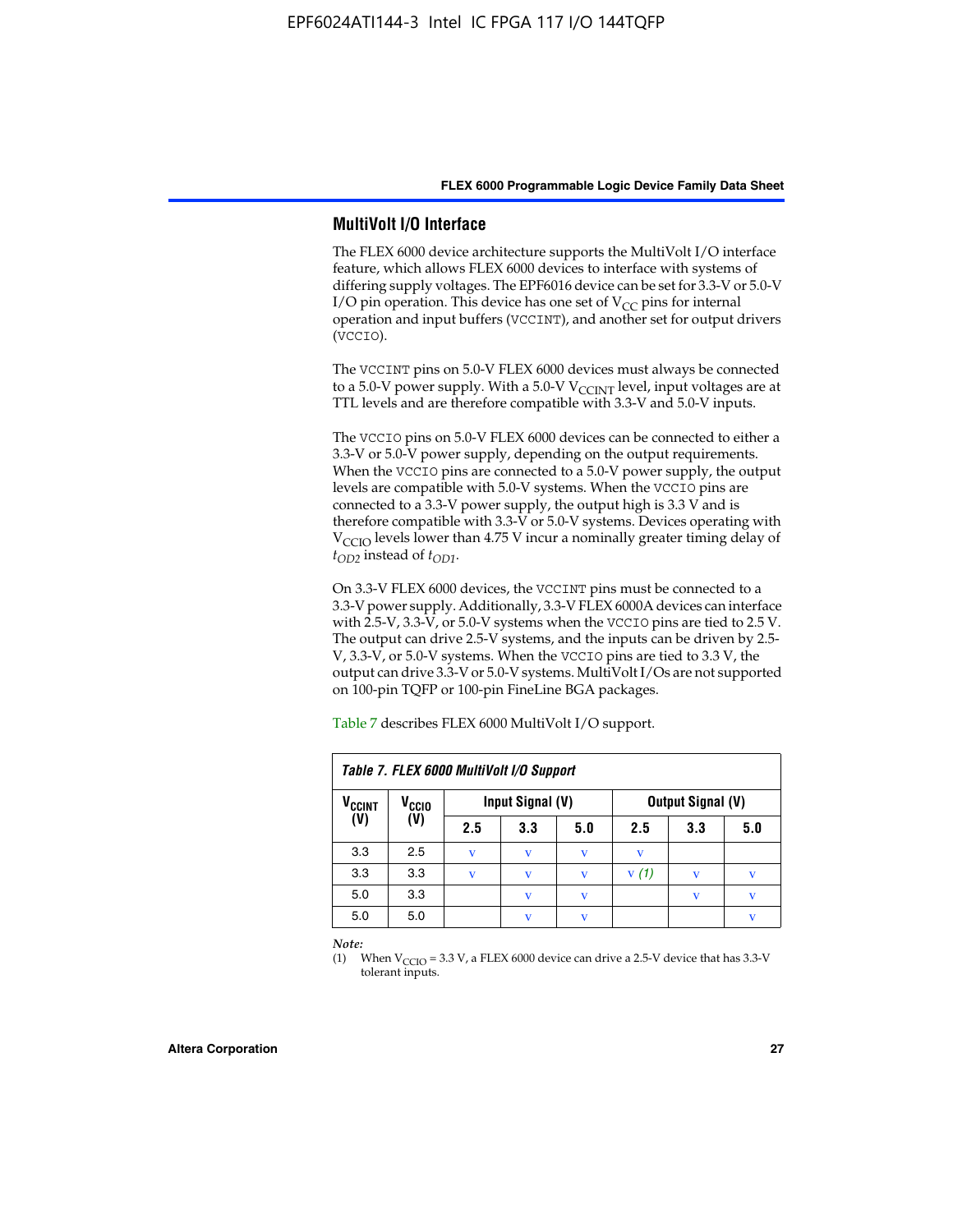## MultiVolt I/O Interface

The FLEX 6000 device architecture supports the MultiVolt I/O interface feature, which allows FLEX 6000 devices to interface with systems of differing supply voltages. The EPF6016 device can be set for 3.3-V or 5.0-V I/O pin operation. This device has one set of $V_{CC}$ pins for internal operation and input buffers (`VCCINT`), and another set for output drivers (`VCCIO`).

The `VCCINT` pins on 5.0-V FLEX 6000 devices must always be connected to a 5.0-V power supply. With a 5.0-V $V_{CCINT}$ level, input voltages are at TTL levels and are therefore compatible with 3.3-V and 5.0-V inputs.

The `VCCIO` pins on 5.0-V FLEX 6000 devices can be connected to either a 3.3-V or 5.0-V power supply, depending on the output requirements. When the `VCCIO` pins are connected to a 5.0-V power supply, the output levels are compatible with 5.0-V systems. When the `VCCIO` pins are connected to a 3.3-V power supply, the output high is 3.3 V and is therefore compatible with 3.3-V or 5.0-V systems. Devices operating with $V_{CCIO}$ levels lower than 4.75 V incur a nominally greater timing delay of $t_{OD2}$ instead of $t_{OD1}$.

On 3.3-V FLEX 6000 devices, the `VCCINT` pins must be connected to a 3.3-V power supply. Additionally, 3.3-V FLEX 6000A devices can interface with 2.5-V, 3.3-V, or 5.0-V systems when the `VCCIO` pins are tied to 2.5 V. The output can drive 2.5-V systems, and the inputs can be driven by 2.5-V, 3.3-V, or 5.0-V systems. When the `VCCIO` pins are tied to 3.3 V, the output can drive 3.3-V or 5.0-V systems. MultiVolt I/Os are not supported on 100-pin TQFP or 100-pin FineLine BGA packages.

Table 7 describes FLEX 6000 MultiVolt I/O support.

*Table 7. FLEX 6000 MultiVolt I/O Support*

| $V_{CCINT}$ (V) | $V_{CCIO}$ (V) | Input Signal (V) | | | Output Signal (V) | | |
|---|---|---|---|---|---|---|---|
| | | 2.5 | 3.3 | 5.0 | 2.5 | 3.3 | 5.0 |
| 3.3 | 2.5 | v | v | v | v | | |
| 3.3 | 3.3 | v | v | v | v *(1)* | v | v |
| 5.0 | 3.3 | | v | v | | v | v |
| 5.0 | 5.0 | | v | v | | | v |

*Note:*

(1) When $V_{CCIO}$ = 3.3 V, a FLEX 6000 device can drive a 2.5-V device that has 3.3-V tolerant inputs.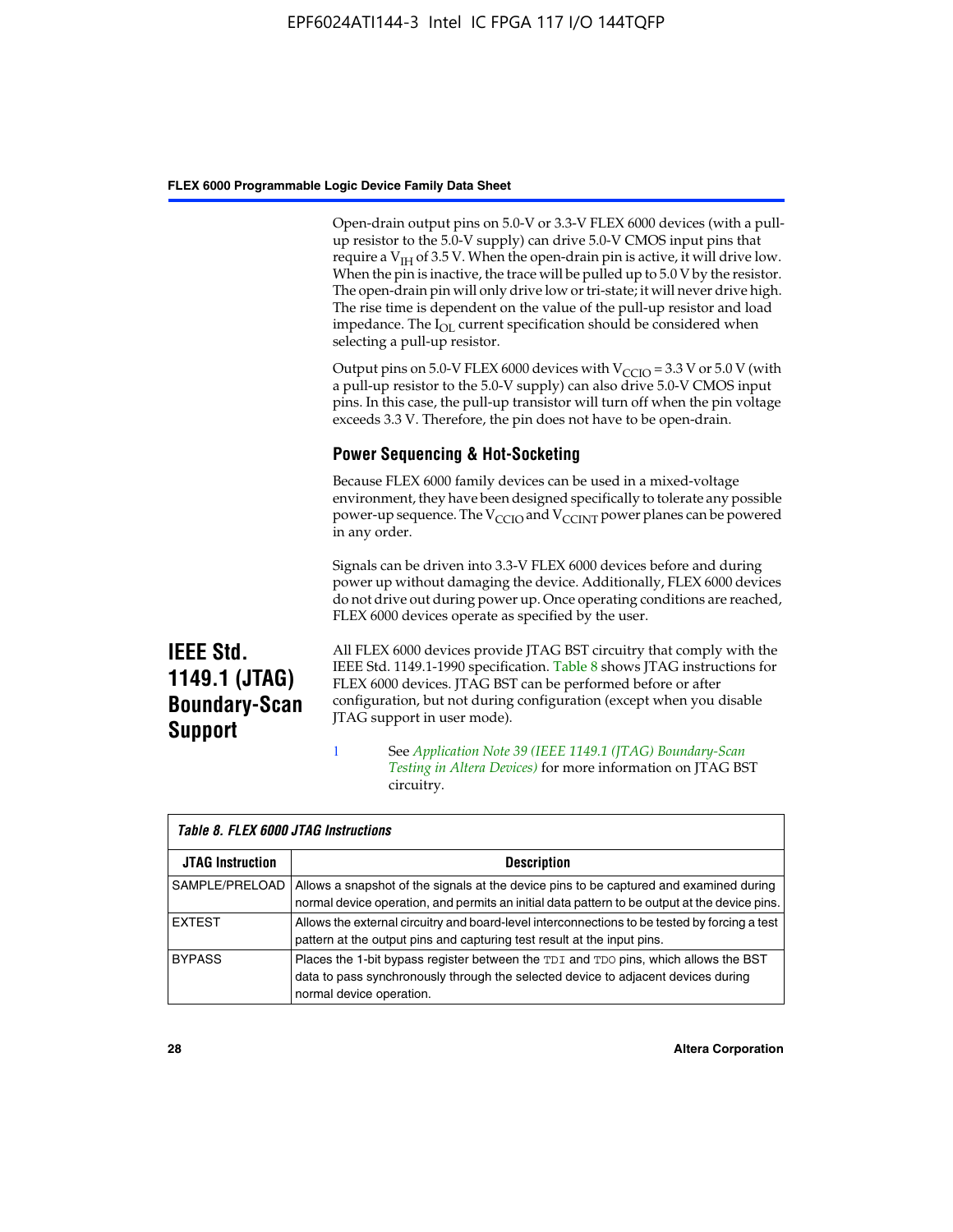Open-drain output pins on 5.0-V or 3.3-V FLEX 6000 devices (with a pull-up resistor to the 5.0-V supply) can drive 5.0-V CMOS input pins that require a $V_{IH}$ of 3.5 V. When the open-drain pin is active, it will drive low. When the pin is inactive, the trace will be pulled up to 5.0 V by the resistor. The open-drain pin will only drive low or tri-state; it will never drive high. The rise time is dependent on the value of the pull-up resistor and load impedance. The $I_{OL}$ current specification should be considered when selecting a pull-up resistor.

Output pins on 5.0-V FLEX 6000 devices with $V_{CCIO}$ = 3.3 V or 5.0 V (with a pull-up resistor to the 5.0-V supply) can also drive 5.0-V CMOS input pins. In this case, the pull-up transistor will turn off when the pin voltage exceeds 3.3 V. Therefore, the pin does not have to be open-drain.

### Power Sequencing & Hot-Socketing

Because FLEX 6000 family devices can be used in a mixed-voltage environment, they have been designed specifically to tolerate any possible power-up sequence. The $V_{CCIO}$ and $V_{CCINT}$ power planes can be powered in any order.

Signals can be driven into 3.3-V FLEX 6000 devices before and during power up without damaging the device. Additionally, FLEX 6000 devices do not drive out during power up. Once operating conditions are reached, FLEX 6000 devices operate as specified by the user.

## IEEE Std. 1149.1 (JTAG) Boundary-Scan Support

All FLEX 6000 devices provide JTAG BST circuitry that comply with the IEEE Std. 1149.1-1990 specification. Table 8 shows JTAG instructions for FLEX 6000 devices. JTAG BST can be performed before or after configuration, but not during configuration (except when you disable JTAG support in user mode).

See *Application Note 39 (IEEE 1149.1 (JTAG) Boundary-Scan Testing in Altera Devices)* for more information on JTAG BST circuitry.

**Table 8. FLEX 6000 JTAG Instructions**

| JTAG Instruction | Description |
|---|---|
| SAMPLE/PRELOAD | Allows a snapshot of the signals at the device pins to be captured and examined during normal device operation, and permits an initial data pattern to be output at the device pins. |
| EXTEST | Allows the external circuitry and board-level interconnections to be tested by forcing a test pattern at the output pins and capturing test result at the input pins. |
| BYPASS | Places the 1-bit bypass register between the TDI and TDO pins, which allows the BST data to pass synchronously through the selected device to adjacent devices during normal device operation. |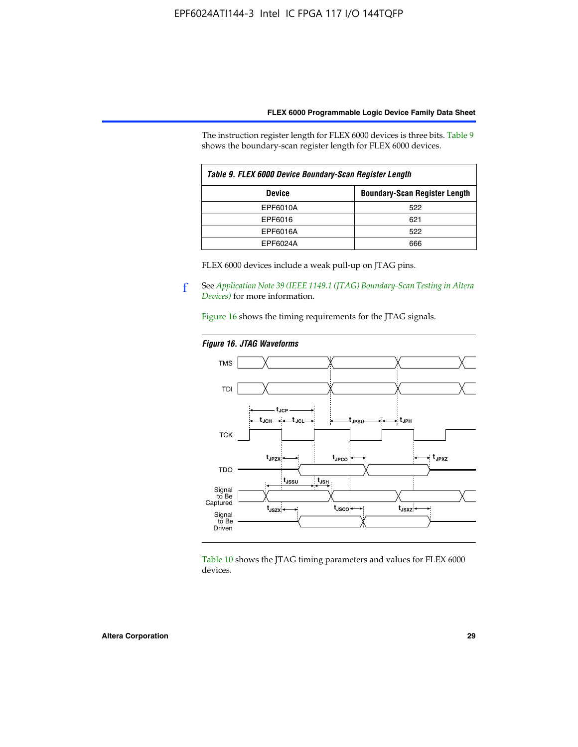The instruction register length for FLEX 6000 devices is three bits. Table 9 shows the boundary-scan register length for FLEX 6000 devices.

| *Table 9. FLEX 6000 Device Boundary-Scan Register Length* | |
|---|---|
| **Device** | **Boundary-Scan Register Length** |
| EPF6010A | 522 |
| EPF6016 | 621 |
| EPF6016A | 522 |
| EPF6024A | 666 |

FLEX 6000 devices include a weak pull-up on JTAG pins.

f See *Application Note 39 (IEEE 1149.1 (JTAG) Boundary-Scan Testing in Altera Devices)* for more information.

Figure 16 shows the timing requirements for the JTAG signals.

*Figure 16. JTAG Waveforms*

Table 10 shows the JTAG timing parameters and values for FLEX 6000 devices.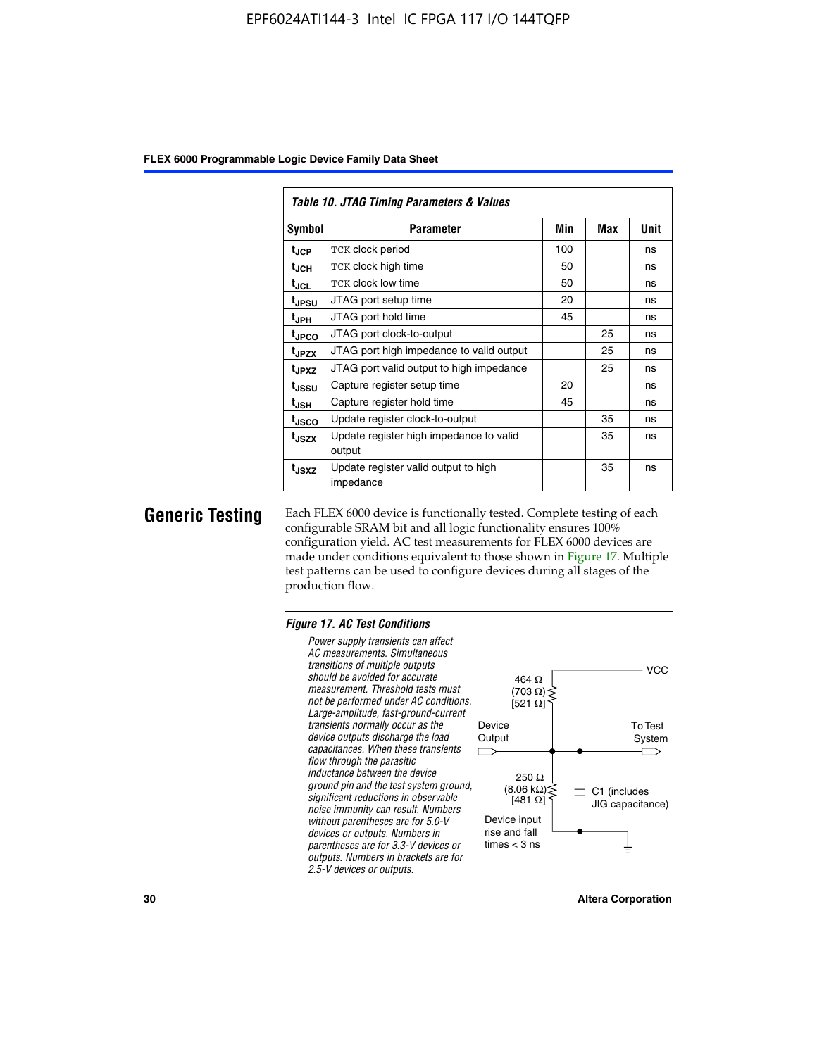*Table 10. JTAG Timing Parameters & Values*

| Symbol | Parameter | Min | Max | Unit |
|---|---|---|---|---|
| $t_{JCP}$ | TCK clock period | 100 | | ns |
| $t_{JCH}$ | TCK clock high time | 50 | | ns |
| $t_{JCL}$ | TCK clock low time | 50 | | ns |
| $t_{JPSU}$ | JTAG port setup time | 20 | | ns |
| $t_{JPH}$ | JTAG port hold time | 45 | | ns |
| $t_{JPCO}$ | JTAG port clock-to-output | | 25 | ns |
| $t_{JPZX}$ | JTAG port high impedance to valid output | | 25 | ns |
| $t_{JPXZ}$ | JTAG port valid output to high impedance | | 25 | ns |
| $t_{JSSU}$ | Capture register setup time | 20 | | ns |
| $t_{JSH}$ | Capture register hold time | 45 | | ns |
| $t_{JSCO}$ | Update register clock-to-output | | 35 | ns |
| $t_{JSZX}$ | Update register high impedance to valid output | | 35 | ns |
| $t_{JSXZ}$ | Update register valid output to high impedance | | 35 | ns |

## Generic Testing

Each FLEX 6000 device is functionally tested. Complete testing of each configurable SRAM bit and all logic functionality ensures 100% configuration yield. AC test measurements for FLEX 6000 devices are made under conditions equivalent to those shown in Figure 17. Multiple test patterns can be used to configure devices during all stages of the production flow.

*Figure 17. AC Test Conditions*

*Power supply transients can affect AC measurements. Simultaneous transitions of multiple outputs should be avoided for accurate measurement. Threshold tests must not be performed under AC conditions. Large-amplitude, fast-ground-current transients normally occur as the device outputs discharge the load capacitances. When these transients flow through the parasitic inductance between the device ground pin and the test system ground, significant reductions in observable noise immunity can result. Numbers without parentheses are for 5.0-V devices or outputs. Numbers in parentheses are for 3.3-V devices or outputs. Numbers in brackets are for 2.5-V devices or outputs.*

VCC

464 Ω (703 Ω) [521 Ω]

Device Output

To Test System

250 Ω (8.06 kΩ) [481 Ω]

C1 (includes JIG capacitance)

Device input rise and fall times < 3 ns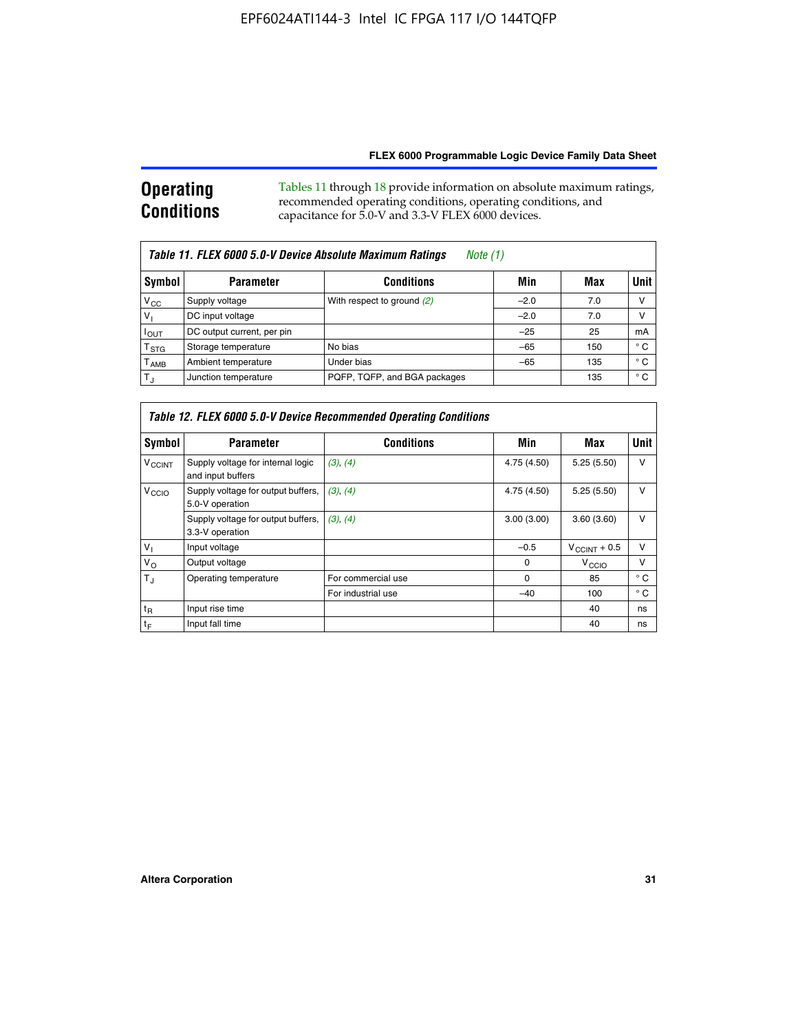## Operating Conditions

Tables 11 through 18 provide information on absolute maximum ratings, recommended operating conditions, operating conditions, and capacitance for 5.0-V and 3.3-V FLEX 6000 devices.

**Table 11. FLEX 6000 5.0-V Device Absolute Maximum Ratings** *Note (1)*

| Symbol | Parameter | Conditions | Min | Max | Unit |
|---|---|---|---|---|---|
| $V_{CC}$ | Supply voltage | With respect to ground *(2)* | –2.0 | 7.0 | V |
| $V_I$ | DC input voltage | | –2.0 | 7.0 | V |
| $I_{OUT}$ | DC output current, per pin | | –25 | 25 | mA |
| $T_{STG}$ | Storage temperature | No bias | –65 | 150 | ° C |
| $T_{AMB}$ | Ambient temperature | Under bias | –65 | 135 | ° C |
| $T_J$ | Junction temperature | PQFP, TQFP, and BGA packages | | 135 | ° C |

**Table 12. FLEX 6000 5.0-V Device Recommended Operating Conditions**

| Symbol | Parameter | Conditions | Min | Max | Unit |
|---|---|---|---|---|---|
| $V_{CCINT}$ | Supply voltage for internal logic and input buffers | *(3), (4)* | 4.75 (4.50) | 5.25 (5.50) | V |
| $V_{CCIO}$ | Supply voltage for output buffers, 5.0-V operation | *(3), (4)* | 4.75 (4.50) | 5.25 (5.50) | V |
| | Supply voltage for output buffers, 3.3-V operation | *(3), (4)* | 3.00 (3.00) | 3.60 (3.60) | V |
| $V_I$ | Input voltage | | –0.5 | $V_{CCINT}$ + 0.5 | V |
| $V_O$ | Output voltage | | 0 | $V_{CCIO}$ | V |
| $T_J$ | Operating temperature | For commercial use | 0 | 85 | ° C |
| | | For industrial use | –40 | 100 | ° C |
| $t_R$ | Input rise time | | | 40 | ns |
| $t_F$ | Input fall time | | | 40 | ns |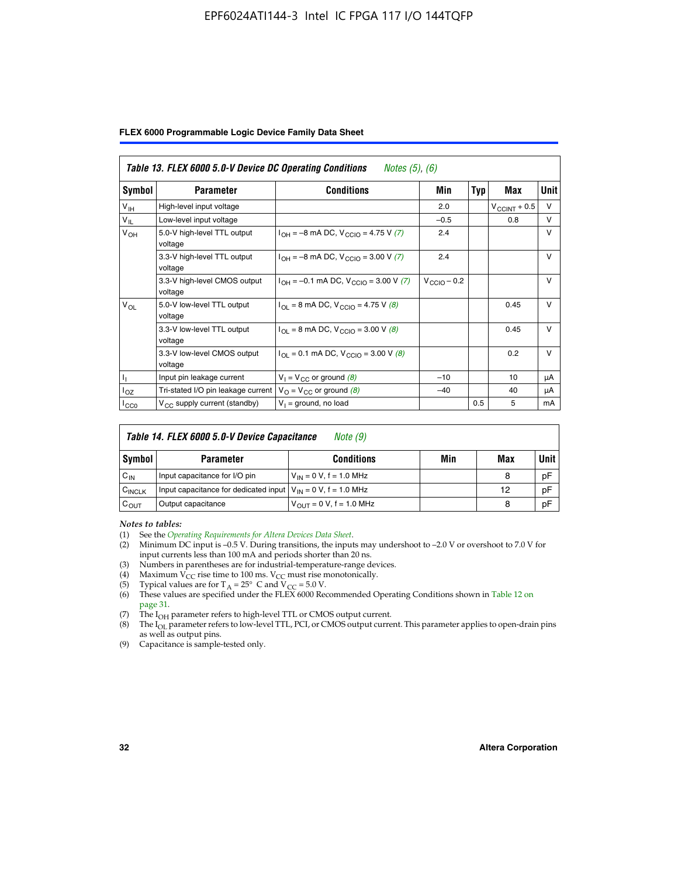| Table 13. FLEX 6000 5.0-V Device DC Operating Conditions *Notes (5), (6)* | | | | | | |
|---|---|---|---|---|---|---|
| Symbol | Parameter | Conditions | Min | Typ | Max | Unit |
| $V_{IH}$ | High-level input voltage | | 2.0 | | $V_{CCINT}$ + 0.5 | V |
| $V_{IL}$ | Low-level input voltage | | –0.5 | | 0.8 | V |
| $V_{OH}$ | 5.0-V high-level TTL output voltage | $I_{OH}$ = –8 mA DC, $V_{CCIO}$ = 4.75 V *(7)* | 2.4 | | | V |
| | 3.3-V high-level TTL output voltage | $I_{OH}$ = –8 mA DC, $V_{CCIO}$ = 3.00 V *(7)* | 2.4 | | | V |
| | 3.3-V high-level CMOS output voltage | $I_{OH}$ = –0.1 mA DC, $V_{CCIO}$ = 3.00 V *(7)* | $V_{CCIO}$ – 0.2 | | | V |
| $V_{OL}$ | 5.0-V low-level TTL output voltage | $I_{OL}$ = 8 mA DC, $V_{CCIO}$ = 4.75 V *(8)* | | | 0.45 | V |
| | 3.3-V low-level TTL output voltage | $I_{OL}$ = 8 mA DC, $V_{CCIO}$ = 3.00 V *(8)* | | | 0.45 | V |
| | 3.3-V low-level CMOS output voltage | $I_{OL}$ = 0.1 mA DC, $V_{CCIO}$ = 3.00 V *(8)* | | | 0.2 | V |
| $I_I$ | Input pin leakage current | $V_I$ = $V_{CC}$ or ground *(8)* | –10 | | 10 | μA |
| $I_{OZ}$ | Tri-stated I/O pin leakage current | $V_O$ = $V_{CC}$ or ground *(8)* | –40 | | 40 | μA |
| $I_{CC0}$ | $V_{CC}$ supply current (standby) | $V_I$ = ground, no load | | 0.5 | 5 | mA |

| Table 14. FLEX 6000 5.0-V Device Capacitance *Note (9)* | | | | | |
|---|---|---|---|---|---|
| Symbol | Parameter | Conditions | Min | Max | Unit |
| $C_{IN}$ | Input capacitance for I/O pin | $V_{IN}$ = 0 V, f = 1.0 MHz | | 8 | pF |
| $C_{INCLK}$ | Input capacitance for dedicated input | $V_{IN}$ = 0 V, f = 1.0 MHz | | 12 | pF |
| $C_{OUT}$ | Output capacitance | $V_{OUT}$ = 0 V, f = 1.0 MHz | | 8 | pF |

*Notes to tables:*

(1) See the *Operating Requirements for Altera Devices Data Sheet*.
(2) Minimum DC input is –0.5 V. During transitions, the inputs may undershoot to –2.0 V or overshoot to 7.0 V for input currents less than 100 mA and periods shorter than 20 ns.
(3) Numbers in parentheses are for industrial-temperature-range devices.
(4) Maximum $V_{CC}$ rise time to 100 ms. $V_{CC}$ must rise monotonically.
(5) Typical values are for $T_A$ = 25° C and $V_{CC}$ = 5.0 V.
(6) These values are specified under the FLEX 6000 Recommended Operating Conditions shown in Table 12 on page 31.
(7) The $I_{OH}$ parameter refers to high-level TTL or CMOS output current.
(8) The $I_{OL}$ parameter refers to low-level TTL, PCI, or CMOS output current. This parameter applies to open-drain pins as well as output pins.
(9) Capacitance is sample-tested only.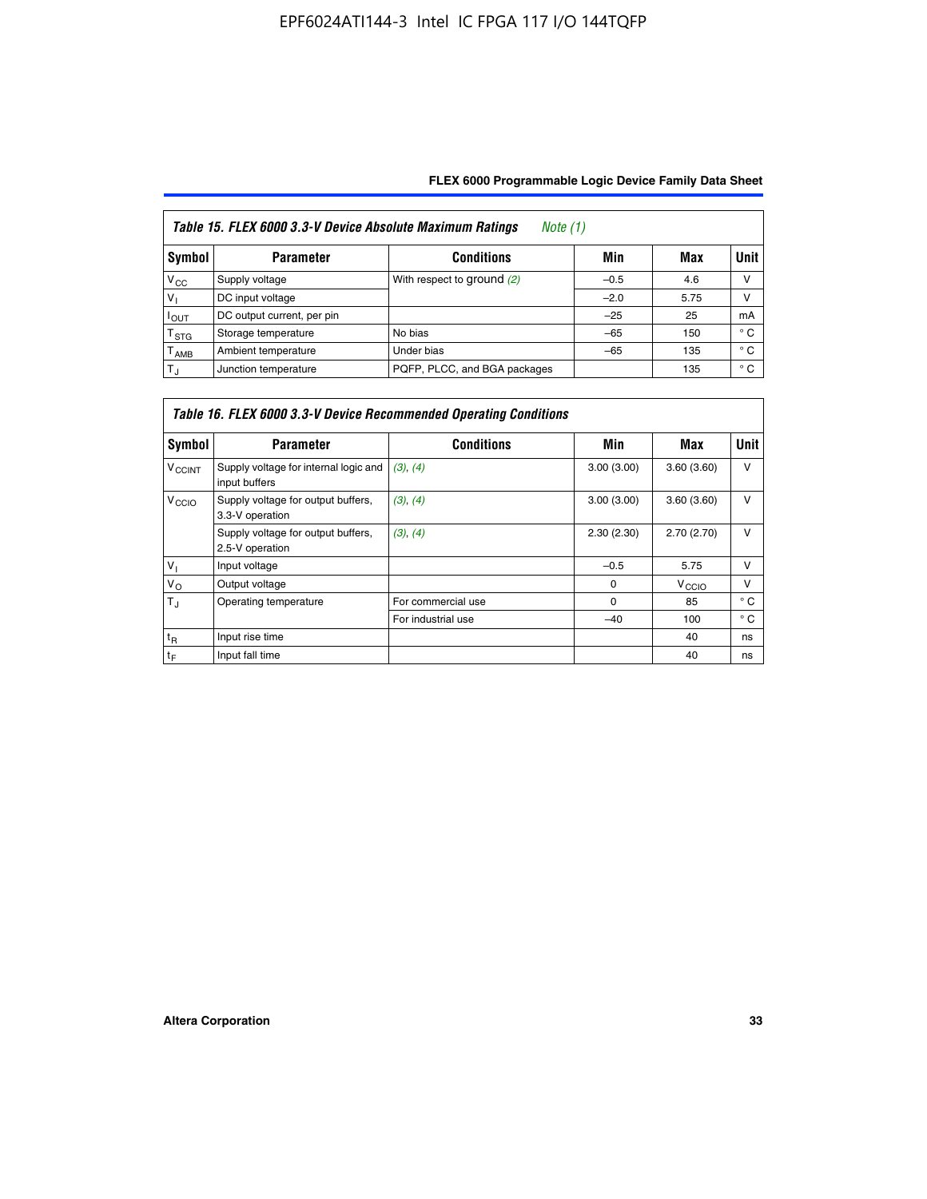**Table 15. FLEX 6000 3.3-V Device Absolute Maximum Ratings** *Note (1)*

| Symbol | Parameter | Conditions | Min | Max | Unit |
|---|---|---|---|---|---|
| $V_{CC}$ | Supply voltage | With respect to ground *(2)* | –0.5 | 4.6 | V |
| $V_I$ | DC input voltage | | –2.0 | 5.75 | V |
| $I_{OUT}$ | DC output current, per pin | | –25 | 25 | mA |
| $T_{STG}$ | Storage temperature | No bias | –65 | 150 | ° C |
| $T_{AMB}$ | Ambient temperature | Under bias | –65 | 135 | ° C |
| $T_J$ | Junction temperature | PQFP, PLCC, and BGA packages | | 135 | ° C |

**Table 16. FLEX 6000 3.3-V Device Recommended Operating Conditions**

| Symbol | Parameter | Conditions | Min | Max | Unit |
|---|---|---|---|---|---|
| $V_{CCINT}$ | Supply voltage for internal logic and input buffers | *(3)*, *(4)* | 3.00 (3.00) | 3.60 (3.60) | V |
| $V_{CCIO}$ | Supply voltage for output buffers, 3.3-V operation | *(3)*, *(4)* | 3.00 (3.00) | 3.60 (3.60) | V |
| | Supply voltage for output buffers, 2.5-V operation | *(3)*, *(4)* | 2.30 (2.30) | 2.70 (2.70) | V |
| $V_I$ | Input voltage | | –0.5 | 5.75 | V |
| $V_O$ | Output voltage | | 0 | $V_{CCIO}$ | V |
| $T_J$ | Operating temperature | For commercial use | 0 | 85 | ° C |
| | | For industrial use | –40 | 100 | ° C |
| $t_R$ | Input rise time | | | 40 | ns |
| $t_F$ | Input fall time | | | 40 | ns |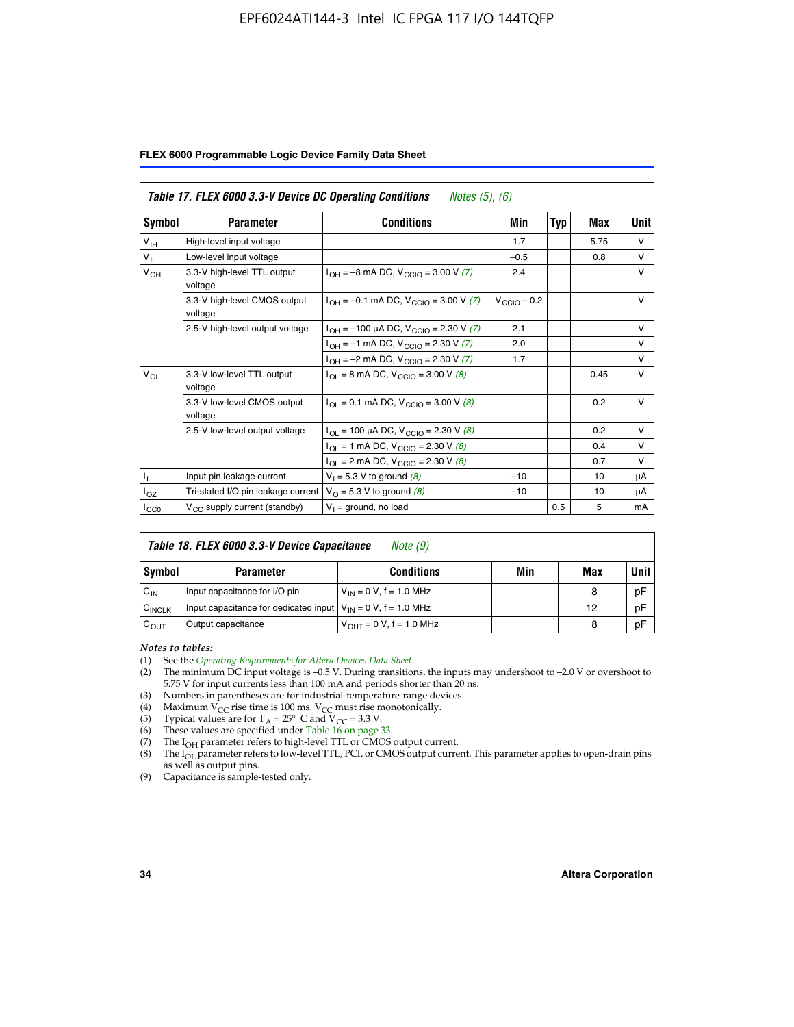**Table 17. FLEX 6000 3.3-V Device DC Operating Conditions** *Notes (5), (6)*

| Symbol | Parameter | Conditions | Min | Typ | Max | Unit |
|---|---|---|---|---|---|---|
| $V_{IH}$ | High-level input voltage | | 1.7 | | 5.75 | V |
| $V_{IL}$ | Low-level input voltage | | –0.5 | | 0.8 | V |
| $V_{OH}$ | 3.3-V high-level TTL output voltage | $I_{OH}$ = –8 mA DC, $V_{CCIO}$ = 3.00 V *(7)* | 2.4 | | | V |
| | 3.3-V high-level CMOS output voltage | $I_{OH}$ = –0.1 mA DC, $V_{CCIO}$ = 3.00 V *(7)* | $V_{CCIO}$ – 0.2 | | | V |
| | 2.5-V high-level output voltage | $I_{OH}$ = –100 µA DC, $V_{CCIO}$ = 2.30 V *(7)* | 2.1 | | | V |
| | | $I_{OH}$ = –1 mA DC, $V_{CCIO}$ = 2.30 V *(7)* | 2.0 | | | V |
| | | $I_{OH}$ = –2 mA DC, $V_{CCIO}$ = 2.30 V *(7)* | 1.7 | | | V |
| $V_{OL}$ | 3.3-V low-level TTL output voltage | $I_{OL}$ = 8 mA DC, $V_{CCIO}$ = 3.00 V *(8)* | | | 0.45 | V |
| | 3.3-V low-level CMOS output voltage | $I_{OL}$ = 0.1 mA DC, $V_{CCIO}$ = 3.00 V *(8)* | | | 0.2 | V |
| | 2.5-V low-level output voltage | $I_{OL}$ = 100 µA DC, $V_{CCIO}$ = 2.30 V *(8)* | | | 0.2 | V |
| | | $I_{OL}$ = 1 mA DC, $V_{CCIO}$ = 2.30 V *(8)* | | | 0.4 | V |
| | | $I_{OL}$ = 2 mA DC, $V_{CCIO}$ = 2.30 V *(8)* | | | 0.7 | V |
| $I_I$ | Input pin leakage current | $V_I$ = 5.3 V to ground *(8)* | –10 | | 10 | µA |
| $I_{OZ}$ | Tri-stated I/O pin leakage current | $V_O$ = 5.3 V to ground *(8)* | –10 | | 10 | µA |
| $I_{CC0}$ | $V_{CC}$ supply current (standby) | $V_I$ = ground, no load | | 0.5 | 5 | mA |

**Table 18. FLEX 6000 3.3-V Device Capacitance** *Note (9)*

| Symbol | Parameter | Conditions | Min | Max | Unit |
|---|---|---|---|---|---|
| $C_{IN}$ | Input capacitance for I/O pin | $V_{IN}$ = 0 V, f = 1.0 MHz | | 8 | pF |
| $C_{INCLK}$ | Input capacitance for dedicated input | $V_{IN}$ = 0 V, f = 1.0 MHz | | 12 | pF |
| $C_{OUT}$ | Output capacitance | $V_{OUT}$ = 0 V, f = 1.0 MHz | | 8 | pF |

*Notes to tables:*

(1) See the *Operating Requirements for Altera Devices Data Sheet*.
(2) The minimum DC input voltage is –0.5 V. During transitions, the inputs may undershoot to –2.0 V or overshoot to 5.75 V for input currents less than 100 mA and periods shorter than 20 ns.
(3) Numbers in parentheses are for industrial-temperature-range devices.
(4) Maximum $V_{CC}$ rise time is 100 ms. $V_{CC}$ must rise monotonically.
(5) Typical values are for $T_A$ = 25° C and $V_{CC}$ = 3.3 V.
(6) These values are specified under Table 16 on page 33.
(7) The $I_{OH}$ parameter refers to high-level TTL or CMOS output current.
(8) The $I_{OL}$ parameter refers to low-level TTL, PCI, or CMOS output current. This parameter applies to open-drain pins as well as output pins.
(9) Capacitance is sample-tested only.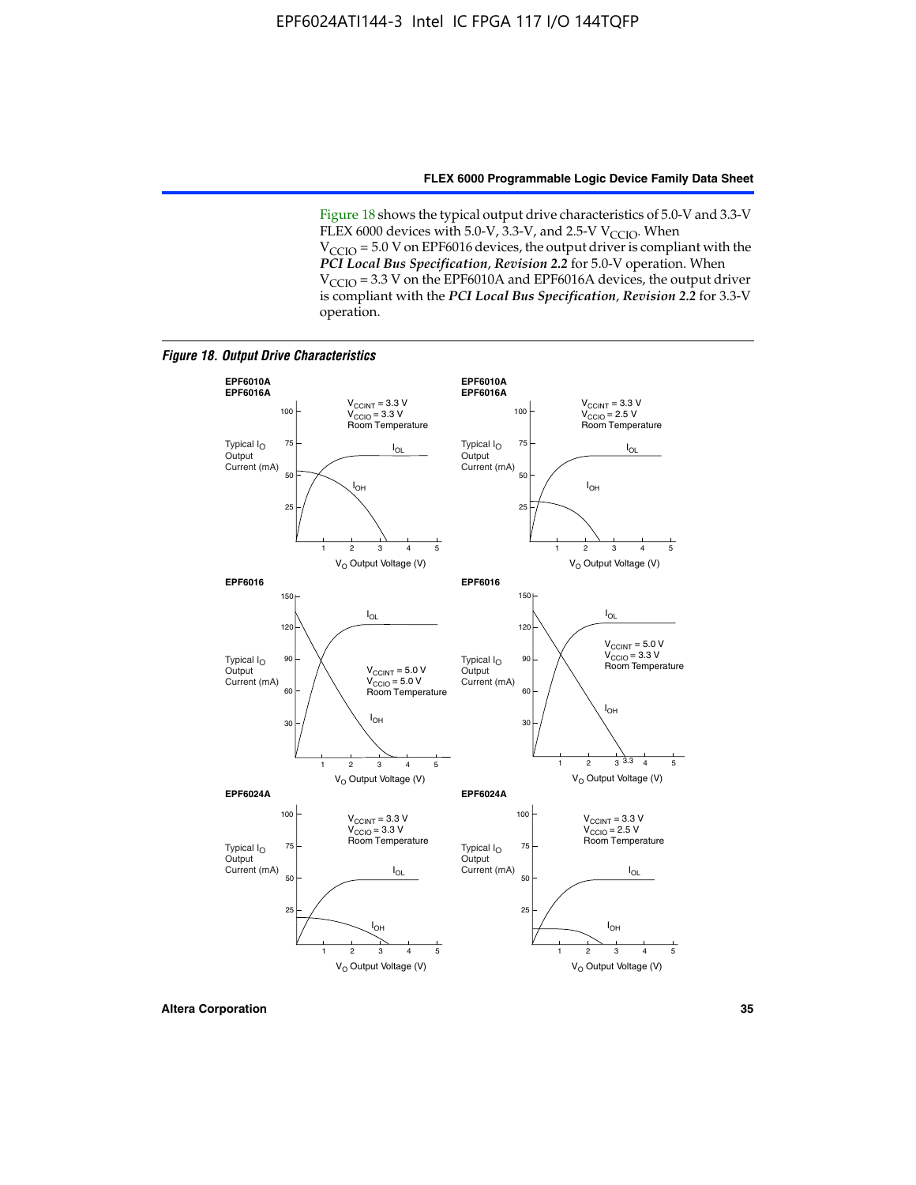Figure 18 shows the typical output drive characteristics of 5.0-V and 3.3-V FLEX 6000 devices with 5.0-V, 3.3-V, and 2.5-V $V_{CCIO}$. When $V_{CCIO}$ = 5.0 V on EPF6016 devices, the output driver is compliant with the ***PCI Local Bus Specification*, *Revision 2.2*** for 5.0-V operation. When $V_{CCIO}$ = 3.3 V on the EPF6010A and EPF6016A devices, the output driver is compliant with the ***PCI Local Bus Specification*, *Revision 2.2*** for 3.3-V operation.

***Figure 18. Output Drive Characteristics***

**EPF6010A, EPF6016A** — $V_{CCINT}$ = 3.3 V, $V_{CCIO}$ = 3.3 V, Room Temperature. Typical $I_O$ Output Current (mA) vs. $V_O$ Output Voltage (V); curves $I_{OL}$ and $I_{OH}$.

**EPF6010A, EPF6016A** — $V_{CCINT}$ = 3.3 V, $V_{CCIO}$ = 2.5 V, Room Temperature. Typical $I_O$ Output Current (mA) vs. $V_O$ Output Voltage (V); curves $I_{OL}$ and $I_{OH}$.

**EPF6016** — $V_{CCINT}$ = 5.0 V, $V_{CCIO}$ = 5.0 V, Room Temperature. Typical $I_O$ Output Current (mA) vs. $V_O$ Output Voltage (V); curves $I_{OL}$ and $I_{OH}$.

**EPF6016** — $V_{CCINT}$ = 5.0 V, $V_{CCIO}$ = 3.3 V, Room Temperature. Typical $I_O$ Output Current (mA) vs. $V_O$ Output Voltage (V); curves $I_{OL}$ and $I_{OH}$.

**EPF6024A** — $V_{CCINT}$ = 3.3 V, $V_{CCIO}$ = 3.3 V, Room Temperature. Typical $I_O$ Output Current (mA) vs. $V_O$ Output Voltage (V); curves $I_{OL}$ and $I_{OH}$.

**EPF6024A** — $V_{CCINT}$ = 3.3 V, $V_{CCIO}$ = 2.5 V, Room Temperature. Typical $I_O$ Output Current (mA) vs. $V_O$ Output Voltage (V); curves $I_{OL}$ and $I_{OH}$.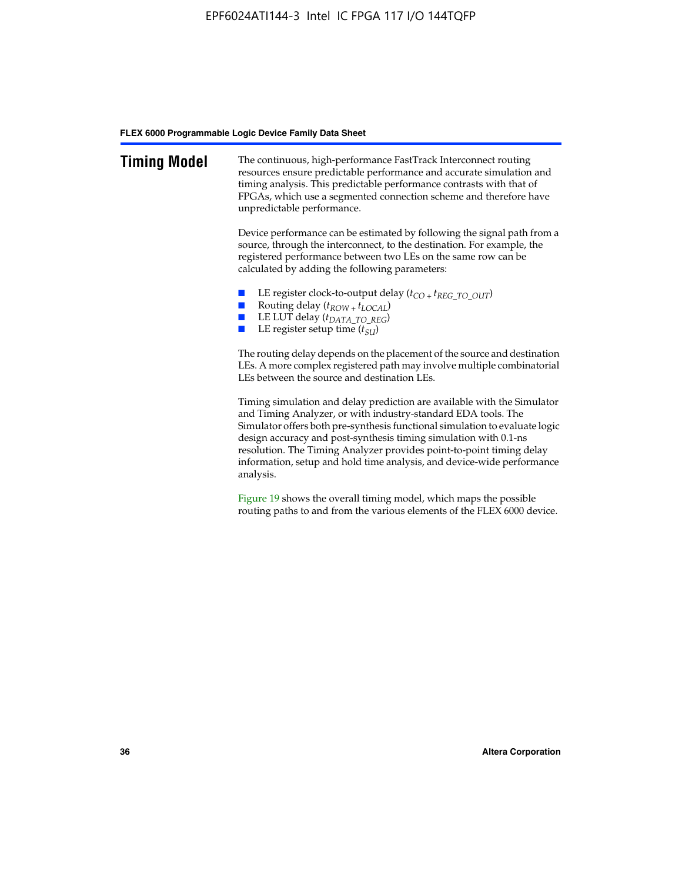## Timing Model

The continuous, high-performance FastTrack Interconnect routing resources ensure predictable performance and accurate simulation and timing analysis. This predictable performance contrasts with that of FPGAs, which use a segmented connection scheme and therefore have unpredictable performance.

Device performance can be estimated by following the signal path from a source, through the interconnect, to the destination. For example, the registered performance between two LEs on the same row can be calculated by adding the following parameters:

- LE register clock-to-output delay ($t_{CO} + t_{REG\_TO\_OUT}$)
- Routing delay ($t_{ROW} + t_{LOCAL}$)
- LE LUT delay ($t_{DATA\_TO\_REG}$)
- LE register setup time ($t_{SU}$)

The routing delay depends on the placement of the source and destination LEs. A more complex registered path may involve multiple combinatorial LEs between the source and destination LEs.

Timing simulation and delay prediction are available with the Simulator and Timing Analyzer, or with industry-standard EDA tools. The Simulator offers both pre-synthesis functional simulation to evaluate logic design accuracy and post-synthesis timing simulation with 0.1-ns resolution. The Timing Analyzer provides point-to-point timing delay information, setup and hold time analysis, and device-wide performance analysis.

Figure 19 shows the overall timing model, which maps the possible routing paths to and from the various elements of the FLEX 6000 device.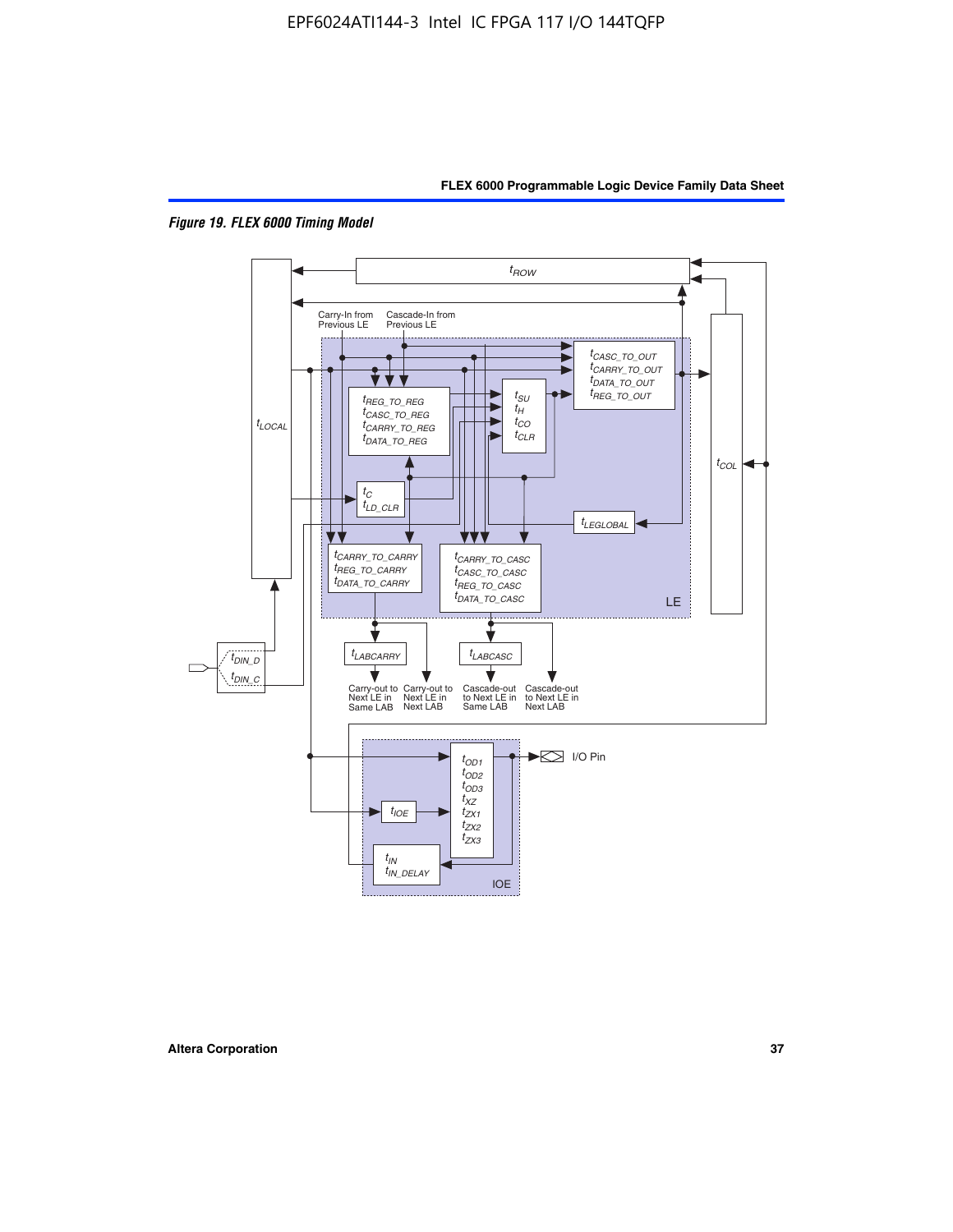*Figure 19. FLEX 6000 Timing Model*

$t_{ROW}$

Carry-In from Previous LE

Cascade-In from Previous LE

$t_{LOCAL}$

$t_{CASC\_TO\_OUT}$
$t_{CARRY\_TO\_OUT}$
$t_{DATA\_TO\_OUT}$
$t_{REG\_TO\_OUT}$

$t_{REG\_TO\_REG}$
$t_{CASC\_TO\_REG}$
$t_{CARRY\_TO\_REG}$
$t_{DATA\_TO\_REG}$

$t_{SU}$
$t_{H}$
$t_{CO}$
$t_{CLR}$

$t_{C}$
$t_{LD\_CLR}$

$t_{COL}$

$t_{LEGLOBAL}$

$t_{CARRY\_TO\_CARRY}$
$t_{REG\_TO\_CARRY}$
$t_{DATA\_TO\_CARRY}$

$t_{CARRY\_TO\_CASC}$
$t_{CASC\_TO\_CASC}$
$t_{REG\_TO\_CASC}$
$t_{DATA\_TO\_CASC}$

LE

$t_{DIN\_D}$
$t_{DIN\_C}$

$t_{LABCARRY}$

$t_{LABCASC}$

Carry-out to Next LE in Same LAB

Carry-out to Next LE in Next LAB

Cascade-out to Next LE in Same LAB

Cascade-out to Next LE in Next LAB

$t_{OD1}$
$t_{OD2}$
$t_{OD3}$
$t_{XZ}$
$t_{ZX1}$
$t_{ZX2}$
$t_{ZX3}$

I/O Pin

$t_{IOE}$

$t_{IN}$
$t_{IN\_DELAY}$

IOE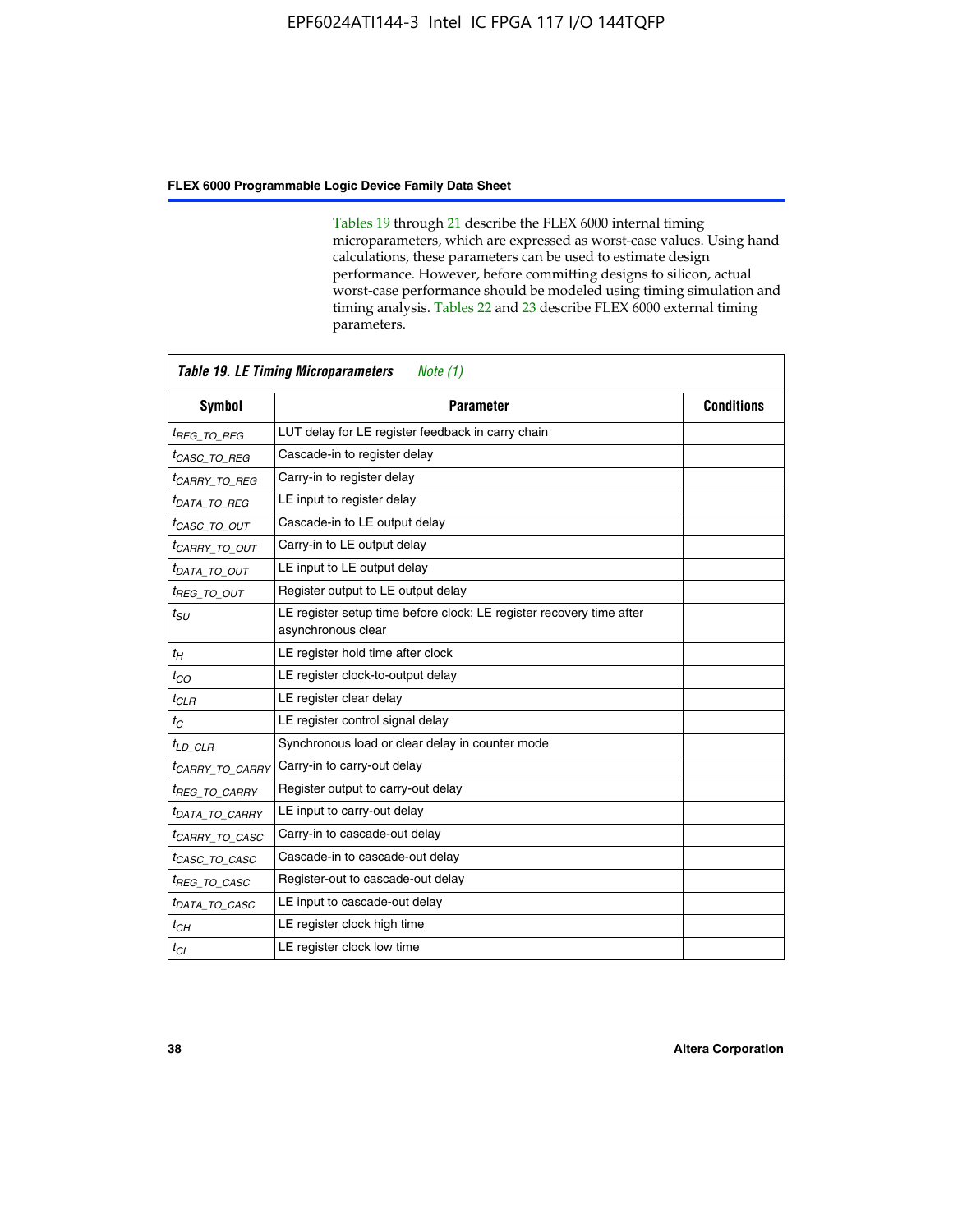Tables 19 through 21 describe the FLEX 6000 internal timing microparameters, which are expressed as worst-case values. Using hand calculations, these parameters can be used to estimate design performance. However, before committing designs to silicon, actual worst-case performance should be modeled using timing simulation and timing analysis. Tables 22 and 23 describe FLEX 6000 external timing parameters.

**Table 19. LE Timing Microparameters** *Note (1)*

| Symbol | Parameter | Conditions |
|---|---|---|
| $t_{REG\_TO\_REG}$ | LUT delay for LE register feedback in carry chain | |
| $t_{CASC\_TO\_REG}$ | Cascade-in to register delay | |
| $t_{CARRY\_TO\_REG}$ | Carry-in to register delay | |
| $t_{DATA\_TO\_REG}$ | LE input to register delay | |
| $t_{CASC\_TO\_OUT}$ | Cascade-in to LE output delay | |
| $t_{CARRY\_TO\_OUT}$ | Carry-in to LE output delay | |
| $t_{DATA\_TO\_OUT}$ | LE input to LE output delay | |
| $t_{REG\_TO\_OUT}$ | Register output to LE output delay | |
| $t_{SU}$ | LE register setup time before clock; LE register recovery time after asynchronous clear | |
| $t_{H}$ | LE register hold time after clock | |
| $t_{CO}$ | LE register clock-to-output delay | |
| $t_{CLR}$ | LE register clear delay | |
| $t_{C}$ | LE register control signal delay | |
| $t_{LD\_CLR}$ | Synchronous load or clear delay in counter mode | |
| $t_{CARRY\_TO\_CARRY}$ | Carry-in to carry-out delay | |
| $t_{REG\_TO\_CARRY}$ | Register output to carry-out delay | |
| $t_{DATA\_TO\_CARRY}$ | LE input to carry-out delay | |
| $t_{CARRY\_TO\_CASC}$ | Carry-in to cascade-out delay | |
| $t_{CASC\_TO\_CASC}$ | Cascade-in to cascade-out delay | |
| $t_{REG\_TO\_CASC}$ | Register-out to cascade-out delay | |
| $t_{DATA\_TO\_CASC}$ | LE input to cascade-out delay | |
| $t_{CH}$ | LE register clock high time | |
| $t_{CL}$ | LE register clock low time | |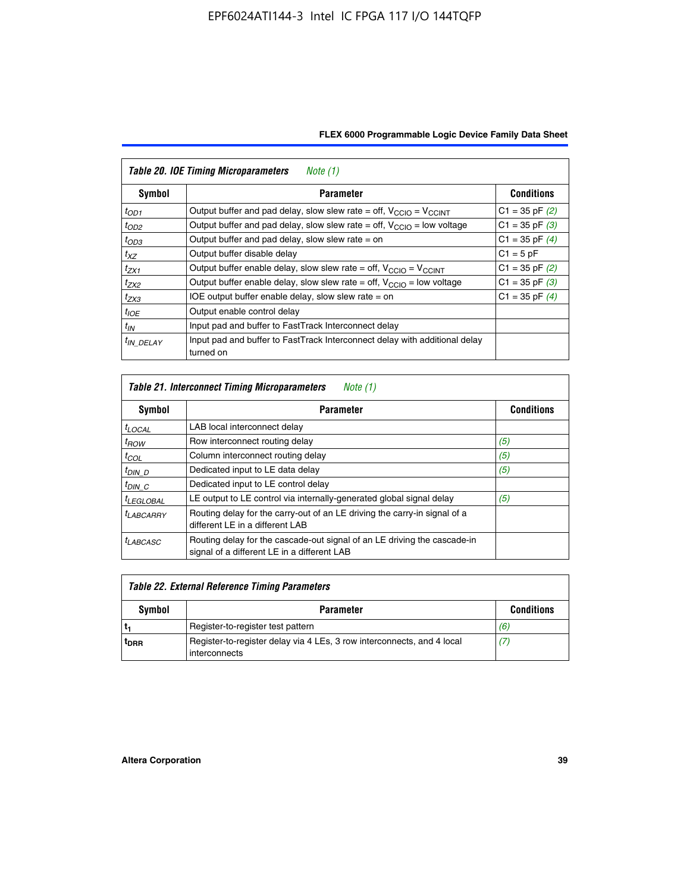| *Table 20. IOE Timing Microparameters* *Note (1)* | | |
|---|---|---|
| **Symbol** | **Parameter** | **Conditions** |
| $t_{OD1}$ | Output buffer and pad delay, slow slew rate = off, $V_{CCIO}$ = $V_{CCINT}$ | C1 = 35 pF *(2)* |
| $t_{OD2}$ | Output buffer and pad delay, slow slew rate = off, $V_{CCIO}$ = low voltage | C1 = 35 pF *(3)* |
| $t_{OD3}$ | Output buffer and pad delay, slow slew rate = on | C1 = 35 pF *(4)* |
| $t_{XZ}$ | Output buffer disable delay | C1 = 5 pF |
| $t_{ZX1}$ | Output buffer enable delay, slow slew rate = off, $V_{CCIO}$ = $V_{CCINT}$ | C1 = 35 pF *(2)* |
| $t_{ZX2}$ | Output buffer enable delay, slow slew rate = off, $V_{CCIO}$ = low voltage | C1 = 35 pF *(3)* |
| $t_{ZX3}$ | IOE output buffer enable delay, slow slew rate = on | C1 = 35 pF *(4)* |
| $t_{IOE}$ | Output enable control delay | |
| $t_{IN}$ | Input pad and buffer to FastTrack Interconnect delay | |
| $t_{IN\_DELAY}$ | Input pad and buffer to FastTrack Interconnect delay with additional delay turned on | |

| *Table 21. Interconnect Timing Microparameters* *Note (1)* | | |
|---|---|---|
| **Symbol** | **Parameter** | **Conditions** |
| $t_{LOCAL}$ | LAB local interconnect delay | |
| $t_{ROW}$ | Row interconnect routing delay | *(5)* |
| $t_{COL}$ | Column interconnect routing delay | *(5)* |
| $t_{DIN\_D}$ | Dedicated input to LE data delay | *(5)* |
| $t_{DIN\_C}$ | Dedicated input to LE control delay | |
| $t_{LEGLOBAL}$ | LE output to LE control via internally-generated global signal delay | *(5)* |
| $t_{LABCARRY}$ | Routing delay for the carry-out of an LE driving the carry-in signal of a different LE in a different LAB | |
| $t_{LABCASC}$ | Routing delay for the cascade-out signal of an LE driving the cascade-in signal of a different LE in a different LAB | |

| *Table 22. External Reference Timing Parameters* | | |
|---|---|---|
| **Symbol** | **Parameter** | **Conditions** |
| $t_1$ | Register-to-register test pattern | *(6)* |
| $t_{DRR}$ | Register-to-register delay via 4 LEs, 3 row interconnects, and 4 local interconnects | *(7)* |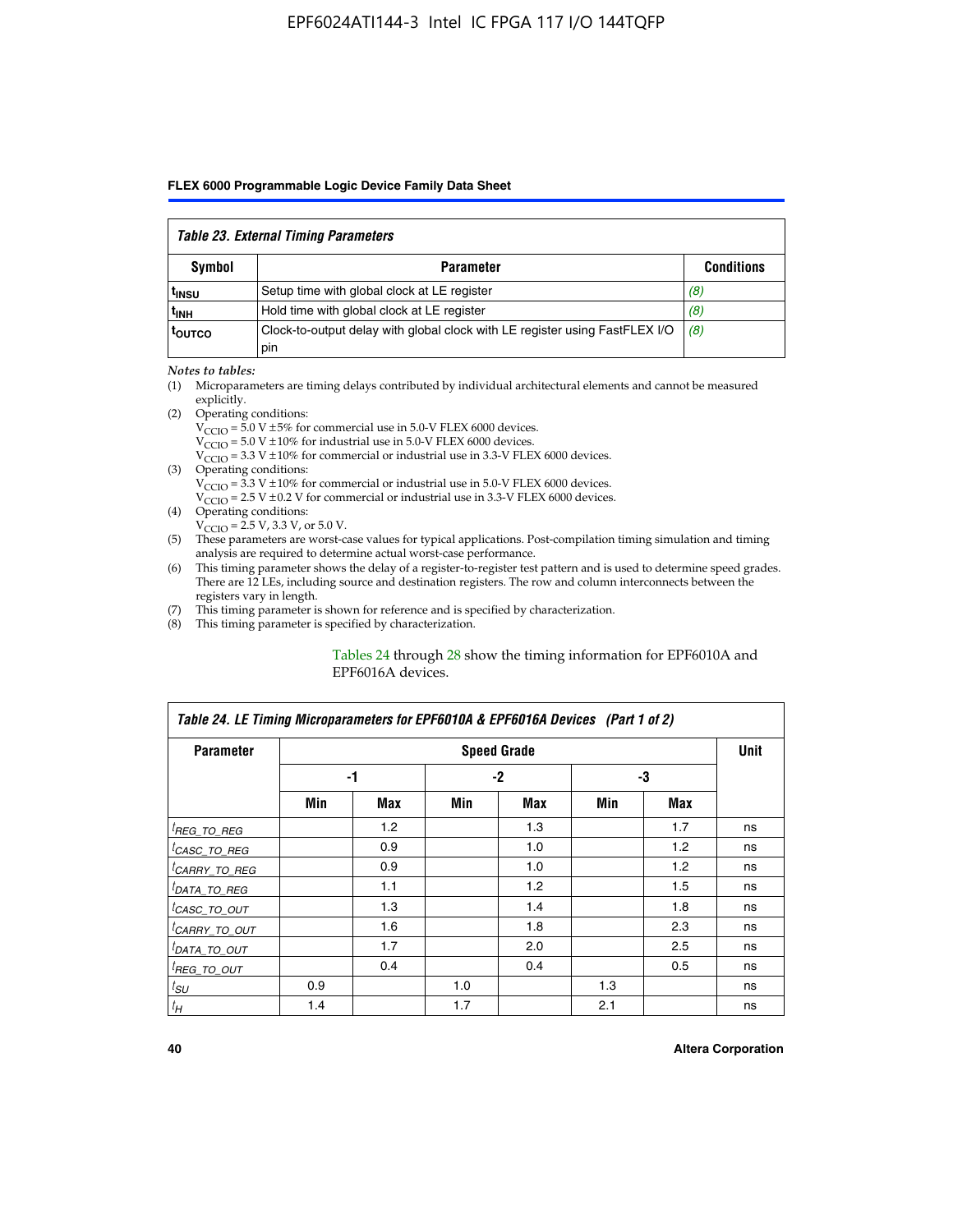| *Table 23. External Timing Parameters* | | |
|---|---|---|
| **Symbol** | **Parameter** | **Conditions** |
| $t_{INSU}$ | Setup time with global clock at LE register | *(8)* |
| $t_{INH}$ | Hold time with global clock at LE register | *(8)* |
| $t_{OUTCO}$ | Clock-to-output delay with global clock with LE register using FastFLEX I/O pin | *(8)* |

*Notes to tables:*

(1) Microparameters are timing delays contributed by individual architectural elements and cannot be measured explicitly.

(2) Operating conditions:
$V_{CCIO}$ = 5.0 V ±5% for commercial use in 5.0-V FLEX 6000 devices.
$V_{CCIO}$ = 5.0 V ±10% for industrial use in 5.0-V FLEX 6000 devices.
$V_{CCIO}$ = 3.3 V ±10% for commercial or industrial use in 3.3-V FLEX 6000 devices.

(3) Operating conditions:
$V_{CCIO}$ = 3.3 V ±10% for commercial or industrial use in 5.0-V FLEX 6000 devices.
$V_{CCIO}$ = 2.5 V ±0.2 V for commercial or industrial use in 3.3-V FLEX 6000 devices.

(4) Operating conditions:
$V_{CCIO}$ = 2.5 V, 3.3 V, or 5.0 V.

(5) These parameters are worst-case values for typical applications. Post-compilation timing simulation and timing analysis are required to determine actual worst-case performance.

(6) This timing parameter shows the delay of a register-to-register test pattern and is used to determine speed grades. There are 12 LEs, including source and destination registers. The row and column interconnects between the registers vary in length.

(7) This timing parameter is shown for reference and is specified by characterization.

(8) This timing parameter is specified by characterization.

Tables 24 through 28 show the timing information for EPF6010A and EPF6016A devices.

| *Table 24. LE Timing Microparameters for EPF6010A & EPF6016A Devices (Part 1 of 2)* | | | | | | | |
|---|---|---|---|---|---|---|---|
| **Parameter** | **Speed Grade** | | | | | | **Unit** |
| | **-1** | | **-2** | | **-3** | | |
| | **Min** | **Max** | **Min** | **Max** | **Min** | **Max** | |
| $t_{REG\_TO\_REG}$ | | 1.2 | | 1.3 | | 1.7 | ns |
| $t_{CASC\_TO\_REG}$ | | 0.9 | | 1.0 | | 1.2 | ns |
| $t_{CARRY\_TO\_REG}$ | | 0.9 | | 1.0 | | 1.2 | ns |
| $t_{DATA\_TO\_REG}$ | | 1.1 | | 1.2 | | 1.5 | ns |
| $t_{CASC\_TO\_OUT}$ | | 1.3 | | 1.4 | | 1.8 | ns |
| $t_{CARRY\_TO\_OUT}$ | | 1.6 | | 1.8 | | 2.3 | ns |
| $t_{DATA\_TO\_OUT}$ | | 1.7 | | 2.0 | | 2.5 | ns |
| $t_{REG\_TO\_OUT}$ | | 0.4 | | 0.4 | | 0.5 | ns |
| $t_{SU}$ | 0.9 | | 1.0 | | 1.3 | | ns |
| $t_{H}$ | 1.4 | | 1.7 | | 2.1 | | ns |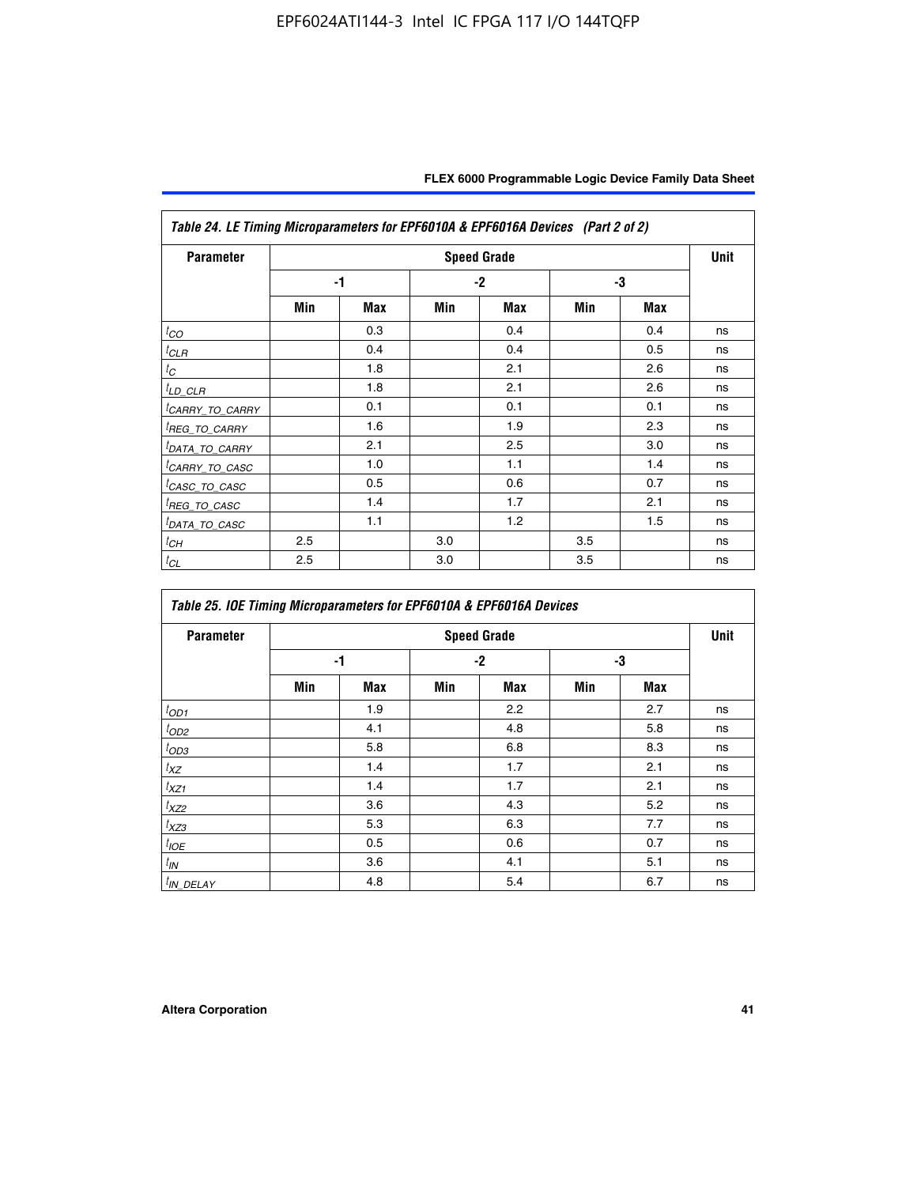*Table 24. LE Timing Microparameters for EPF6010A & EPF6016A Devices (Part 2 of 2)*

| Parameter | Speed Grade | | | | | | Unit |
|---|---|---|---|---|---|---|---|
| | -1 | | -2 | | -3 | | |
| | Min | Max | Min | Max | Min | Max | |
| $t_{CO}$ | | 0.3 | | 0.4 | | 0.4 | ns |
| $t_{CLR}$ | | 0.4 | | 0.4 | | 0.5 | ns |
| $t_{C}$ | | 1.8 | | 2.1 | | 2.6 | ns |
| $t_{LD\_CLR}$ | | 1.8 | | 2.1 | | 2.6 | ns |
| $t_{CARRY\_TO\_CARRY}$ | | 0.1 | | 0.1 | | 0.1 | ns |
| $t_{REG\_TO\_CARRY}$ | | 1.6 | | 1.9 | | 2.3 | ns |
| $t_{DATA\_TO\_CARRY}$ | | 2.1 | | 2.5 | | 3.0 | ns |
| $t_{CARRY\_TO\_CASC}$ | | 1.0 | | 1.1 | | 1.4 | ns |
| $t_{CASC\_TO\_CASC}$ | | 0.5 | | 0.6 | | 0.7 | ns |
| $t_{REG\_TO\_CASC}$ | | 1.4 | | 1.7 | | 2.1 | ns |
| $t_{DATA\_TO\_CASC}$ | | 1.1 | | 1.2 | | 1.5 | ns |
| $t_{CH}$ | 2.5 | | 3.0 | | 3.5 | | ns |
| $t_{CL}$ | 2.5 | | 3.0 | | 3.5 | | ns |

*Table 25. IOE Timing Microparameters for EPF6010A & EPF6016A Devices*

| Parameter | Speed Grade | | | | | | Unit |
|---|---|---|---|---|---|---|---|
| | -1 | | -2 | | -3 | | |
| | Min | Max | Min | Max | Min | Max | |
| $t_{OD1}$ | | 1.9 | | 2.2 | | 2.7 | ns |
| $t_{OD2}$ | | 4.1 | | 4.8 | | 5.8 | ns |
| $t_{OD3}$ | | 5.8 | | 6.8 | | 8.3 | ns |
| $t_{XZ}$ | | 1.4 | | 1.7 | | 2.1 | ns |
| $t_{XZ1}$ | | 1.4 | | 1.7 | | 2.1 | ns |
| $t_{XZ2}$ | | 3.6 | | 4.3 | | 5.2 | ns |
| $t_{XZ3}$ | | 5.3 | | 6.3 | | 7.7 | ns |
| $t_{IOE}$ | | 0.5 | | 0.6 | | 0.7 | ns |
| $t_{IN}$ | | 3.6 | | 4.1 | | 5.1 | ns |
| $t_{IN\_DELAY}$ | | 4.8 | | 5.4 | | 6.7 | ns |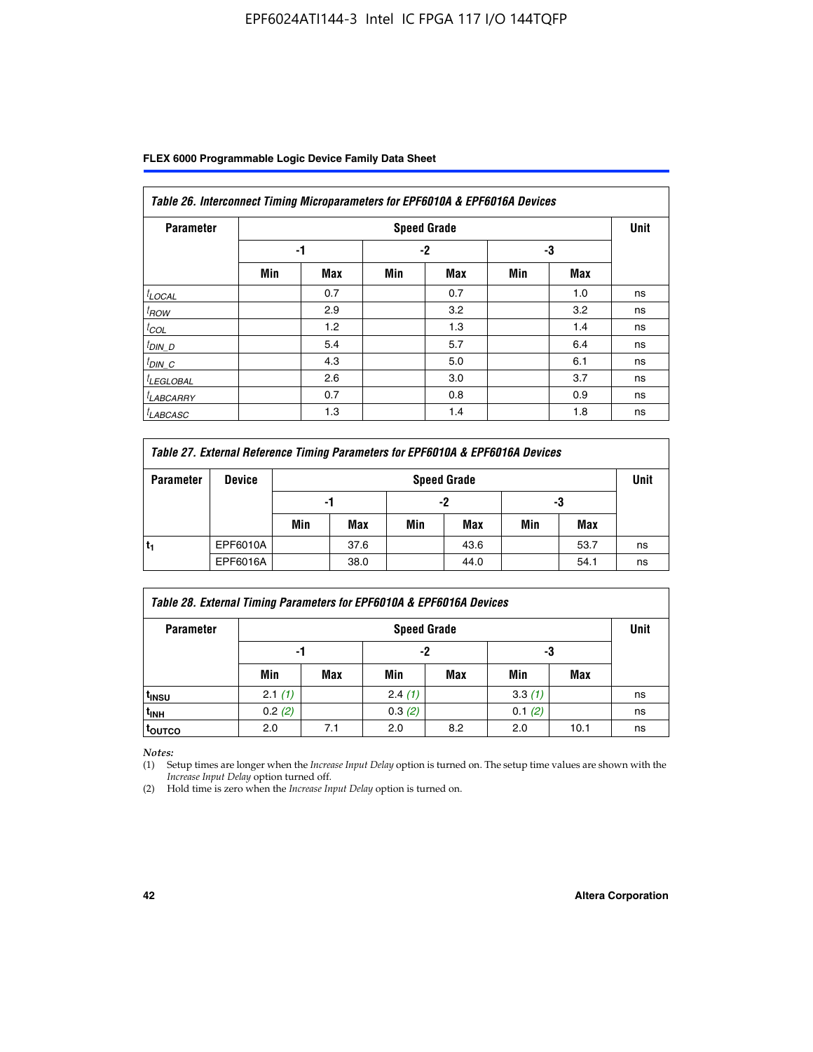| *Table 26. Interconnect Timing Microparameters for EPF6010A & EPF6016A Devices* | | | | | | | |
|---|---|---|---|---|---|---|---|
| **Parameter** | **Speed Grade** | | | | | | **Unit** |
| | **-1** | | **-2** | | **-3** | | |
| | **Min** | **Max** | **Min** | **Max** | **Min** | **Max** | |
| $t_{LOCAL}$ | | 0.7 | | 0.7 | | 1.0 | ns |
| $t_{ROW}$ | | 2.9 | | 3.2 | | 3.2 | ns |
| $t_{COL}$ | | 1.2 | | 1.3 | | 1.4 | ns |
| $t_{DIN\_D}$ | | 5.4 | | 5.7 | | 6.4 | ns |
| $t_{DIN\_C}$ | | 4.3 | | 5.0 | | 6.1 | ns |
| $t_{LEGLOBAL}$ | | 2.6 | | 3.0 | | 3.7 | ns |
| $t_{LABCARRY}$ | | 0.7 | | 0.8 | | 0.9 | ns |
| $t_{LABCASC}$ | | 1.3 | | 1.4 | | 1.8 | ns |

| *Table 27. External Reference Timing Parameters for EPF6010A & EPF6016A Devices* | | | | | | | | |
|---|---|---|---|---|---|---|---|---|
| **Parameter** | **Device** | **Speed Grade** | | | | | | **Unit** |
| | | **-1** | | **-2** | | **-3** | | |
| | | **Min** | **Max** | **Min** | **Max** | **Min** | **Max** | |
| $t_1$ | EPF6010A | | 37.6 | | 43.6 | | 53.7 | ns |
| | EPF6016A | | 38.0 | | 44.0 | | 54.1 | ns |

| *Table 28. External Timing Parameters for EPF6010A & EPF6016A Devices* | | | | | | | |
|---|---|---|---|---|---|---|---|
| **Parameter** | **Speed Grade** | | | | | | **Unit** |
| | **-1** | | **-2** | | **-3** | | |
| | **Min** | **Max** | **Min** | **Max** | **Min** | **Max** | |
| $t_{INSU}$ | 2.1 *(1)* | | 2.4 *(1)* | | 3.3 *(1)* | | ns |
| $t_{INH}$ | 0.2 *(2)* | | 0.3 *(2)* | | 0.1 *(2)* | | ns |
| $t_{OUTCO}$ | 2.0 | 7.1 | 2.0 | 8.2 | 2.0 | 10.1 | ns |

*Notes:*

(1) Setup times are longer when the *Increase Input Delay* option is turned on. The setup time values are shown with the *Increase Input Delay* option turned off.

(2) Hold time is zero when the *Increase Input Delay* option is turned on.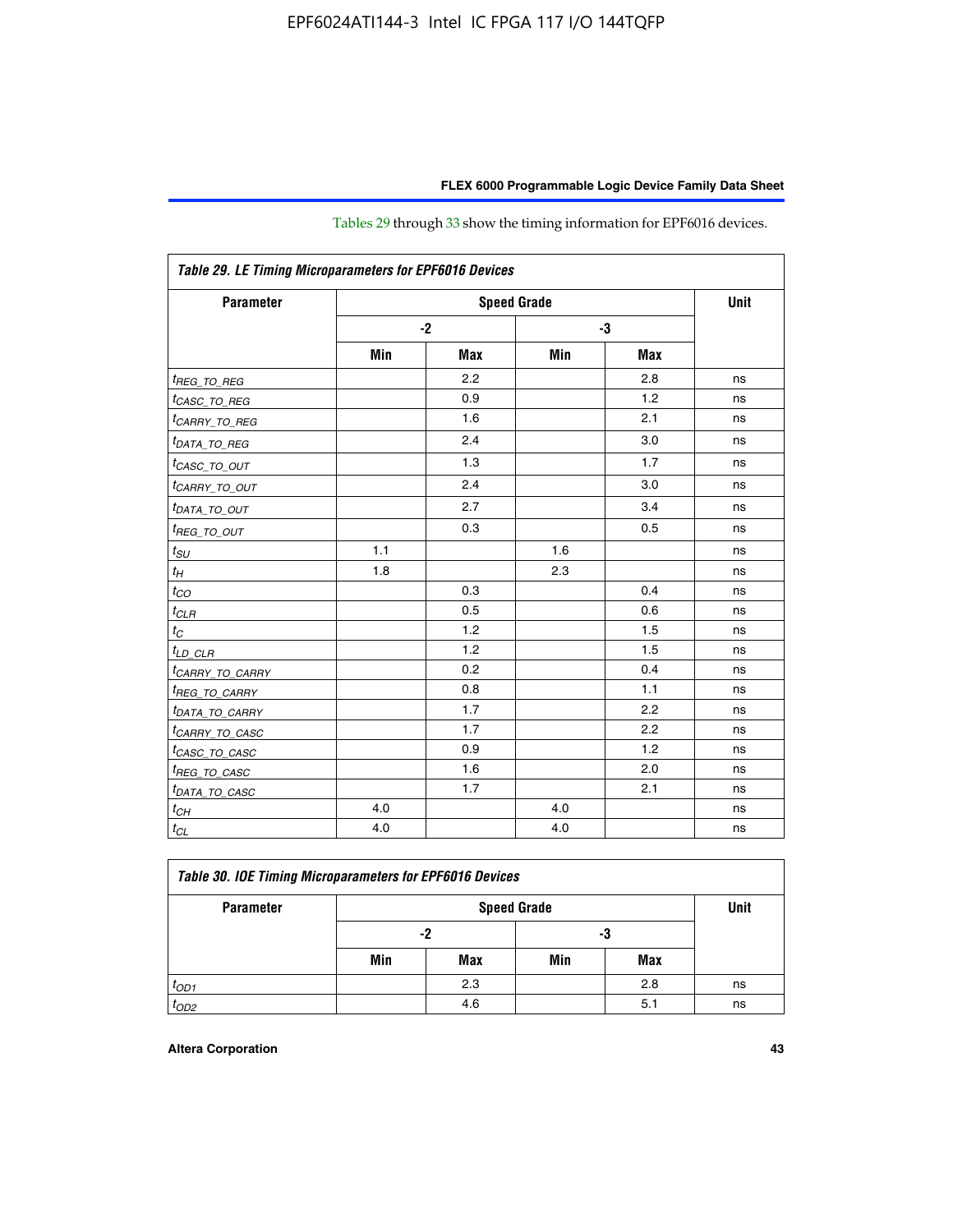Tables 29 through 33 show the timing information for EPF6016 devices.

**Table 29. LE Timing Microparameters for EPF6016 Devices**

| Parameter | Speed Grade | | | | Unit |
|---|---|---|---|---|---|
| | -2 | | -3 | | |
| | Min | Max | Min | Max | |
| $t_{REG\_TO\_REG}$ | | 2.2 | | 2.8 | ns |
| $t_{CASC\_TO\_REG}$ | | 0.9 | | 1.2 | ns |
| $t_{CARRY\_TO\_REG}$ | | 1.6 | | 2.1 | ns |
| $t_{DATA\_TO\_REG}$ | | 2.4 | | 3.0 | ns |
| $t_{CASC\_TO\_OUT}$ | | 1.3 | | 1.7 | ns |
| $t_{CARRY\_TO\_OUT}$ | | 2.4 | | 3.0 | ns |
| $t_{DATA\_TO\_OUT}$ | | 2.7 | | 3.4 | ns |
| $t_{REG\_TO\_OUT}$ | | 0.3 | | 0.5 | ns |
| $t_{SU}$ | 1.1 | | 1.6 | | ns |
| $t_{H}$ | 1.8 | | 2.3 | | ns |
| $t_{CO}$ | | 0.3 | | 0.4 | ns |
| $t_{CLR}$ | | 0.5 | | 0.6 | ns |
| $t_{C}$ | | 1.2 | | 1.5 | ns |
| $t_{LD\_CLR}$ | | 1.2 | | 1.5 | ns |
| $t_{CARRY\_TO\_CARRY}$ | | 0.2 | | 0.4 | ns |
| $t_{REG\_TO\_CARRY}$ | | 0.8 | | 1.1 | ns |
| $t_{DATA\_TO\_CARRY}$ | | 1.7 | | 2.2 | ns |
| $t_{CARRY\_TO\_CASC}$ | | 1.7 | | 2.2 | ns |
| $t_{CASC\_TO\_CASC}$ | | 0.9 | | 1.2 | ns |
| $t_{REG\_TO\_CASC}$ | | 1.6 | | 2.0 | ns |
| $t_{DATA\_TO\_CASC}$ | | 1.7 | | 2.1 | ns |
| $t_{CH}$ | 4.0 | | 4.0 | | ns |
| $t_{CL}$ | 4.0 | | 4.0 | | ns |

**Table 30. IOE Timing Microparameters for EPF6016 Devices**

| Parameter | Speed Grade | | | | Unit |
|---|---|---|---|---|---|
| | -2 | | -3 | | |
| | Min | Max | Min | Max | |
| $t_{OD1}$ | | 2.3 | | 2.8 | ns |
| $t_{OD2}$ | | 4.6 | | 5.1 | ns |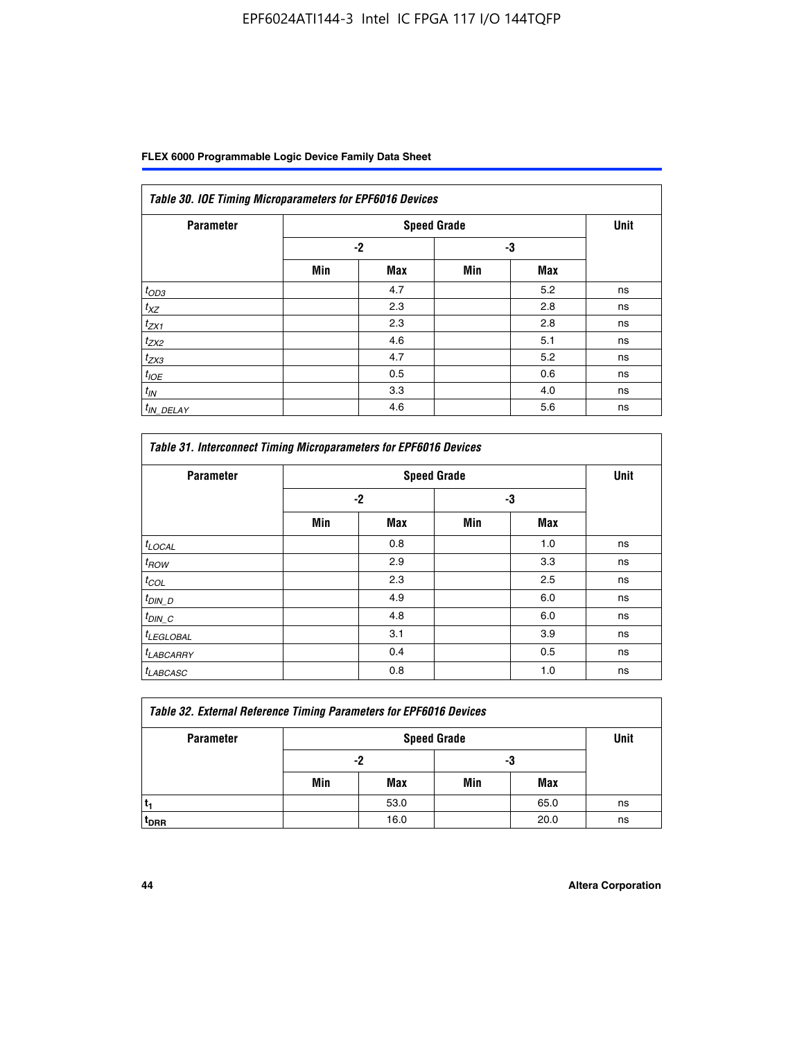Table 30. IOE Timing Microparameters for EPF6016 Devices

| Parameter | Speed Grade | | | | Unit |
|---|---|---|---|---|---|
| | -2 | | -3 | | |
| | Min | Max | Min | Max | |
| $t_{OD3}$ | | 4.7 | | 5.2 | ns |
| $t_{XZ}$ | | 2.3 | | 2.8 | ns |
| $t_{ZX1}$ | | 2.3 | | 2.8 | ns |
| $t_{ZX2}$ | | 4.6 | | 5.1 | ns |
| $t_{ZX3}$ | | 4.7 | | 5.2 | ns |
| $t_{IOE}$ | | 0.5 | | 0.6 | ns |
| $t_{IN}$ | | 3.3 | | 4.0 | ns |
| $t_{IN\_DELAY}$ | | 4.6 | | 5.6 | ns |

Table 31. Interconnect Timing Microparameters for EPF6016 Devices

| Parameter | Speed Grade | | | | Unit |
|---|---|---|---|---|---|
| | -2 | | -3 | | |
| | Min | Max | Min | Max | |
| $t_{LOCAL}$ | | 0.8 | | 1.0 | ns |
| $t_{ROW}$ | | 2.9 | | 3.3 | ns |
| $t_{COL}$ | | 2.3 | | 2.5 | ns |
| $t_{DIN\_D}$ | | 4.9 | | 6.0 | ns |
| $t_{DIN\_C}$ | | 4.8 | | 6.0 | ns |
| $t_{LEGLOBAL}$ | | 3.1 | | 3.9 | ns |
| $t_{LABCARRY}$ | | 0.4 | | 0.5 | ns |
| $t_{LABCASC}$ | | 0.8 | | 1.0 | ns |

Table 32. External Reference Timing Parameters for EPF6016 Devices

| Parameter | Speed Grade | | | | Unit |
|---|---|---|---|---|---|
| | -2 | | -3 | | |
| | Min | Max | Min | Max | |
| $t_1$ | | 53.0 | | 65.0 | ns |
| $t_{DRR}$ | | 16.0 | | 20.0 | ns |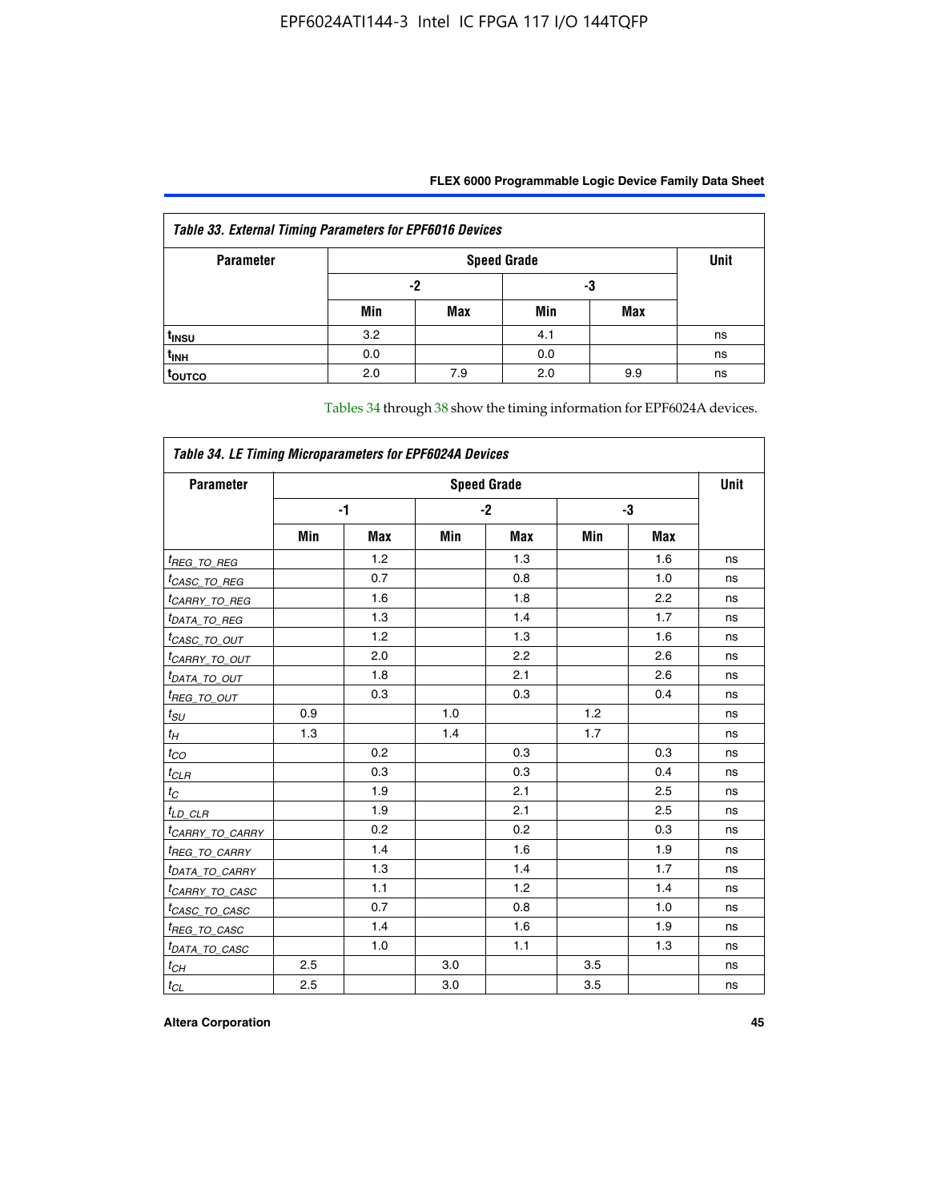| Table 33. External Timing Parameters for EPF6016 Devices | | | | | |
|---|---|---|---|---|---|
| Parameter | Speed Grade | | | | Unit |
| | -2 | | -3 | | |
| | Min | Max | Min | Max | |
| $t_{INSU}$ | 3.2 | | 4.1 | | ns |
| $t_{INH}$ | 0.0 | | 0.0 | | ns |
| $t_{OUTCO}$ | 2.0 | 7.9 | 2.0 | 9.9 | ns |

Tables 34 through 38 show the timing information for EPF6024A devices.

| Table 34. LE Timing Microparameters for EPF6024A Devices | | | | | | | |
|---|---|---|---|---|---|---|---|
| Parameter | Speed Grade | | | | | | Unit |
| | -1 | | -2 | | -3 | | |
| | Min | Max | Min | Max | Min | Max | |
| $t_{REG\_TO\_REG}$ | | 1.2 | | 1.3 | | 1.6 | ns |
| $t_{CASC\_TO\_REG}$ | | 0.7 | | 0.8 | | 1.0 | ns |
| $t_{CARRY\_TO\_REG}$ | | 1.6 | | 1.8 | | 2.2 | ns |
| $t_{DATA\_TO\_REG}$ | | 1.3 | | 1.4 | | 1.7 | ns |
| $t_{CASC\_TO\_OUT}$ | | 1.2 | | 1.3 | | 1.6 | ns |
| $t_{CARRY\_TO\_OUT}$ | | 2.0 | | 2.2 | | 2.6 | ns |
| $t_{DATA\_TO\_OUT}$ | | 1.8 | | 2.1 | | 2.6 | ns |
| $t_{REG\_TO\_OUT}$ | | 0.3 | | 0.3 | | 0.4 | ns |
| $t_{SU}$ | 0.9 | | 1.0 | | 1.2 | | ns |
| $t_{H}$ | 1.3 | | 1.4 | | 1.7 | | ns |
| $t_{CO}$ | | 0.2 | | 0.3 | | 0.3 | ns |
| $t_{CLR}$ | | 0.3 | | 0.3 | | 0.4 | ns |
| $t_{C}$ | | 1.9 | | 2.1 | | 2.5 | ns |
| $t_{LD\_CLR}$ | | 1.9 | | 2.1 | | 2.5 | ns |
| $t_{CARRY\_TO\_CARRY}$ | | 0.2 | | 0.2 | | 0.3 | ns |
| $t_{REG\_TO\_CARRY}$ | | 1.4 | | 1.6 | | 1.9 | ns |
| $t_{DATA\_TO\_CARRY}$ | | 1.3 | | 1.4 | | 1.7 | ns |
| $t_{CARRY\_TO\_CASC}$ | | 1.1 | | 1.2 | | 1.4 | ns |
| $t_{CASC\_TO\_CASC}$ | | 0.7 | | 0.8 | | 1.0 | ns |
| $t_{REG\_TO\_CASC}$ | | 1.4 | | 1.6 | | 1.9 | ns |
| $t_{DATA\_TO\_CASC}$ | | 1.0 | | 1.1 | | 1.3 | ns |
| $t_{CH}$ | 2.5 | | 3.0 | | 3.5 | | ns |
| $t_{CL}$ | 2.5 | | 3.0 | | 3.5 | | ns |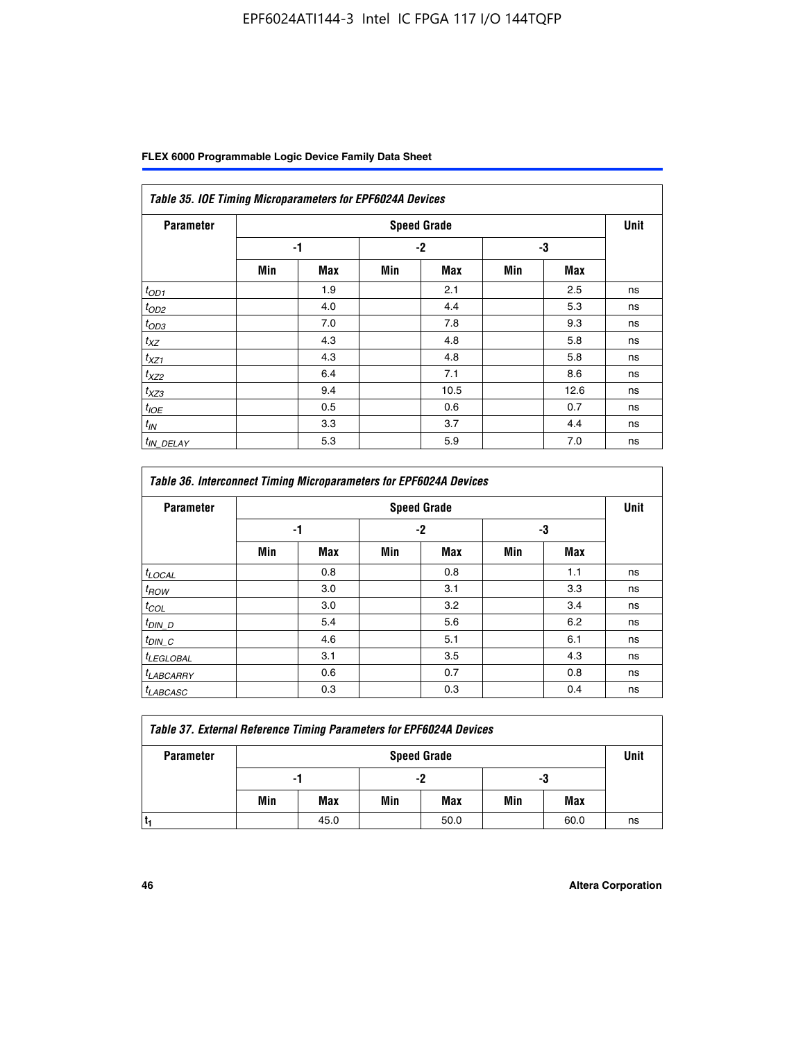| Table 35. IOE Timing Microparameters for EPF6024A Devices | | | | | | | |
|---|---|---|---|---|---|---|---|
| Parameter | Speed Grade | | | | | | Unit |
| | -1 | | -2 | | -3 | | |
| | Min | Max | Min | Max | Min | Max | |
| $t_{OD1}$ | | 1.9 | | 2.1 | | 2.5 | ns |
| $t_{OD2}$ | | 4.0 | | 4.4 | | 5.3 | ns |
| $t_{OD3}$ | | 7.0 | | 7.8 | | 9.3 | ns |
| $t_{XZ}$ | | 4.3 | | 4.8 | | 5.8 | ns |
| $t_{XZ1}$ | | 4.3 | | 4.8 | | 5.8 | ns |
| $t_{XZ2}$ | | 6.4 | | 7.1 | | 8.6 | ns |
| $t_{XZ3}$ | | 9.4 | | 10.5 | | 12.6 | ns |
| $t_{IOE}$ | | 0.5 | | 0.6 | | 0.7 | ns |
| $t_{IN}$ | | 3.3 | | 3.7 | | 4.4 | ns |
| $t_{IN\_DELAY}$ | | 5.3 | | 5.9 | | 7.0 | ns |

| Table 36. Interconnect Timing Microparameters for EPF6024A Devices | | | | | | | |
|---|---|---|---|---|---|---|---|
| Parameter | Speed Grade | | | | | | Unit |
| | -1 | | -2 | | -3 | | |
| | Min | Max | Min | Max | Min | Max | |
| $t_{LOCAL}$ | | 0.8 | | 0.8 | | 1.1 | ns |
| $t_{ROW}$ | | 3.0 | | 3.1 | | 3.3 | ns |
| $t_{COL}$ | | 3.0 | | 3.2 | | 3.4 | ns |
| $t_{DIN\_D}$ | | 5.4 | | 5.6 | | 6.2 | ns |
| $t_{DIN\_C}$ | | 4.6 | | 5.1 | | 6.1 | ns |
| $t_{LEGLOBAL}$ | | 3.1 | | 3.5 | | 4.3 | ns |
| $t_{LABCARRY}$ | | 0.6 | | 0.7 | | 0.8 | ns |
| $t_{LABCASC}$ | | 0.3 | | 0.3 | | 0.4 | ns |

| Table 37. External Reference Timing Parameters for EPF6024A Devices | | | | | | | |
|---|---|---|---|---|---|---|---|
| Parameter | Speed Grade | | | | | | Unit |
| | -1 | | -2 | | -3 | | |
| | Min | Max | Min | Max | Min | Max | |
| $t_1$ | | 45.0 | | 50.0 | | 60.0 | ns |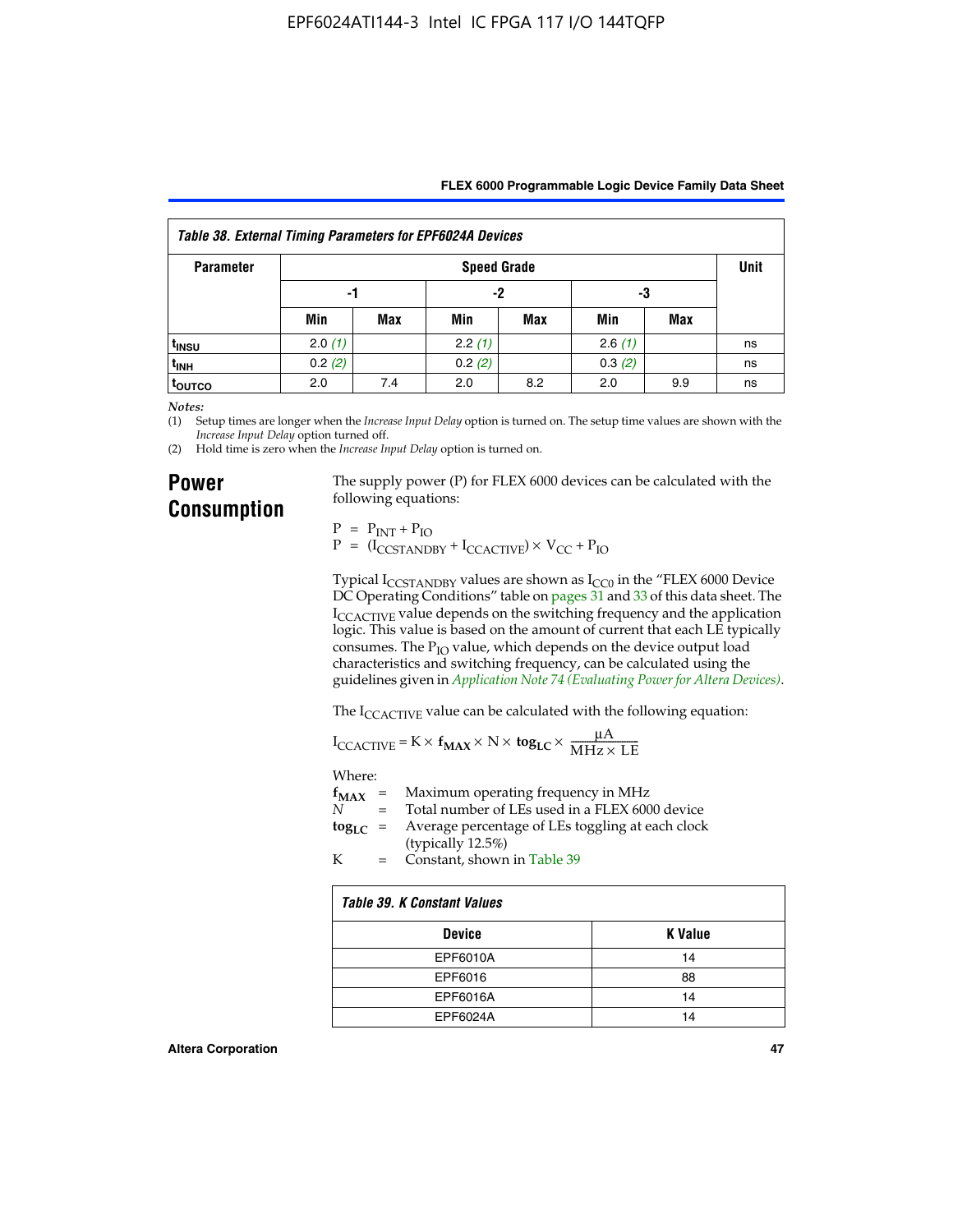**Table 38. External Timing Parameters for EPF6024A Devices**

| Parameter | Speed Grade | | | | | | Unit |
|---|---|---|---|---|---|---|---|
| | -1 | | -2 | | -3 | | |
| | Min | Max | Min | Max | Min | Max | |
| $t_{INSU}$ | 2.0 *(1)* | | 2.2 *(1)* | | 2.6 *(1)* | | ns |
| $t_{INH}$ | 0.2 *(2)* | | 0.2 *(2)* | | 0.3 *(2)* | | ns |
| $t_{OUTCO}$ | 2.0 | 7.4 | 2.0 | 8.2 | 2.0 | 9.9 | ns |

*Notes:*

(1) Setup times are longer when the *Increase Input Delay* option is turned on. The setup time values are shown with the *Increase Input Delay* option turned off.

(2) Hold time is zero when the *Increase Input Delay* option is turned on.

## Power Consumption

The supply power (P) for FLEX 6000 devices can be calculated with the following equations:

$$P = P_{INT} + P_{IO}$$
$$P = (I_{CCSTANDBY} + I_{CCACTIVE}) \times V_{CC} + P_{IO}$$

Typical $I_{CCSTANDBY}$ values are shown as $I_{CC0}$ in the "FLEX 6000 Device DC Operating Conditions" table on pages 31 and 33 of this data sheet. The $I_{CCACTIVE}$ value depends on the switching frequency and the application logic. This value is based on the amount of current that each LE typically consumes. The $P_{IO}$ value, which depends on the device output load characteristics and switching frequency, can be calculated using the guidelines given in *Application Note 74 (Evaluating Power for Altera Devices)*.

The $I_{CCACTIVE}$ value can be calculated with the following equation:

$$I_{CCACTIVE} = K \times \mathbf{f_{MAX}} \times N \times \mathbf{tog_{LC}} \times \frac{\mu A}{MHz \times LE}$$

Where:

$\mathbf{f_{MAX}}$ = Maximum operating frequency in MHz

$N$ = Total number of LEs used in a FLEX 6000 device

$\mathbf{tog_{LC}}$ = Average percentage of LEs toggling at each clock (typically 12.5%)

K = Constant, shown in Table 39

**Table 39. K Constant Values**

| Device | K Value |
|---|---|
| EPF6010A | 14 |
| EPF6016 | 88 |
| EPF6016A | 14 |
| EPF6024A | 14 |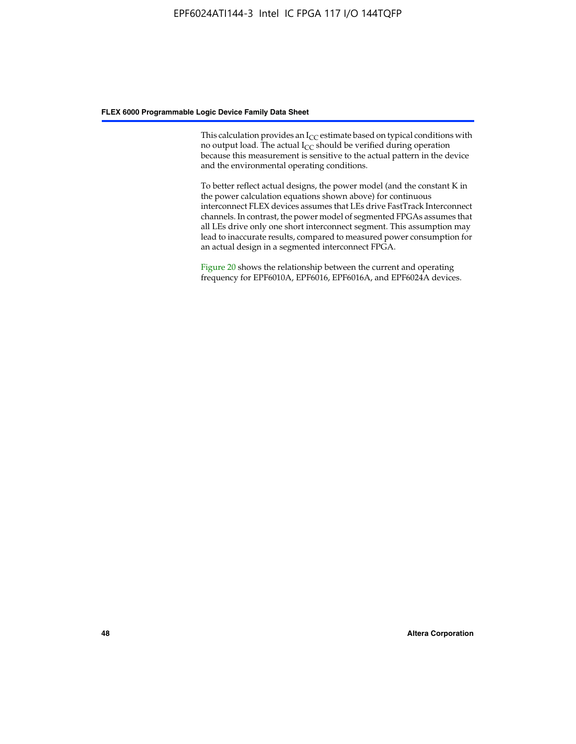This calculation provides an $I_{CC}$ estimate based on typical conditions with no output load. The actual $I_{CC}$ should be verified during operation because this measurement is sensitive to the actual pattern in the device and the environmental operating conditions.

To better reflect actual designs, the power model (and the constant K in the power calculation equations shown above) for continuous interconnect FLEX devices assumes that LEs drive FastTrack Interconnect channels. In contrast, the power model of segmented FPGAs assumes that all LEs drive only one short interconnect segment. This assumption may lead to inaccurate results, compared to measured power consumption for an actual design in a segmented interconnect FPGA.

Figure 20 shows the relationship between the current and operating frequency for EPF6010A, EPF6016, EPF6016A, and EPF6024A devices.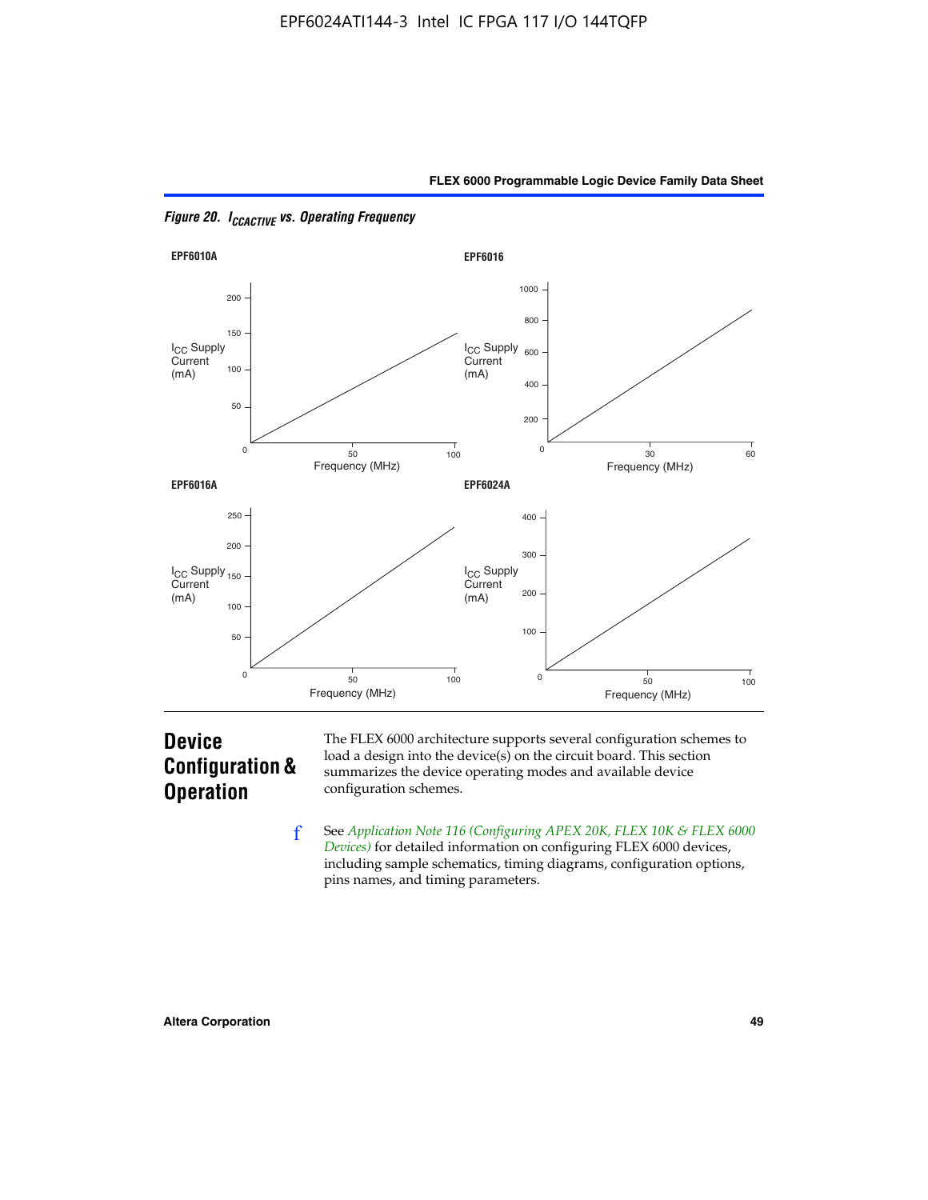*Figure 20. $I_{CCACTIVE}$ vs. Operating Frequency*

## Device Configuration & Operation

The FLEX 6000 architecture supports several configuration schemes to load a design into the device(s) on the circuit board. This section summarizes the device operating modes and available device configuration schemes.

f See *Application Note 116 (Configuring APEX 20K, FLEX 10K & FLEX 6000 Devices)* for detailed information on configuring FLEX 6000 devices, including sample schematics, timing diagrams, configuration options, pins names, and timing parameters.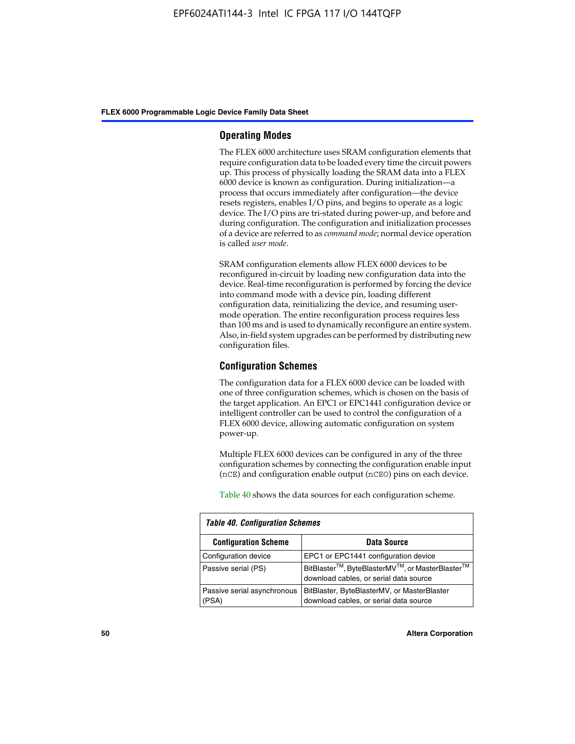## Operating Modes

The FLEX 6000 architecture uses SRAM configuration elements that require configuration data to be loaded every time the circuit powers up. This process of physically loading the SRAM data into a FLEX 6000 device is known as configuration. During initialization—a process that occurs immediately after configuration—the device resets registers, enables I/O pins, and begins to operate as a logic device. The I/O pins are tri-stated during power-up, and before and during configuration. The configuration and initialization processes of a device are referred to as *command mode*; normal device operation is called *user mode*.

SRAM configuration elements allow FLEX 6000 devices to be reconfigured in-circuit by loading new configuration data into the device. Real-time reconfiguration is performed by forcing the device into command mode with a device pin, loading different configuration data, reinitializing the device, and resuming user-mode operation. The entire reconfiguration process requires less than 100 ms and is used to dynamically reconfigure an entire system. Also, in-field system upgrades can be performed by distributing new configuration files.

## Configuration Schemes

The configuration data for a FLEX 6000 device can be loaded with one of three configuration schemes, which is chosen on the basis of the target application. An EPC1 or EPC1441 configuration device or intelligent controller can be used to control the configuration of a FLEX 6000 device, allowing automatic configuration on system power-up.

Multiple FLEX 6000 devices can be configured in any of the three configuration schemes by connecting the configuration enable input (nCE) and configuration enable output (nCEO) pins on each device.

Table 40 shows the data sources for each configuration scheme.

*Table 40. Configuration Schemes*

| Configuration Scheme | Data Source |
|---|---|
| Configuration device | EPC1 or EPC1441 configuration device |
| Passive serial (PS) | BitBlaster™, ByteBlasterMV™, or MasterBlaster™ download cables, or serial data source |
| Passive serial asynchronous (PSA) | BitBlaster, ByteBlasterMV, or MasterBlaster download cables, or serial data source |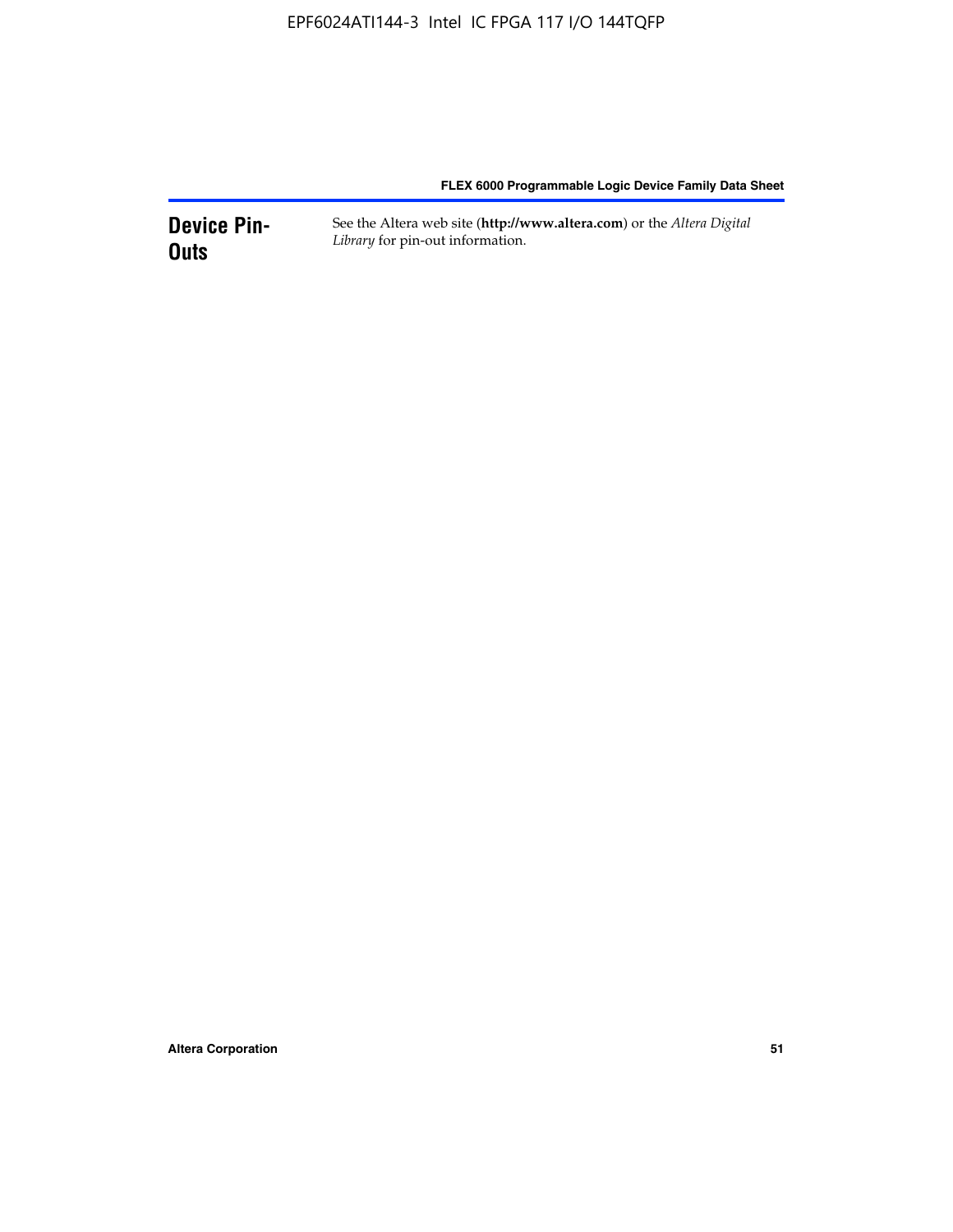## Device Pin-Outs

See the Altera web site (**http://www.altera.com**) or the *Altera Digital Library* for pin-out information.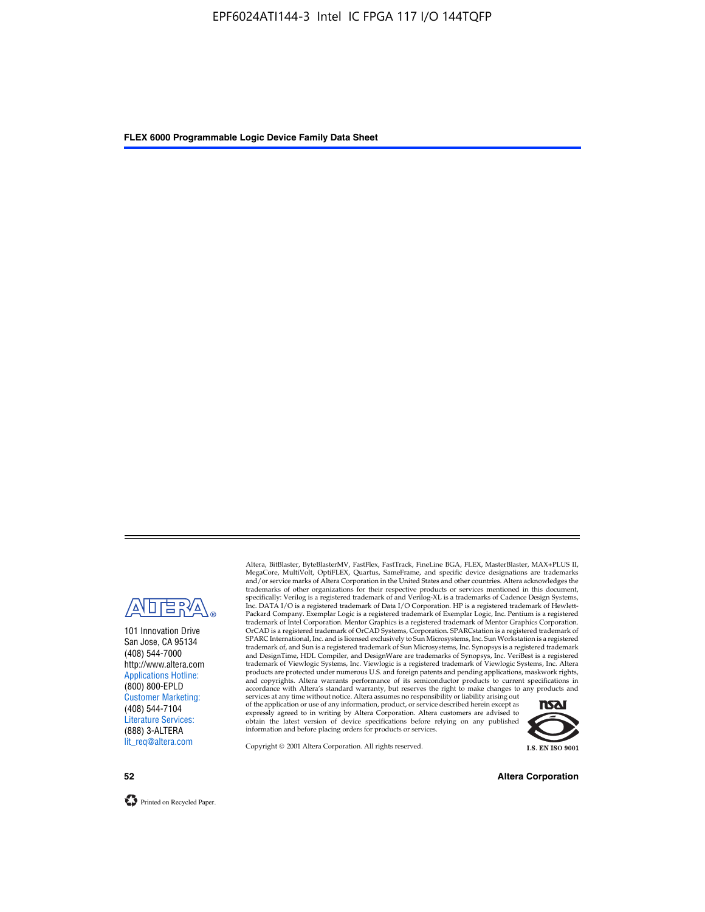101 Innovation Drive
San Jose, CA 95134
(408) 544-7000
http://www.altera.com
Applications Hotline:
(800) 800-EPLD
Customer Marketing:
(408) 544-7104
Literature Services:
(888) 3-ALTERA
lit_req@altera.com

Altera, BitBlaster, ByteBlasterMV, FastFlex, FastTrack, FineLine BGA, FLEX, MasterBlaster, MAX+PLUS II, MegaCore, MultiVolt, OptiFLEX, Quartus, SameFrame, and specific device designations are trademarks and/or service marks of Altera Corporation in the United States and other countries. Altera acknowledges the trademarks of other organizations for their respective products or services mentioned in this document, specifically: Verilog is a registered trademark of and Verilog-XL is a trademarks of Cadence Design Systems, Inc. DATA I/O is a registered trademark of Data I/O Corporation. HP is a registered trademark of Hewlett-Packard Company. Exemplar Logic is a registered trademark of Exemplar Logic, Inc. Pentium is a registered trademark of Intel Corporation. Mentor Graphics is a registered trademark of Mentor Graphics Corporation. OrCAD is a registered trademark of OrCAD Systems, Corporation. SPARCstation is a registered trademark of SPARC International, Inc. and is licensed exclusively to Sun Microsystems, Inc. Sun Workstation is a registered trademark of, and Sun is a registered trademark of Sun Microsystems, Inc. Synopsys is a registered trademark and DesignTime, HDL Compiler, and DesignWare are trademarks of Synopsys, Inc. VeriBest is a registered trademark of Viewlogic Systems, Inc. Viewlogic is a registered trademark of Viewlogic Systems, Inc. Altera products are protected under numerous U.S. and foreign patents and pending applications, maskwork rights, and copyrights. Altera warrants performance of its semiconductor products to current specifications in accordance with Altera's standard warranty, but reserves the right to make changes to any products and services at any time without notice. Altera assumes no responsibility or liability arising out of the application or use of any information, product, or service described herein except as expressly agreed to in writing by Altera Corporation. Altera customers are advised to obtain the latest version of device specifications before relying on any published information and before placing orders for products or services.

Copyright © 2001 Altera Corporation. All rights reserved.

I.S. EN ISO 9001

Printed on Recycled Paper.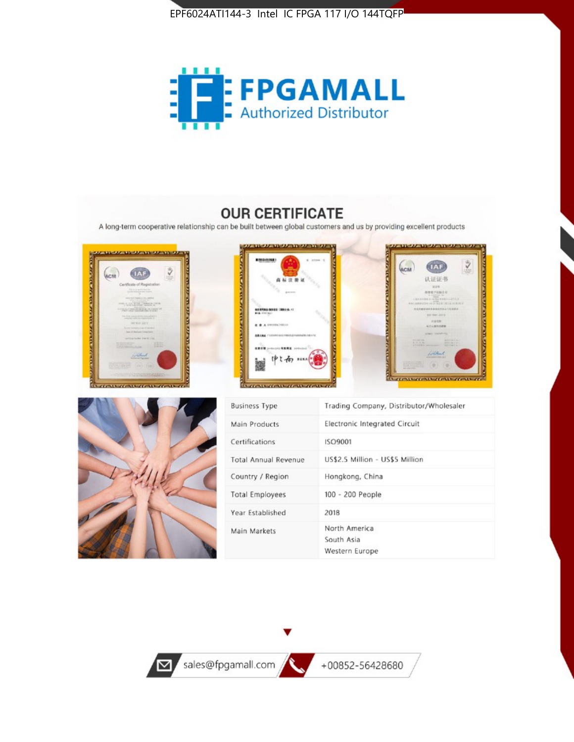# FPGAMALL
Authorized Distributor

## OUR CERTIFICATE

A long-term cooperative relationship can be built between global customers and us by providing excellent products

| | |
|---|---|
| Business Type | Trading Company, Distributor/Wholesaler |
| Main Products | Electronic Integrated Circuit |
| Certifications | ISO9001 |
| Total Annual Revenue | US$2.5 Million - US$5 Million |
| Country / Region | Hongkong, China |
| Total Employees | 100 - 200 People |
| Year Established | 2018 |
| Main Markets | North America<br>South Asia<br>Western Europe |

sales@fpgamall.com

+00852-56428680